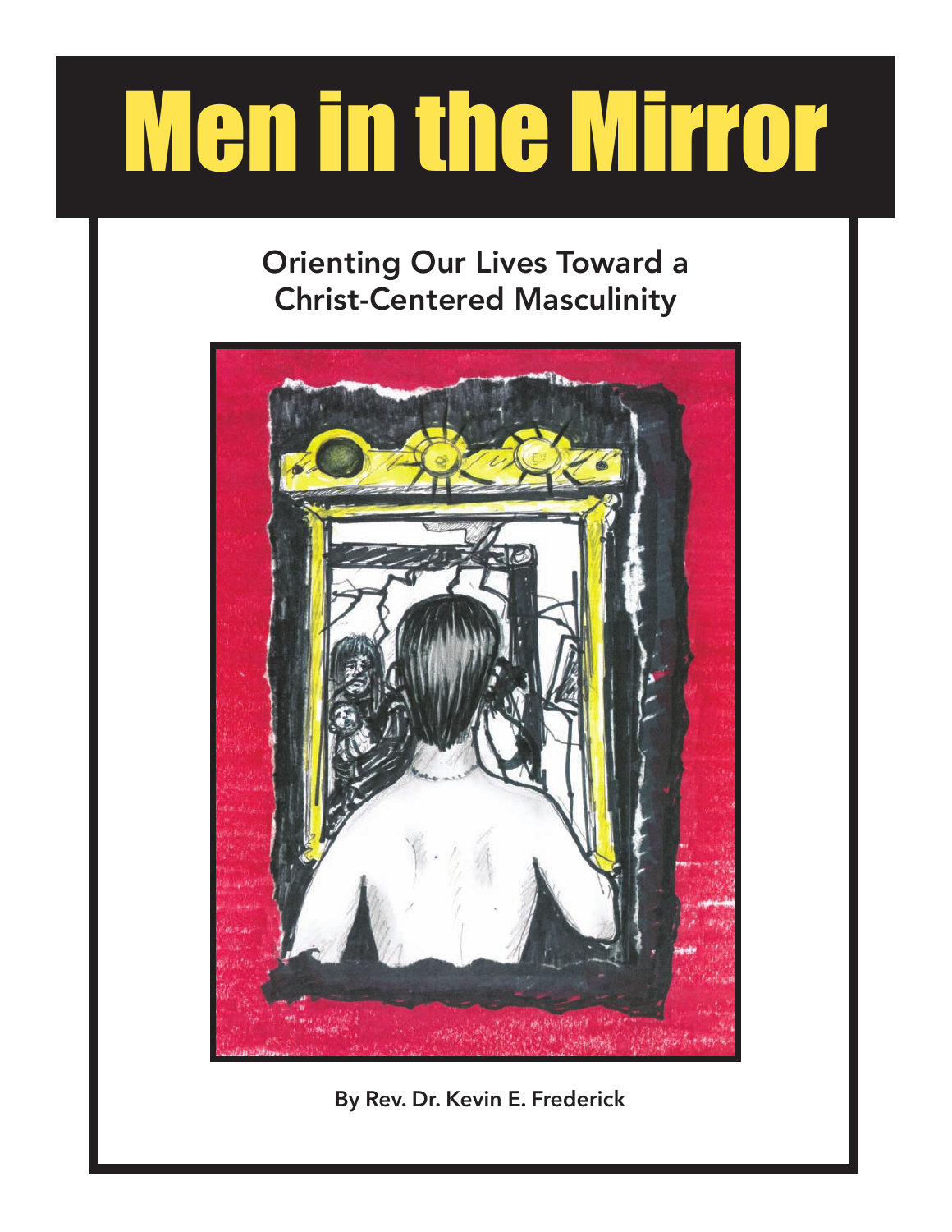# Men in the Mirror

## Orienting Our Lives Toward a Christ-Centered Masculinity

By Rev. Dr. Kevin E. Frederick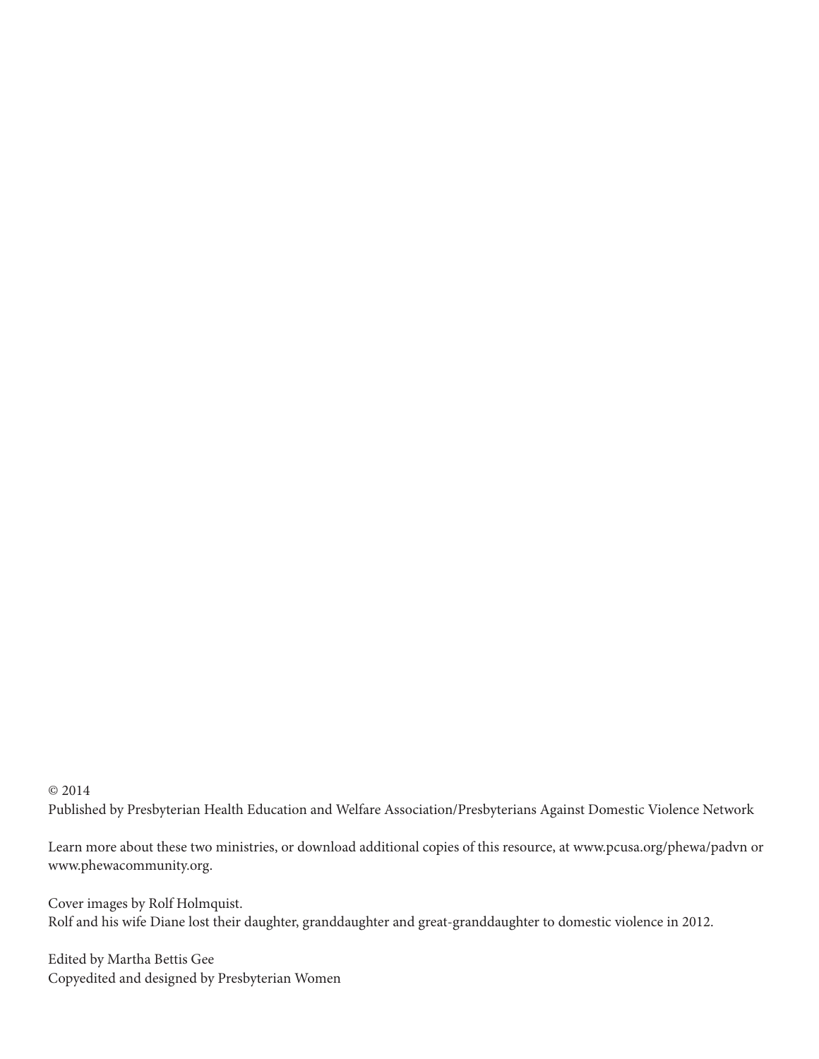© 2014
Published by Presbyterian Health Education and Welfare Association/Presbyterians Against Domestic Violence Network

Learn more about these two ministries, or download additional copies of this resource, at www.pcusa.org/phewa/padvn or www.phewacommunity.org.

Cover images by Rolf Holmquist.
Rolf and his wife Diane lost their daughter, granddaughter and great-granddaughter to domestic violence in 2012.

Edited by Martha Bettis Gee
Copyedited and designed by Presbyterian Women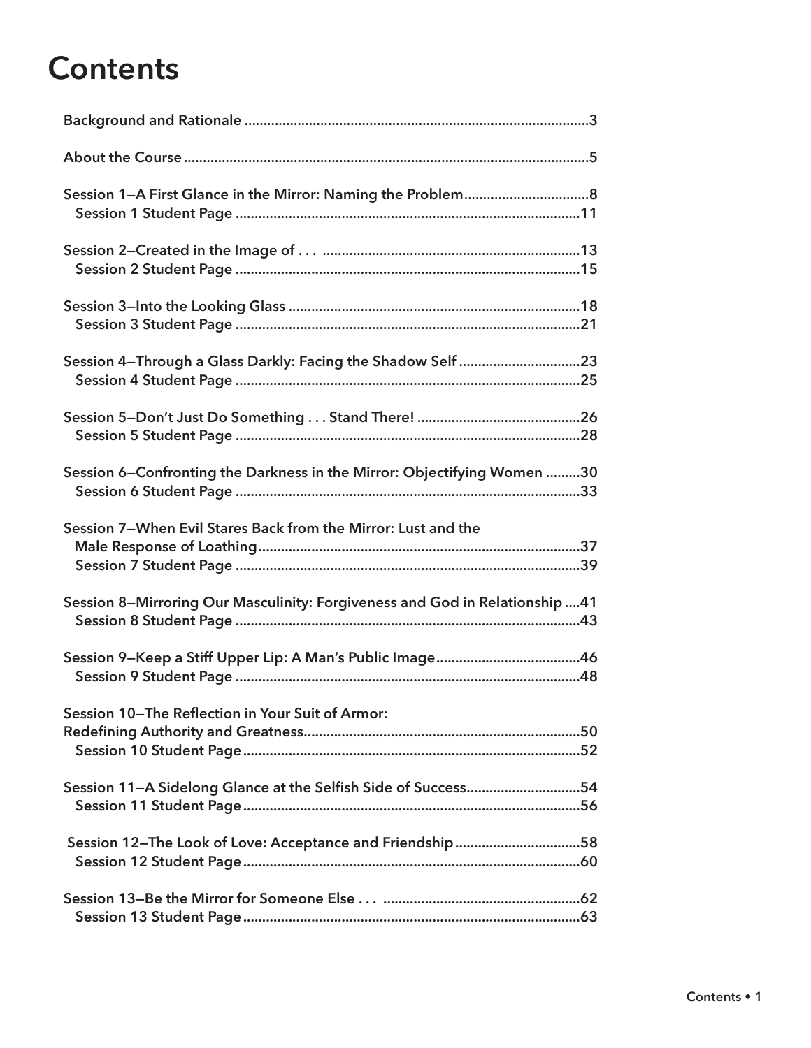# Contents

Background and Rationale ....................................................................................3

About the Course ...................................................................................................5

Session 1—A First Glance in the Mirror: Naming the Problem.................................8
  Session 1 Student Page ......................................................................................11

Session 2—Created in the Image of . . . ...............................................................13
  Session 2 Student Page ......................................................................................15

Session 3—Into the Looking Glass .......................................................................18
  Session 3 Student Page ......................................................................................21

Session 4—Through a Glass Darkly: Facing the Shadow Self ...............................23
  Session 4 Student Page ......................................................................................25

Session 5—Don't Just Do Something . . . Stand There! .........................................26
  Session 5 Student Page ......................................................................................28

Session 6—Confronting the Darkness in the Mirror: Objectifying Women .........30
  Session 6 Student Page ......................................................................................33

Session 7—When Evil Stares Back from the Mirror: Lust and the Male Response of Loathing.............................................................................37
  Session 7 Student Page ......................................................................................39

Session 8—Mirroring Our Masculinity: Forgiveness and God in Relationship ....41
  Session 8 Student Page ......................................................................................43

Session 9—Keep a Stiff Upper Lip: A Man's Public Image.....................................46
  Session 9 Student Page ......................................................................................48

Session 10—The Reflection in Your Suit of Armor: Redefining Authority and Greatness.............................................................................50
  Session 10 Student Page ....................................................................................52

Session 11—A Sidelong Glance at the Selfish Side of Success..............................54
  Session 11 Student Page ....................................................................................56

Session 12—The Look of Love: Acceptance and Friendship.................................58
  Session 12 Student Page ....................................................................................60

Session 13—Be the Mirror for Someone Else . . . ..................................................62
  Session 13 Student Page ....................................................................................63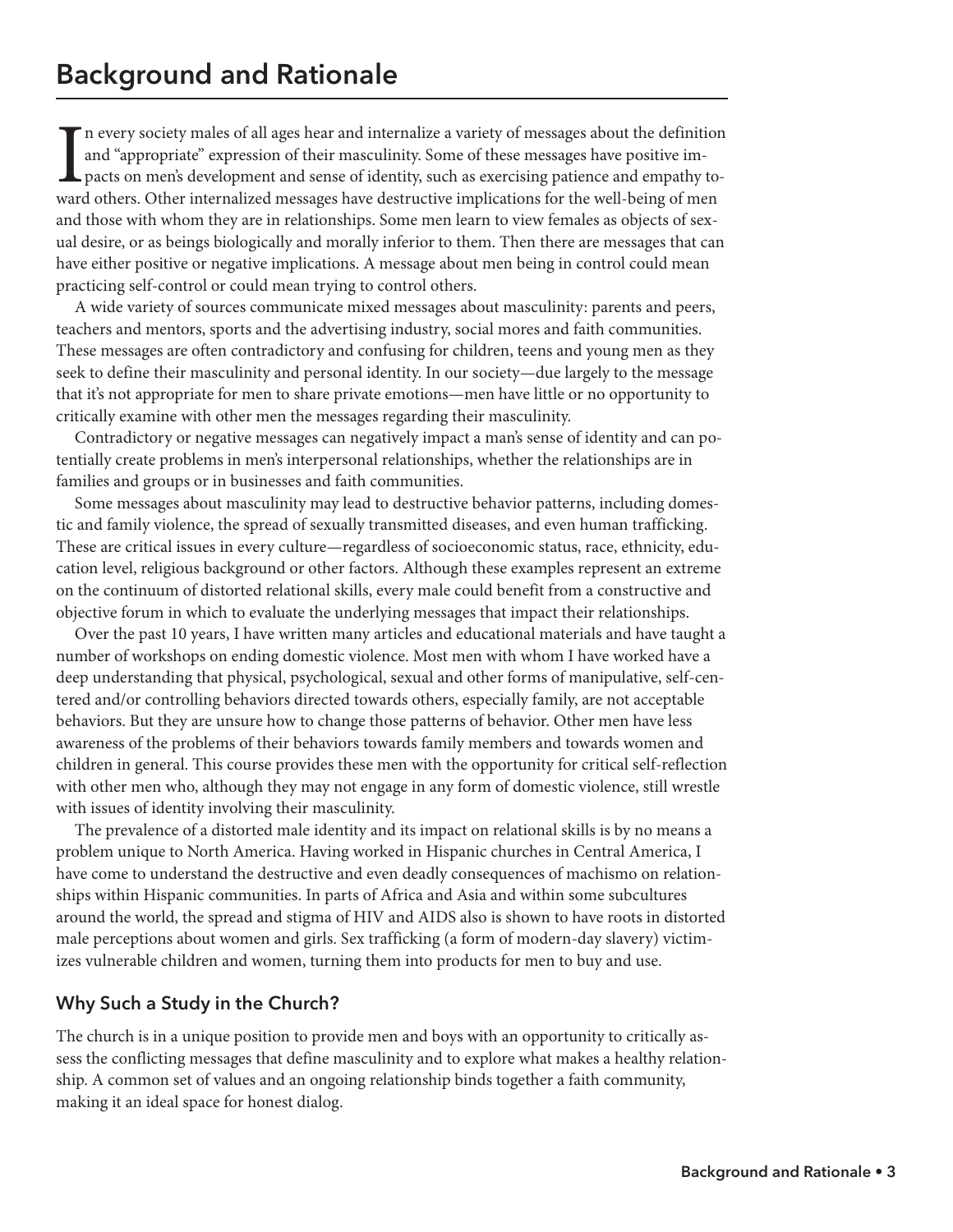# Background and Rationale

In every society males of all ages hear and internalize a variety of messages about the definition and "appropriate" expression of their masculinity. Some of these messages have positive impacts on men's development and sense of identity, such as exercising patience and empathy toward others. Other internalized messages have destructive implications for the well-being of men and those with whom they are in relationships. Some men learn to view females as objects of sexual desire, or as beings biologically and morally inferior to them. Then there are messages that can have either positive or negative implications. A message about men being in control could mean practicing self-control or could mean trying to control others.

A wide variety of sources communicate mixed messages about masculinity: parents and peers, teachers and mentors, sports and the advertising industry, social mores and faith communities. These messages are often contradictory and confusing for children, teens and young men as they seek to define their masculinity and personal identity. In our society—due largely to the message that it's not appropriate for men to share private emotions—men have little or no opportunity to critically examine with other men the messages regarding their masculinity.

Contradictory or negative messages can negatively impact a man's sense of identity and can potentially create problems in men's interpersonal relationships, whether the relationships are in families and groups or in businesses and faith communities.

Some messages about masculinity may lead to destructive behavior patterns, including domestic and family violence, the spread of sexually transmitted diseases, and even human trafficking. These are critical issues in every culture—regardless of socioeconomic status, race, ethnicity, education level, religious background or other factors. Although these examples represent an extreme on the continuum of distorted relational skills, every male could benefit from a constructive and objective forum in which to evaluate the underlying messages that impact their relationships.

Over the past 10 years, I have written many articles and educational materials and have taught a number of workshops on ending domestic violence. Most men with whom I have worked have a deep understanding that physical, psychological, sexual and other forms of manipulative, self-centered and/or controlling behaviors directed towards others, especially family, are not acceptable behaviors. But they are unsure how to change those patterns of behavior. Other men have less awareness of the problems of their behaviors towards family members and towards women and children in general. This course provides these men with the opportunity for critical self-reflection with other men who, although they may not engage in any form of domestic violence, still wrestle with issues of identity involving their masculinity.

The prevalence of a distorted male identity and its impact on relational skills is by no means a problem unique to North America. Having worked in Hispanic churches in Central America, I have come to understand the destructive and even deadly consequences of machismo on relationships within Hispanic communities. In parts of Africa and Asia and within some subcultures around the world, the spread and stigma of HIV and AIDS also is shown to have roots in distorted male perceptions about women and girls. Sex trafficking (a form of modern-day slavery) victimizes vulnerable children and women, turning them into products for men to buy and use.

## Why Such a Study in the Church?

The church is in a unique position to provide men and boys with an opportunity to critically assess the conflicting messages that define masculinity and to explore what makes a healthy relationship. A common set of values and an ongoing relationship binds together a faith community, making it an ideal space for honest dialog.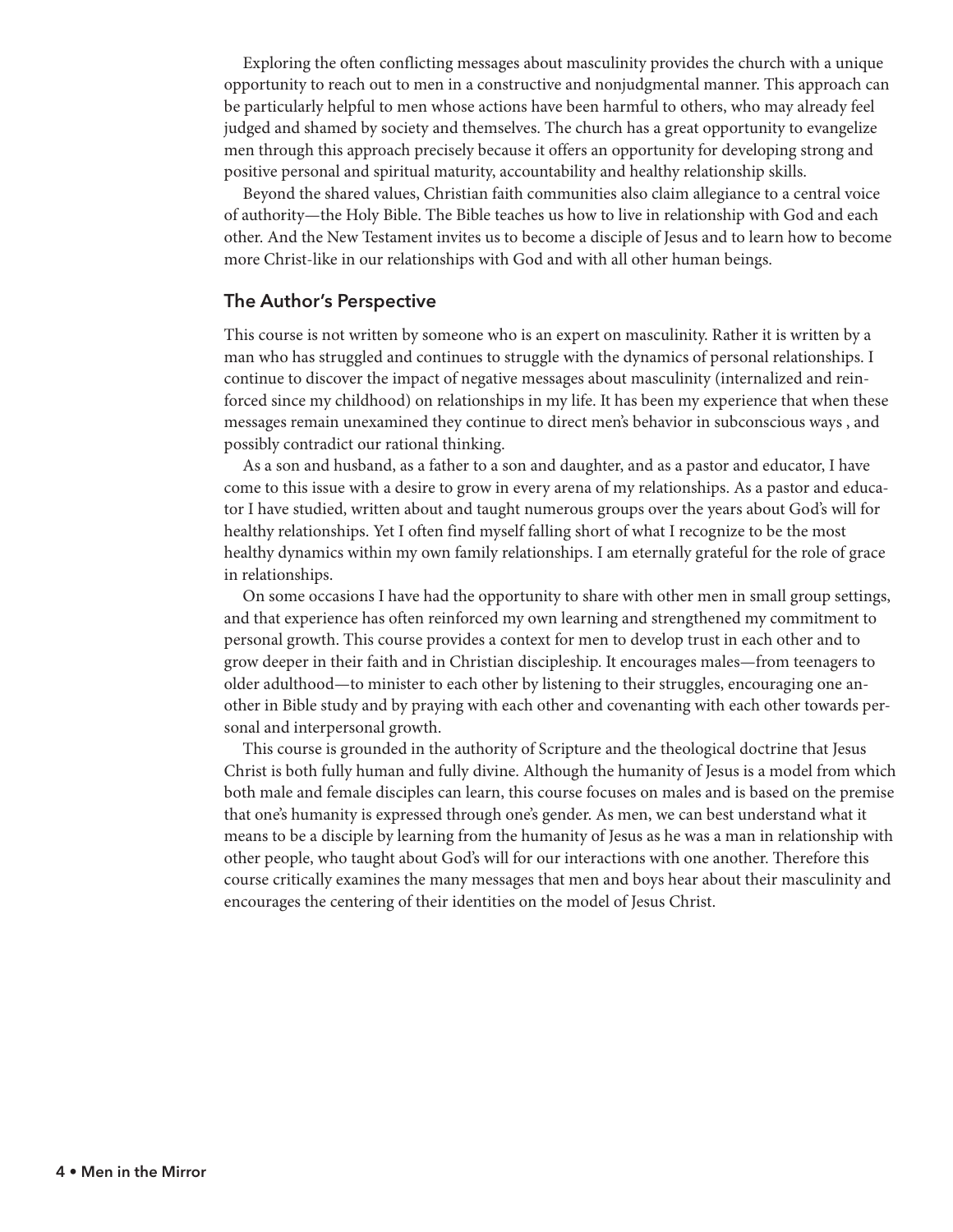Exploring the often conflicting messages about masculinity provides the church with a unique opportunity to reach out to men in a constructive and nonjudgmental manner. This approach can be particularly helpful to men whose actions have been harmful to others, who may already feel judged and shamed by society and themselves. The church has a great opportunity to evangelize men through this approach precisely because it offers an opportunity for developing strong and positive personal and spiritual maturity, accountability and healthy relationship skills.

Beyond the shared values, Christian faith communities also claim allegiance to a central voice of authority—the Holy Bible. The Bible teaches us how to live in relationship with God and each other. And the New Testament invites us to become a disciple of Jesus and to learn how to become more Christ-like in our relationships with God and with all other human beings.

## The Author's Perspective

This course is not written by someone who is an expert on masculinity. Rather it is written by a man who has struggled and continues to struggle with the dynamics of personal relationships. I continue to discover the impact of negative messages about masculinity (internalized and reinforced since my childhood) on relationships in my life. It has been my experience that when these messages remain unexamined they continue to direct men's behavior in subconscious ways , and possibly contradict our rational thinking.

As a son and husband, as a father to a son and daughter, and as a pastor and educator, I have come to this issue with a desire to grow in every arena of my relationships. As a pastor and educator I have studied, written about and taught numerous groups over the years about God's will for healthy relationships. Yet I often find myself falling short of what I recognize to be the most healthy dynamics within my own family relationships. I am eternally grateful for the role of grace in relationships.

On some occasions I have had the opportunity to share with other men in small group settings, and that experience has often reinforced my own learning and strengthened my commitment to personal growth. This course provides a context for men to develop trust in each other and to grow deeper in their faith and in Christian discipleship. It encourages males—from teenagers to older adulthood—to minister to each other by listening to their struggles, encouraging one another in Bible study and by praying with each other and covenanting with each other towards personal and interpersonal growth.

This course is grounded in the authority of Scripture and the theological doctrine that Jesus Christ is both fully human and fully divine. Although the humanity of Jesus is a model from which both male and female disciples can learn, this course focuses on males and is based on the premise that one's humanity is expressed through one's gender. As men, we can best understand what it means to be a disciple by learning from the humanity of Jesus as he was a man in relationship with other people, who taught about God's will for our interactions with one another. Therefore this course critically examines the many messages that men and boys hear about their masculinity and encourages the centering of their identities on the model of Jesus Christ.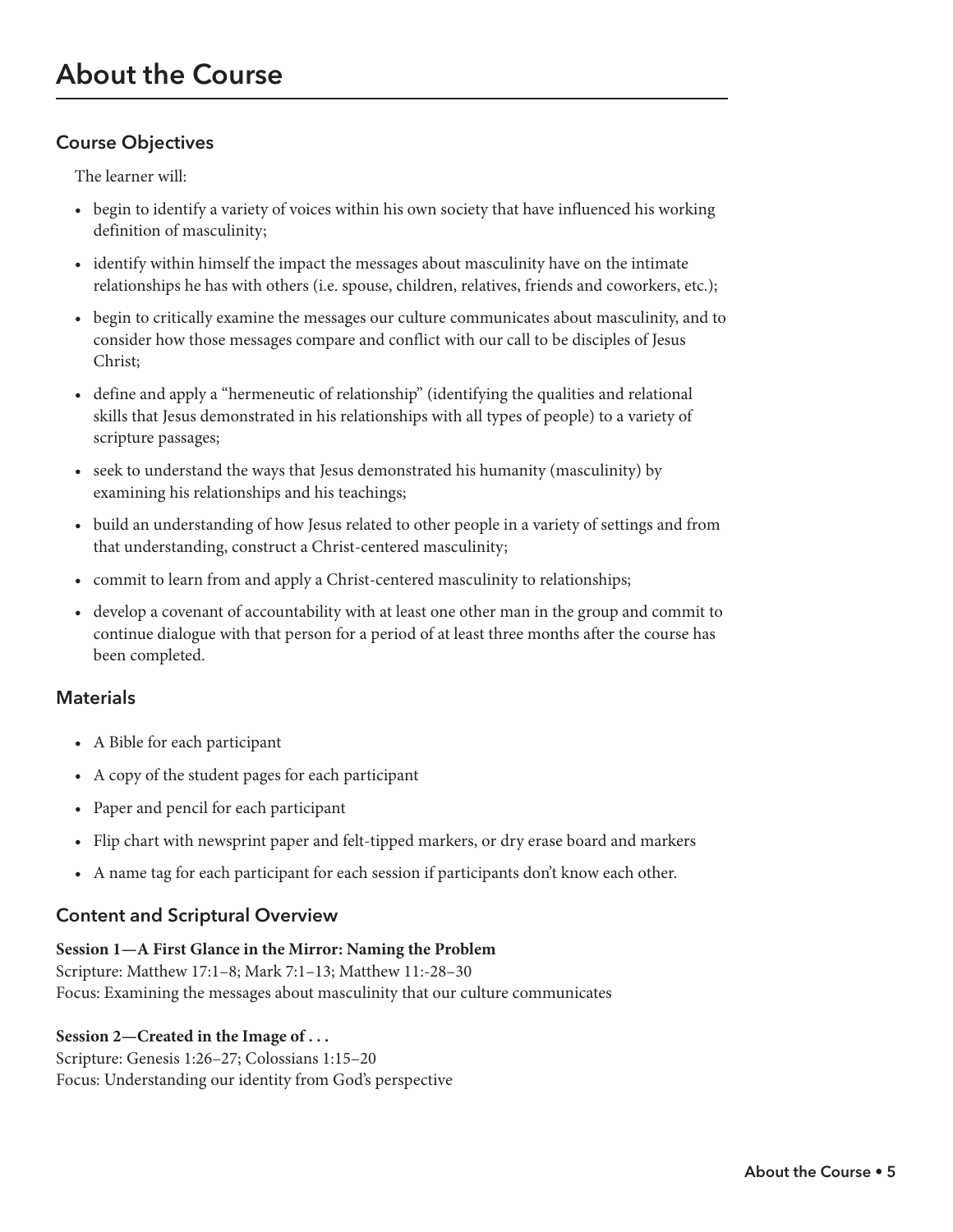# About the Course

## Course Objectives

The learner will:

- begin to identify a variety of voices within his own society that have influenced his working definition of masculinity;
- identify within himself the impact the messages about masculinity have on the intimate relationships he has with others (i.e. spouse, children, relatives, friends and coworkers, etc.);
- begin to critically examine the messages our culture communicates about masculinity, and to consider how those messages compare and conflict with our call to be disciples of Jesus Christ;
- define and apply a "hermeneutic of relationship" (identifying the qualities and relational skills that Jesus demonstrated in his relationships with all types of people) to a variety of scripture passages;
- seek to understand the ways that Jesus demonstrated his humanity (masculinity) by examining his relationships and his teachings;
- build an understanding of how Jesus related to other people in a variety of settings and from that understanding, construct a Christ-centered masculinity;
- commit to learn from and apply a Christ-centered masculinity to relationships;
- develop a covenant of accountability with at least one other man in the group and commit to continue dialogue with that person for a period of at least three months after the course has been completed.

## Materials

- A Bible for each participant
- A copy of the student pages for each participant
- Paper and pencil for each participant
- Flip chart with newsprint paper and felt-tipped markers, or dry erase board and markers
- A name tag for each participant for each session if participants don't know each other.

## Content and Scriptural Overview

**Session 1—A First Glance in the Mirror: Naming the Problem**
Scripture: Matthew 17:1–8; Mark 7:1–13; Matthew 11:-28–30
Focus: Examining the messages about masculinity that our culture communicates

**Session 2—Created in the Image of . . .**
Scripture: Genesis 1:26–27; Colossians 1:15–20
Focus: Understanding our identity from God's perspective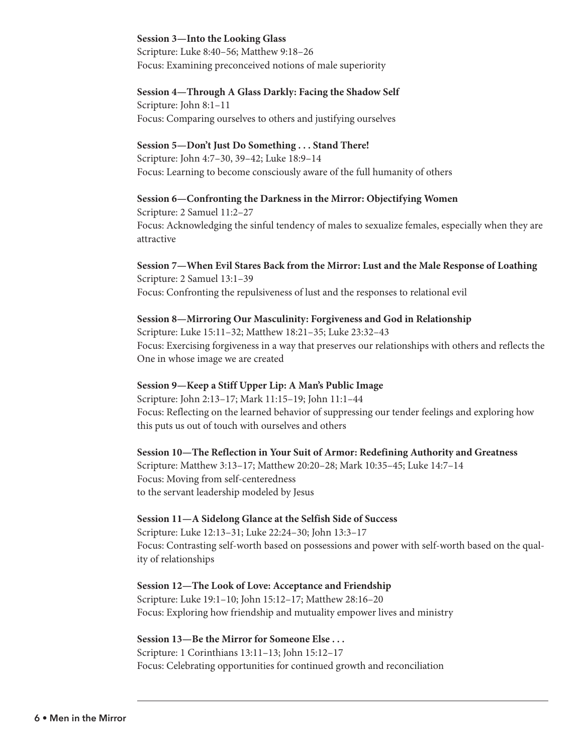**Session 3—Into the Looking Glass**
Scripture: Luke 8:40–56; Matthew 9:18–26
Focus: Examining preconceived notions of male superiority

**Session 4—Through A Glass Darkly: Facing the Shadow Self**
Scripture: John 8:1–11
Focus: Comparing ourselves to others and justifying ourselves

**Session 5—Don't Just Do Something . . . Stand There!**
Scripture: John 4:7–30, 39–42; Luke 18:9–14
Focus: Learning to become consciously aware of the full humanity of others

**Session 6—Confronting the Darkness in the Mirror: Objectifying Women**
Scripture: 2 Samuel 11:2–27
Focus: Acknowledging the sinful tendency of males to sexualize females, especially when they are attractive

**Session 7—When Evil Stares Back from the Mirror: Lust and the Male Response of Loathing**
Scripture: 2 Samuel 13:1–39
Focus: Confronting the repulsiveness of lust and the responses to relational evil

**Session 8—Mirroring Our Masculinity: Forgiveness and God in Relationship**
Scripture: Luke 15:11–32; Matthew 18:21–35; Luke 23:32–43
Focus: Exercising forgiveness in a way that preserves our relationships with others and reflects the One in whose image we are created

**Session 9—Keep a Stiff Upper Lip: A Man's Public Image**
Scripture: John 2:13–17; Mark 11:15–19; John 11:1–44
Focus: Reflecting on the learned behavior of suppressing our tender feelings and exploring how this puts us out of touch with ourselves and others

**Session 10—The Reflection in Your Suit of Armor: Redefining Authority and Greatness**
Scripture: Matthew 3:13–17; Matthew 20:20–28; Mark 10:35–45; Luke 14:7–14
Focus: Moving from self-centeredness
to the servant leadership modeled by Jesus

**Session 11—A Sidelong Glance at the Selfish Side of Success**
Scripture: Luke 12:13–31; Luke 22:24–30; John 13:3–17
Focus: Contrasting self-worth based on possessions and power with self-worth based on the quality of relationships

**Session 12—The Look of Love: Acceptance and Friendship**
Scripture: Luke 19:1–10; John 15:12–17; Matthew 28:16–20
Focus: Exploring how friendship and mutuality empower lives and ministry

**Session 13—Be the Mirror for Someone Else . . .**
Scripture: 1 Corinthians 13:11–13; John 15:12–17
Focus: Celebrating opportunities for continued growth and reconciliation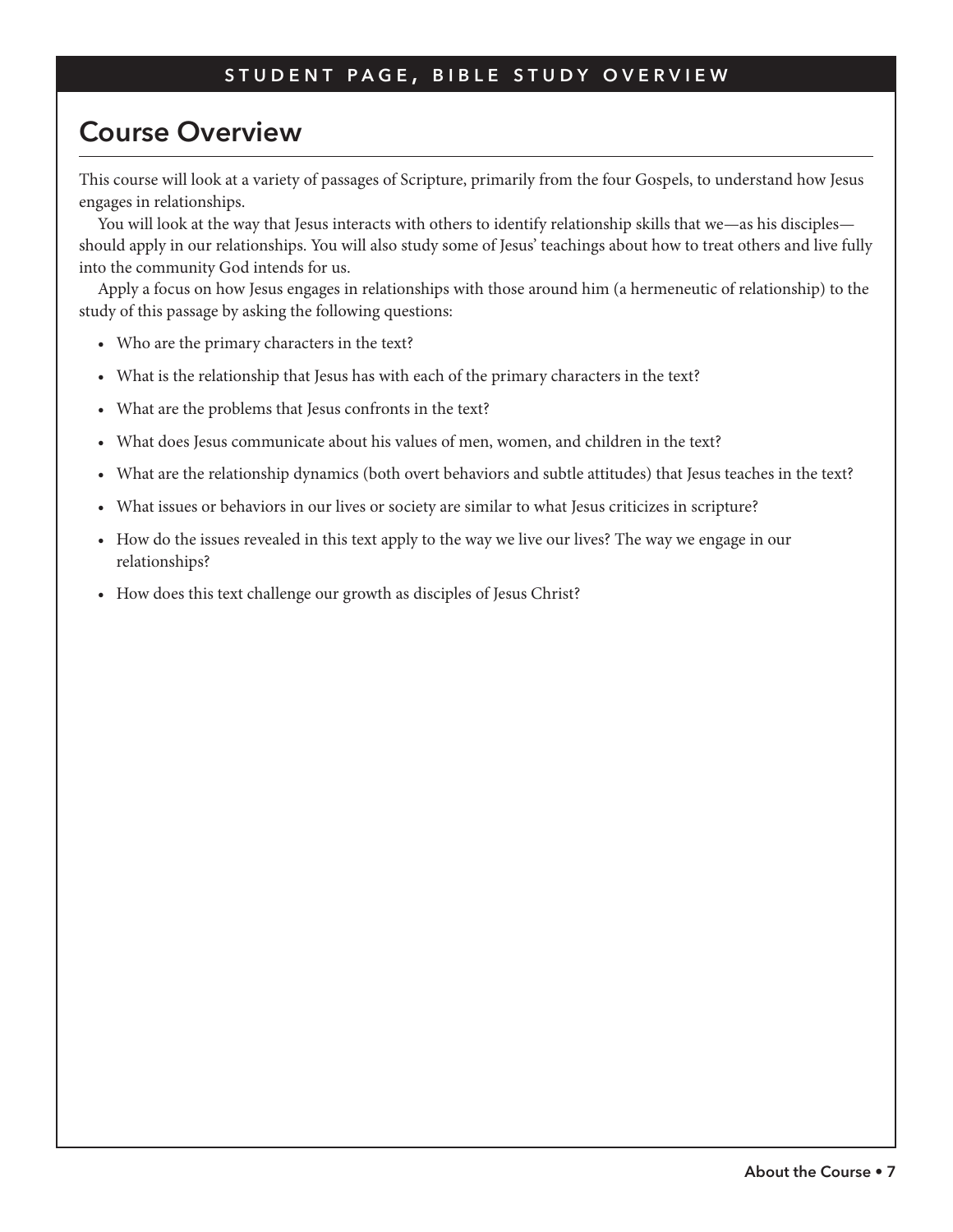## Course Overview

This course will look at a variety of passages of Scripture, primarily from the four Gospels, to understand how Jesus engages in relationships.

You will look at the way that Jesus interacts with others to identify relationship skills that we—as his disciples—should apply in our relationships. You will also study some of Jesus' teachings about how to treat others and live fully into the community God intends for us.

Apply a focus on how Jesus engages in relationships with those around him (a hermeneutic of relationship) to the study of this passage by asking the following questions:

- Who are the primary characters in the text?
- What is the relationship that Jesus has with each of the primary characters in the text?
- What are the problems that Jesus confronts in the text?
- What does Jesus communicate about his values of men, women, and children in the text?
- What are the relationship dynamics (both overt behaviors and subtle attitudes) that Jesus teaches in the text?
- What issues or behaviors in our lives or society are similar to what Jesus criticizes in scripture?
- How do the issues revealed in this text apply to the way we live our lives? The way we engage in our relationships?
- How does this text challenge our growth as disciples of Jesus Christ?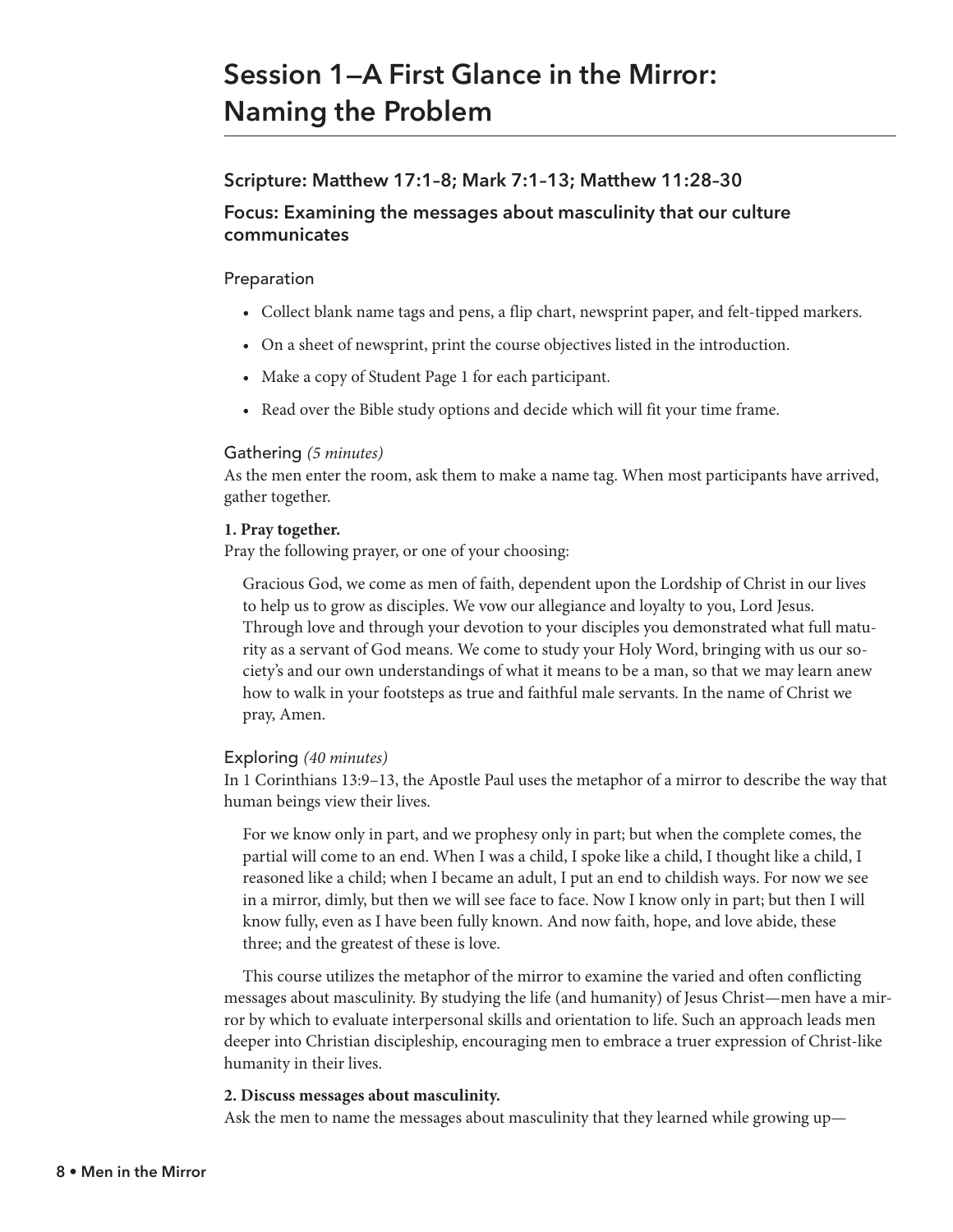# Session 1—A First Glance in the Mirror: Naming the Problem

### Scripture: Matthew 17:1–8; Mark 7:1–13; Matthew 11:28–30

### Focus: Examining the messages about masculinity that our culture communicates

#### Preparation

- Collect blank name tags and pens, a flip chart, newsprint paper, and felt-tipped markers.
- On a sheet of newsprint, print the course objectives listed in the introduction.
- Make a copy of Student Page 1 for each participant.
- Read over the Bible study options and decide which will fit your time frame.

#### Gathering *(5 minutes)*

As the men enter the room, ask them to make a name tag. When most participants have arrived, gather together.

**1. Pray together.**

Pray the following prayer, or one of your choosing:

> Gracious God, we come as men of faith, dependent upon the Lordship of Christ in our lives to help us to grow as disciples. We vow our allegiance and loyalty to you, Lord Jesus. Through love and through your devotion to your disciples you demonstrated what full maturity as a servant of God means. We come to study your Holy Word, bringing with us our society's and our own understandings of what it means to be a man, so that we may learn anew how to walk in your footsteps as true and faithful male servants. In the name of Christ we pray, Amen.

#### Exploring *(40 minutes)*

In 1 Corinthians 13:9–13, the Apostle Paul uses the metaphor of a mirror to describe the way that human beings view their lives.

> For we know only in part, and we prophesy only in part; but when the complete comes, the partial will come to an end. When I was a child, I spoke like a child, I thought like a child, I reasoned like a child; when I became an adult, I put an end to childish ways. For now we see in a mirror, dimly, but then we will see face to face. Now I know only in part; but then I will know fully, even as I have been fully known. And now faith, hope, and love abide, these three; and the greatest of these is love.

This course utilizes the metaphor of the mirror to examine the varied and often conflicting messages about masculinity. By studying the life (and humanity) of Jesus Christ—men have a mirror by which to evaluate interpersonal skills and orientation to life. Such an approach leads men deeper into Christian discipleship, encouraging men to embrace a truer expression of Christ-like humanity in their lives.

**2. Discuss messages about masculinity.**

Ask the men to name the messages about masculinity that they learned while growing up—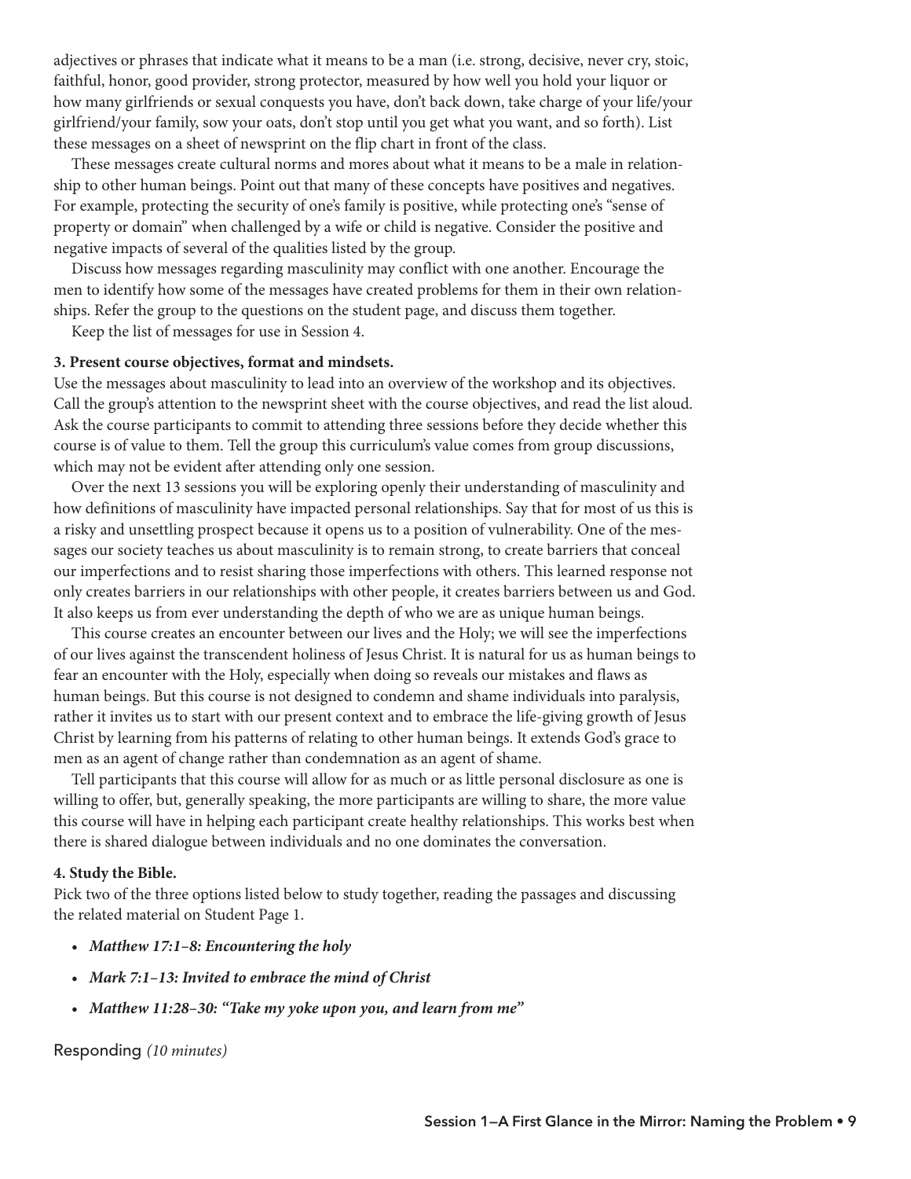adjectives or phrases that indicate what it means to be a man (i.e. strong, decisive, never cry, stoic, faithful, honor, good provider, strong protector, measured by how well you hold your liquor or how many girlfriends or sexual conquests you have, don't back down, take charge of your life/your girlfriend/your family, sow your oats, don't stop until you get what you want, and so forth). List these messages on a sheet of newsprint on the flip chart in front of the class.

These messages create cultural norms and mores about what it means to be a male in relationship to other human beings. Point out that many of these concepts have positives and negatives. For example, protecting the security of one's family is positive, while protecting one's "sense of property or domain" when challenged by a wife or child is negative. Consider the positive and negative impacts of several of the qualities listed by the group.

Discuss how messages regarding masculinity may conflict with one another. Encourage the men to identify how some of the messages have created problems for them in their own relationships. Refer the group to the questions on the student page, and discuss them together.

Keep the list of messages for use in Session 4.

**3. Present course objectives, format and mindsets.**

Use the messages about masculinity to lead into an overview of the workshop and its objectives. Call the group's attention to the newsprint sheet with the course objectives, and read the list aloud. Ask the course participants to commit to attending three sessions before they decide whether this course is of value to them. Tell the group this curriculum's value comes from group discussions, which may not be evident after attending only one session.

Over the next 13 sessions you will be exploring openly their understanding of masculinity and how definitions of masculinity have impacted personal relationships. Say that for most of us this is a risky and unsettling prospect because it opens us to a position of vulnerability. One of the messages our society teaches us about masculinity is to remain strong, to create barriers that conceal our imperfections and to resist sharing those imperfections with others. This learned response not only creates barriers in our relationships with other people, it creates barriers between us and God. It also keeps us from ever understanding the depth of who we are as unique human beings.

This course creates an encounter between our lives and the Holy; we will see the imperfections of our lives against the transcendent holiness of Jesus Christ. It is natural for us as human beings to fear an encounter with the Holy, especially when doing so reveals our mistakes and flaws as human beings. But this course is not designed to condemn and shame individuals into paralysis, rather it invites us to start with our present context and to embrace the life-giving growth of Jesus Christ by learning from his patterns of relating to other human beings. It extends God's grace to men as an agent of change rather than condemnation as an agent of shame.

Tell participants that this course will allow for as much or as little personal disclosure as one is willing to offer, but, generally speaking, the more participants are willing to share, the more value this course will have in helping each participant create healthy relationships. This works best when there is shared dialogue between individuals and no one dominates the conversation.

**4. Study the Bible.**

Pick two of the three options listed below to study together, reading the passages and discussing the related material on Student Page 1.

- ***Matthew 17:1–8: Encountering the holy***
- ***Mark 7:1–13: Invited to embrace the mind of Christ***
- ***Matthew 11:28–30: "Take my yoke upon you, and learn from me"***

## Responding *(10 minutes)*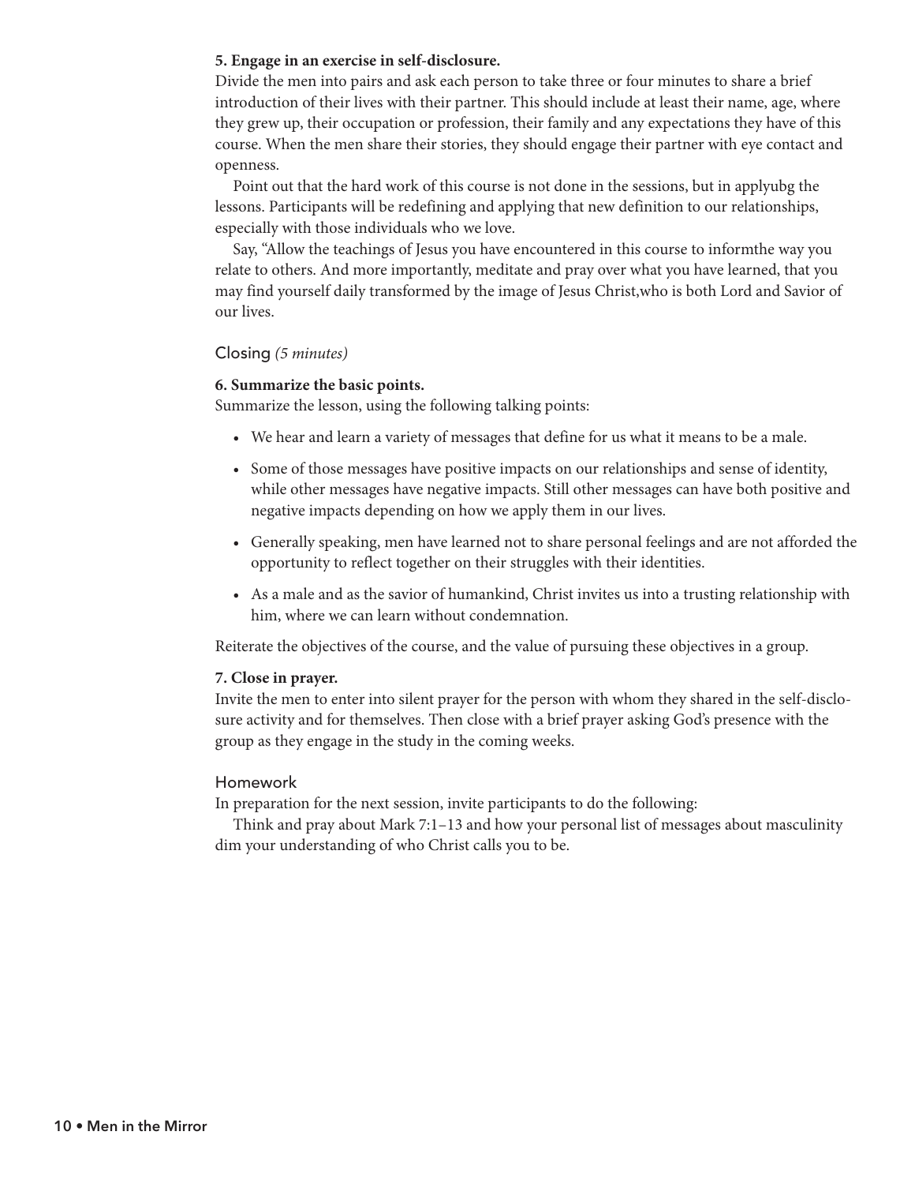**5. Engage in an exercise in self-disclosure.**

Divide the men into pairs and ask each person to take three or four minutes to share a brief introduction of their lives with their partner. This should include at least their name, age, where they grew up, their occupation or profession, their family and any expectations they have of this course. When the men share their stories, they should engage their partner with eye contact and openness.

Point out that the hard work of this course is not done in the sessions, but in applyubg the lessons. Participants will be redefining and applying that new definition to our relationships, especially with those individuals who we love.

Say, "Allow the teachings of Jesus you have encountered in this course to informthe way you relate to others. And more importantly, meditate and pray over what you have learned, that you may find yourself daily transformed by the image of Jesus Christ,who is both Lord and Savior of our lives.

## Closing *(5 minutes)*

**6. Summarize the basic points.**

Summarize the lesson, using the following talking points:

- We hear and learn a variety of messages that define for us what it means to be a male.
- Some of those messages have positive impacts on our relationships and sense of identity, while other messages have negative impacts. Still other messages can have both positive and negative impacts depending on how we apply them in our lives.
- Generally speaking, men have learned not to share personal feelings and are not afforded the opportunity to reflect together on their struggles with their identities.
- As a male and as the savior of humankind, Christ invites us into a trusting relationship with him, where we can learn without condemnation.

Reiterate the objectives of the course, and the value of pursuing these objectives in a group.

**7. Close in prayer.**

Invite the men to enter into silent prayer for the person with whom they shared in the self-disclosure activity and for themselves. Then close with a brief prayer asking God's presence with the group as they engage in the study in the coming weeks.

## Homework

In preparation for the next session, invite participants to do the following:

Think and pray about Mark 7:1–13 and how your personal list of messages about masculinity dim your understanding of who Christ calls you to be.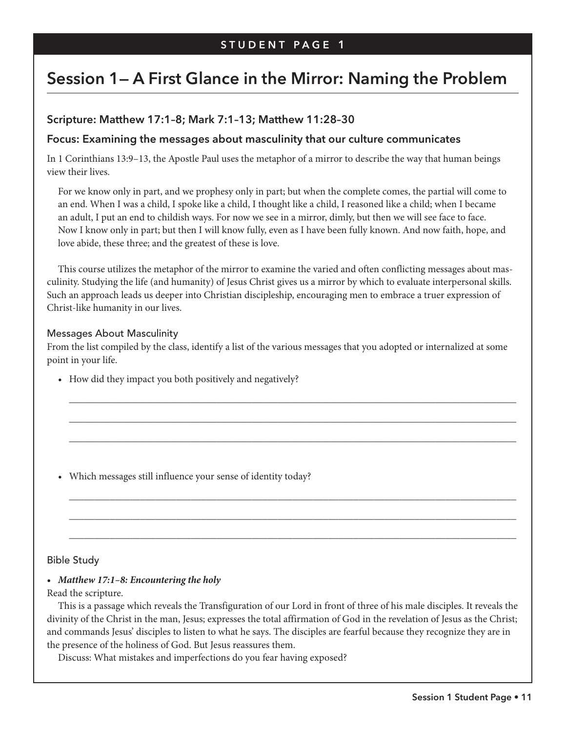STUDENT PAGE 1

# Session 1— A First Glance in the Mirror: Naming the Problem

### Scripture: Matthew 17:1–8; Mark 7:1–13; Matthew 11:28–30

### Focus: Examining the messages about masculinity that our culture communicates

In 1 Corinthians 13:9–13, the Apostle Paul uses the metaphor of a mirror to describe the way that human beings view their lives.

> For we know only in part, and we prophesy only in part; but when the complete comes, the partial will come to an end. When I was a child, I spoke like a child, I thought like a child, I reasoned like a child; when I became an adult, I put an end to childish ways. For now we see in a mirror, dimly, but then we will see face to face. Now I know only in part; but then I will know fully, even as I have been fully known. And now faith, hope, and love abide, these three; and the greatest of these is love.

This course utilizes the metaphor of the mirror to examine the varied and often conflicting messages about masculinity. Studying the life (and humanity) of Jesus Christ gives us a mirror by which to evaluate interpersonal skills. Such an approach leads us deeper into Christian discipleship, encouraging men to embrace a truer expression of Christ-like humanity in our lives.

#### Messages About Masculinity

From the list compiled by the class, identify a list of the various messages that you adopted or internalized at some point in your life.

- How did they impact you both positively and negatively?

  ______________________________________________________________________

  ______________________________________________________________________

  ______________________________________________________________________

- Which messages still influence your sense of identity today?

  ______________________________________________________________________

  ______________________________________________________________________

  ______________________________________________________________________

#### Bible Study

- ***Matthew 17:1–8: Encountering the holy***

Read the scripture.

This is a passage which reveals the Transfiguration of our Lord in front of three of his male disciples. It reveals the divinity of the Christ in the man, Jesus; expresses the total affirmation of God in the revelation of Jesus as the Christ; and commands Jesus' disciples to listen to what he says. The disciples are fearful because they recognize they are in the presence of the holiness of God. But Jesus reassures them.

Discuss: What mistakes and imperfections do you fear having exposed?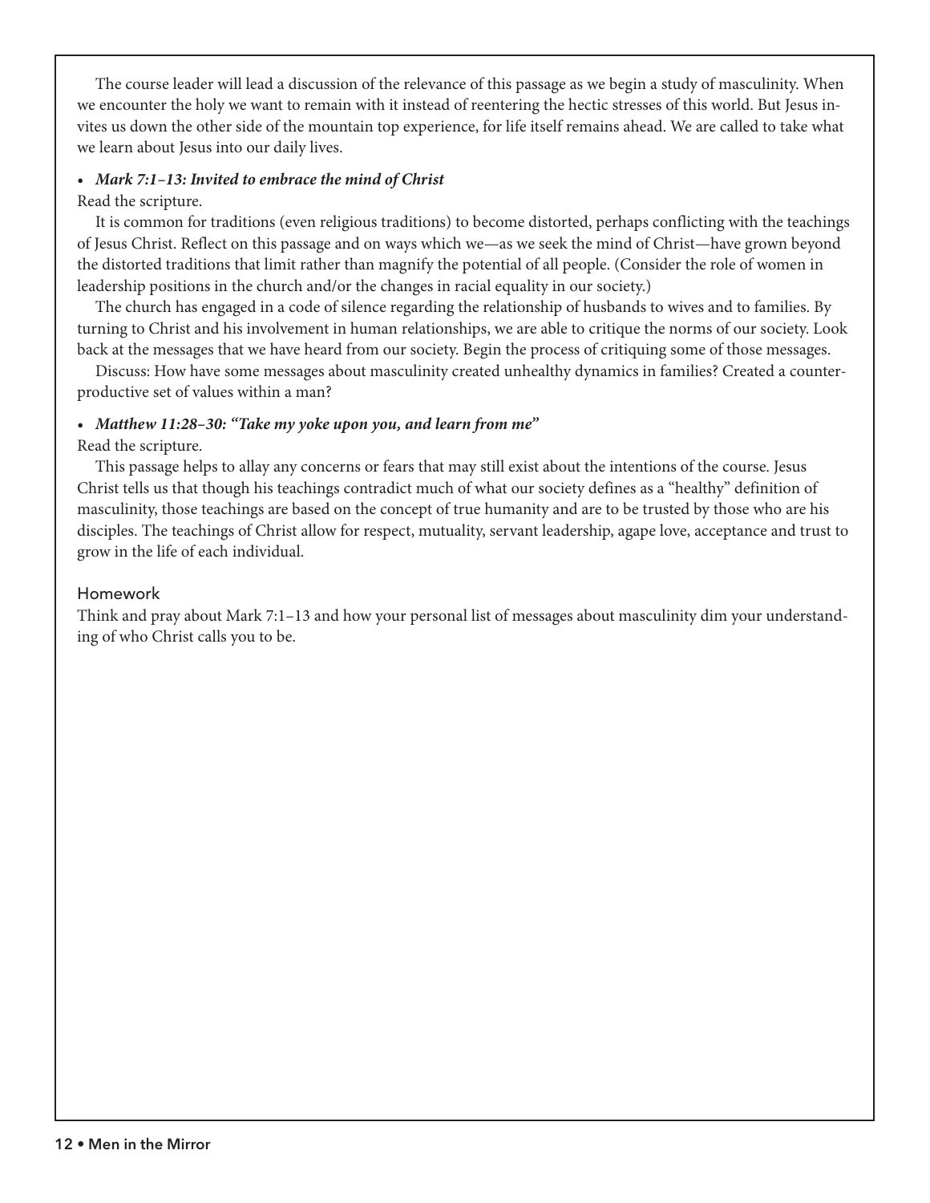The course leader will lead a discussion of the relevance of this passage as we begin a study of masculinity. When we encounter the holy we want to remain with it instead of reentering the hectic stresses of this world. But Jesus invites us down the other side of the mountain top experience, for life itself remains ahead. We are called to take what we learn about Jesus into our daily lives.

- ***Mark 7:1–13: Invited to embrace the mind of Christ***

Read the scripture.

It is common for traditions (even religious traditions) to become distorted, perhaps conflicting with the teachings of Jesus Christ. Reflect on this passage and on ways which we—as we seek the mind of Christ—have grown beyond the distorted traditions that limit rather than magnify the potential of all people. (Consider the role of women in leadership positions in the church and/or the changes in racial equality in our society.)

The church has engaged in a code of silence regarding the relationship of husbands to wives and to families. By turning to Christ and his involvement in human relationships, we are able to critique the norms of our society. Look back at the messages that we have heard from our society. Begin the process of critiquing some of those messages.

Discuss: How have some messages about masculinity created unhealthy dynamics in families? Created a counterproductive set of values within a man?

- ***Matthew 11:28–30: "Take my yoke upon you, and learn from me"***

Read the scripture.

This passage helps to allay any concerns or fears that may still exist about the intentions of the course. Jesus Christ tells us that though his teachings contradict much of what our society defines as a "healthy" definition of masculinity, those teachings are based on the concept of true humanity and are to be trusted by those who are his disciples. The teachings of Christ allow for respect, mutuality, servant leadership, agape love, acceptance and trust to grow in the life of each individual.

## Homework

Think and pray about Mark 7:1–13 and how your personal list of messages about masculinity dim your understanding of who Christ calls you to be.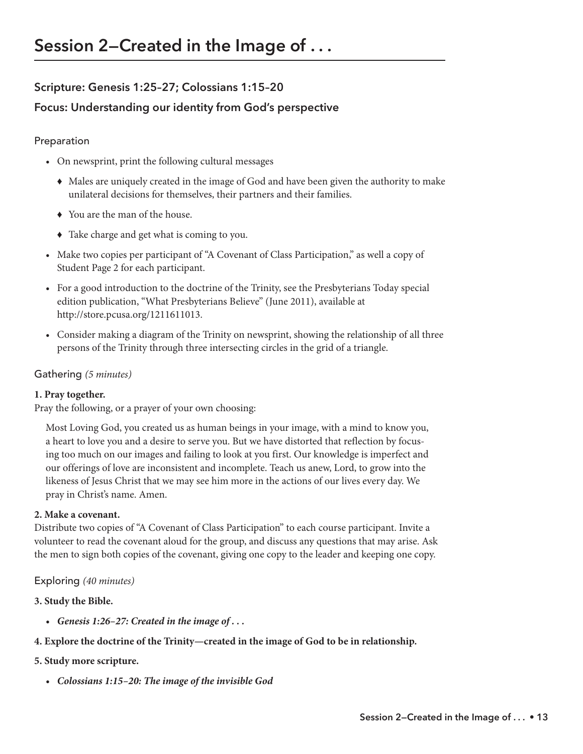# Session 2—Created in the Image of . . .

### Scripture: Genesis 1:25–27; Colossians 1:15–20

### Focus: Understanding our identity from God's perspective

## Preparation

- On newsprint, print the following cultural messages
  - ♦ Males are uniquely created in the image of God and have been given the authority to make unilateral decisions for themselves, their partners and their families.
  - ♦ You are the man of the house.
  - ♦ Take charge and get what is coming to you.
- Make two copies per participant of "A Covenant of Class Participation," as well a copy of Student Page 2 for each participant.
- For a good introduction to the doctrine of the Trinity, see the Presbyterians Today special edition publication, "What Presbyterians Believe" (June 2011), available at http://store.pcusa.org/1211611013.
- Consider making a diagram of the Trinity on newsprint, showing the relationship of all three persons of the Trinity through three intersecting circles in the grid of a triangle.

## Gathering *(5 minutes)*

**1. Pray together.**
Pray the following, or a prayer of your own choosing:

> Most Loving God, you created us as human beings in your image, with a mind to know you, a heart to love you and a desire to serve you. But we have distorted that reflection by focusing too much on our images and failing to look at you first. Our knowledge is imperfect and our offerings of love are inconsistent and incomplete. Teach us anew, Lord, to grow into the likeness of Jesus Christ that we may see him more in the actions of our lives every day. We pray in Christ's name. Amen.

**2. Make a covenant.**
Distribute two copies of "A Covenant of Class Participation" to each course participant. Invite a volunteer to read the covenant aloud for the group, and discuss any questions that may arise. Ask the men to sign both copies of the covenant, giving one copy to the leader and keeping one copy.

## Exploring *(40 minutes)*

**3. Study the Bible.**

- ***Genesis 1:26–27: Created in the image of . . .***

**4. Explore the doctrine of the Trinity—created in the image of God to be in relationship.**

**5. Study more scripture.**

- ***Colossians 1:15–20: The image of the invisible God***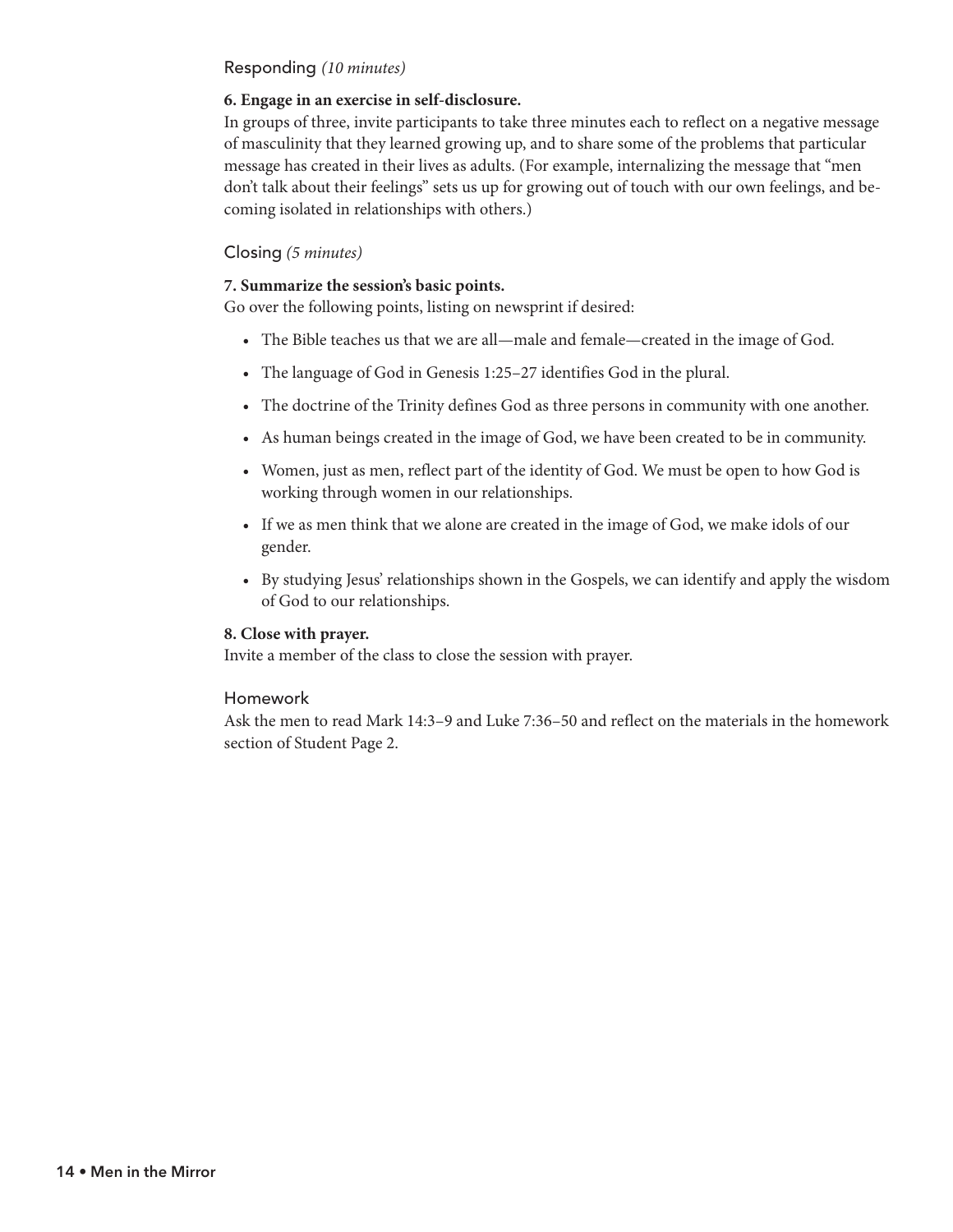## Responding *(10 minutes)*

**6. Engage in an exercise in self-disclosure.**

In groups of three, invite participants to take three minutes each to reflect on a negative message of masculinity that they learned growing up, and to share some of the problems that particular message has created in their lives as adults. (For example, internalizing the message that "men don't talk about their feelings" sets us up for growing out of touch with our own feelings, and becoming isolated in relationships with others.)

## Closing *(5 minutes)*

**7. Summarize the session's basic points.**

Go over the following points, listing on newsprint if desired:

- The Bible teaches us that we are all—male and female—created in the image of God.
- The language of God in Genesis 1:25–27 identifies God in the plural.
- The doctrine of the Trinity defines God as three persons in community with one another.
- As human beings created in the image of God, we have been created to be in community.
- Women, just as men, reflect part of the identity of God. We must be open to how God is working through women in our relationships.
- If we as men think that we alone are created in the image of God, we make idols of our gender.
- By studying Jesus' relationships shown in the Gospels, we can identify and apply the wisdom of God to our relationships.

**8. Close with prayer.**

Invite a member of the class to close the session with prayer.

## Homework

Ask the men to read Mark 14:3–9 and Luke 7:36–50 and reflect on the materials in the homework section of Student Page 2.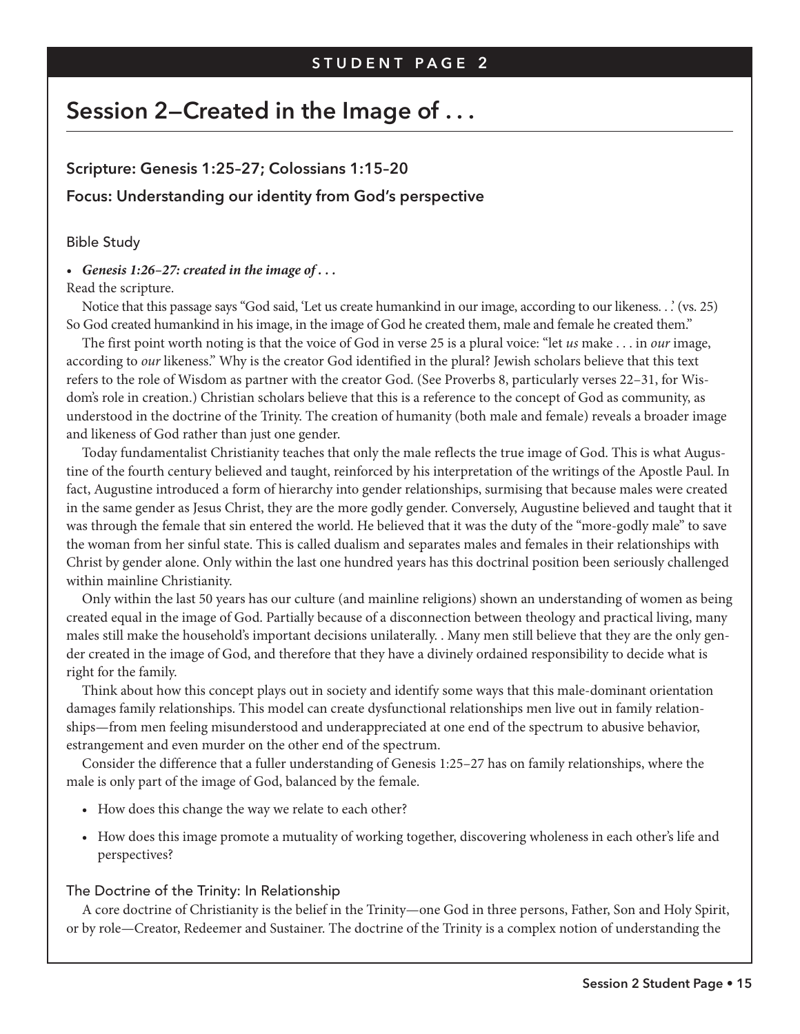STUDENT PAGE 2

# Session 2—Created in the Image of . . .

### Scripture: Genesis 1:25–27; Colossians 1:15–20

### Focus: Understanding our identity from God's perspective

Bible Study

- ***Genesis 1:26–27: created in the image of . . .***

Read the scripture.

Notice that this passage says "God said, 'Let us create humankind in our image, according to our likeness. . .' (vs. 25) So God created humankind in his image, in the image of God he created them, male and female he created them."

The first point worth noting is that the voice of God in verse 25 is a plural voice: "let *us* make . . . in *our* image, according to *our* likeness." Why is the creator God identified in the plural? Jewish scholars believe that this text refers to the role of Wisdom as partner with the creator God. (See Proverbs 8, particularly verses 22–31, for Wisdom's role in creation.) Christian scholars believe that this is a reference to the concept of God as community, as understood in the doctrine of the Trinity. The creation of humanity (both male and female) reveals a broader image and likeness of God rather than just one gender.

Today fundamentalist Christianity teaches that only the male reflects the true image of God. This is what Augustine of the fourth century believed and taught, reinforced by his interpretation of the writings of the Apostle Paul. In fact, Augustine introduced a form of hierarchy into gender relationships, surmising that because males were created in the same gender as Jesus Christ, they are the more godly gender. Conversely, Augustine believed and taught that it was through the female that sin entered the world. He believed that it was the duty of the "more-godly male" to save the woman from her sinful state. This is called dualism and separates males and females in their relationships with Christ by gender alone. Only within the last one hundred years has this doctrinal position been seriously challenged within mainline Christianity.

Only within the last 50 years has our culture (and mainline religions) shown an understanding of women as being created equal in the image of God. Partially because of a disconnection between theology and practical living, many males still make the household's important decisions unilaterally. . Many men still believe that they are the only gender created in the image of God, and therefore that they have a divinely ordained responsibility to decide what is right for the family.

Think about how this concept plays out in society and identify some ways that this male-dominant orientation damages family relationships. This model can create dysfunctional relationships men live out in family relationships—from men feeling misunderstood and underappreciated at one end of the spectrum to abusive behavior, estrangement and even murder on the other end of the spectrum.

Consider the difference that a fuller understanding of Genesis 1:25–27 has on family relationships, where the male is only part of the image of God, balanced by the female.

- How does this change the way we relate to each other?
- How does this image promote a mutuality of working together, discovering wholeness in each other's life and perspectives?

The Doctrine of the Trinity: In Relationship

A core doctrine of Christianity is the belief in the Trinity—one God in three persons, Father, Son and Holy Spirit, or by role—Creator, Redeemer and Sustainer. The doctrine of the Trinity is a complex notion of understanding the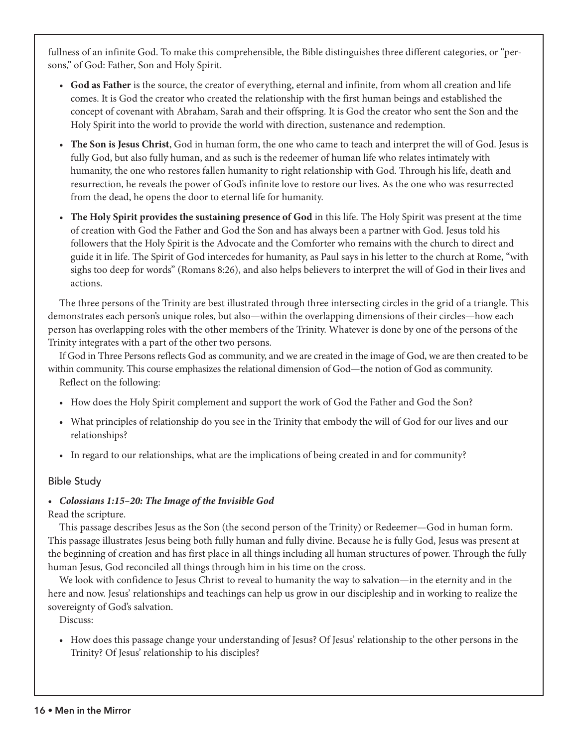fullness of an infinite God. To make this comprehensible, the Bible distinguishes three different categories, or "persons," of God: Father, Son and Holy Spirit.

- **God as Father** is the source, the creator of everything, eternal and infinite, from whom all creation and life comes. It is God the creator who created the relationship with the first human beings and established the concept of covenant with Abraham, Sarah and their offspring. It is God the creator who sent the Son and the Holy Spirit into the world to provide the world with direction, sustenance and redemption.
- **The Son is Jesus Christ**, God in human form, the one who came to teach and interpret the will of God. Jesus is fully God, but also fully human, and as such is the redeemer of human life who relates intimately with humanity, the one who restores fallen humanity to right relationship with God. Through his life, death and resurrection, he reveals the power of God's infinite love to restore our lives. As the one who was resurrected from the dead, he opens the door to eternal life for humanity.
- **The Holy Spirit provides the sustaining presence of God** in this life. The Holy Spirit was present at the time of creation with God the Father and God the Son and has always been a partner with God. Jesus told his followers that the Holy Spirit is the Advocate and the Comforter who remains with the church to direct and guide it in life. The Spirit of God intercedes for humanity, as Paul says in his letter to the church at Rome, "with sighs too deep for words" (Romans 8:26), and also helps believers to interpret the will of God in their lives and actions.

The three persons of the Trinity are best illustrated through three intersecting circles in the grid of a triangle. This demonstrates each person's unique roles, but also—within the overlapping dimensions of their circles—how each person has overlapping roles with the other members of the Trinity. Whatever is done by one of the persons of the Trinity integrates with a part of the other two persons.

If God in Three Persons reflects God as community, and we are created in the image of God, we are then created to be within community. This course emphasizes the relational dimension of God—the notion of God as community.

Reflect on the following:

- How does the Holy Spirit complement and support the work of God the Father and God the Son?
- What principles of relationship do you see in the Trinity that embody the will of God for our lives and our relationships?
- In regard to our relationships, what are the implications of being created in and for community?

## Bible Study

- ***Colossians 1:15–20: The Image of the Invisible God***

Read the scripture.

This passage describes Jesus as the Son (the second person of the Trinity) or Redeemer—God in human form. This passage illustrates Jesus being both fully human and fully divine. Because he is fully God, Jesus was present at the beginning of creation and has first place in all things including all human structures of power. Through the fully human Jesus, God reconciled all things through him in his time on the cross.

We look with confidence to Jesus Christ to reveal to humanity the way to salvation—in the eternity and in the here and now. Jesus' relationships and teachings can help us grow in our discipleship and in working to realize the sovereignty of God's salvation.

Discuss:

- How does this passage change your understanding of Jesus? Of Jesus' relationship to the other persons in the Trinity? Of Jesus' relationship to his disciples?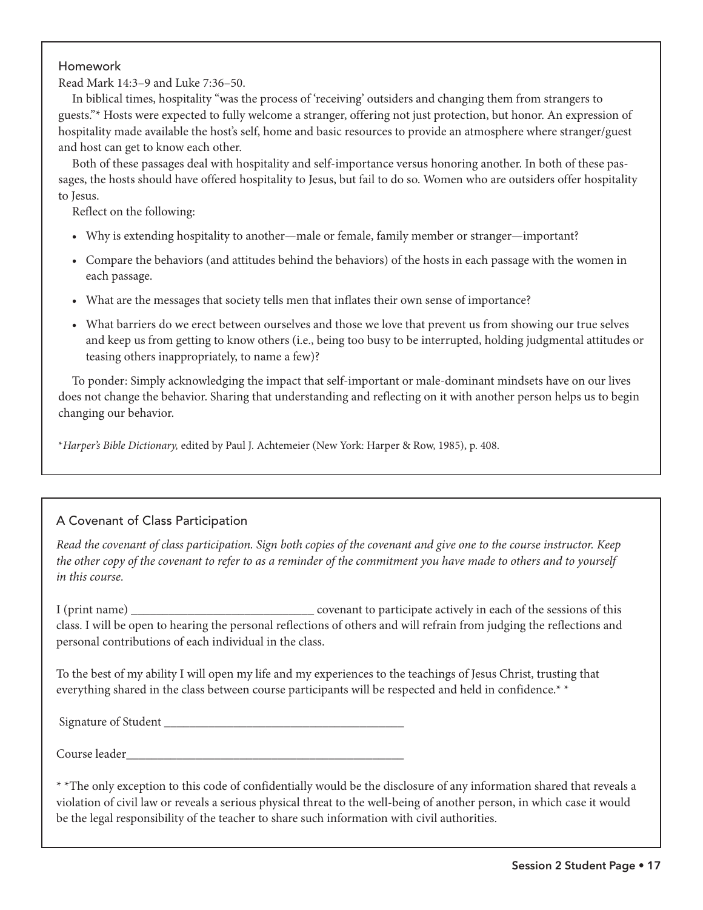## Homework

Read Mark 14:3–9 and Luke 7:36–50.

In biblical times, hospitality "was the process of 'receiving' outsiders and changing them from strangers to guests."* Hosts were expected to fully welcome a stranger, offering not just protection, but honor. An expression of hospitality made available the host's self, home and basic resources to provide an atmosphere where stranger/guest and host can get to know each other.

Both of these passages deal with hospitality and self-importance versus honoring another. In both of these passages, the hosts should have offered hospitality to Jesus, but fail to do so. Women who are outsiders offer hospitality to Jesus.

Reflect on the following:

- Why is extending hospitality to another—male or female, family member or stranger—important?
- Compare the behaviors (and attitudes behind the behaviors) of the hosts in each passage with the women in each passage.
- What are the messages that society tells men that inflates their own sense of importance?
- What barriers do we erect between ourselves and those we love that prevent us from showing our true selves and keep us from getting to know others (i.e., being too busy to be interrupted, holding judgmental attitudes or teasing others inappropriately, to name a few)?

To ponder: Simply acknowledging the impact that self-important or male-dominant mindsets have on our lives does not change the behavior. Sharing that understanding and reflecting on it with another person helps us to begin changing our behavior.

*_Harper's Bible Dictionary,_ edited by Paul J. Achtemeier (New York: Harper & Row, 1985), p. 408.

## A Covenant of Class Participation

*Read the covenant of class participation. Sign both copies of the covenant and give one to the course instructor. Keep the other copy of the covenant to refer to as a reminder of the commitment you have made to others and to yourself in this course.*

I (print name) ______________________________ covenant to participate actively in each of the sessions of this class. I will be open to hearing the personal reflections of others and will refrain from judging the reflections and personal contributions of each individual in the class.

To the best of my ability I will open my life and my experiences to the teachings of Jesus Christ, trusting that everything shared in the class between course participants will be respected and held in confidence.* *

Signature of Student ________________________________________

Course leader_______________________________________________

* *The only exception to this code of confidentially would be the disclosure of any information shared that reveals a violation of civil law or reveals a serious physical threat to the well-being of another person, in which case it would be the legal responsibility of the teacher to share such information with civil authorities.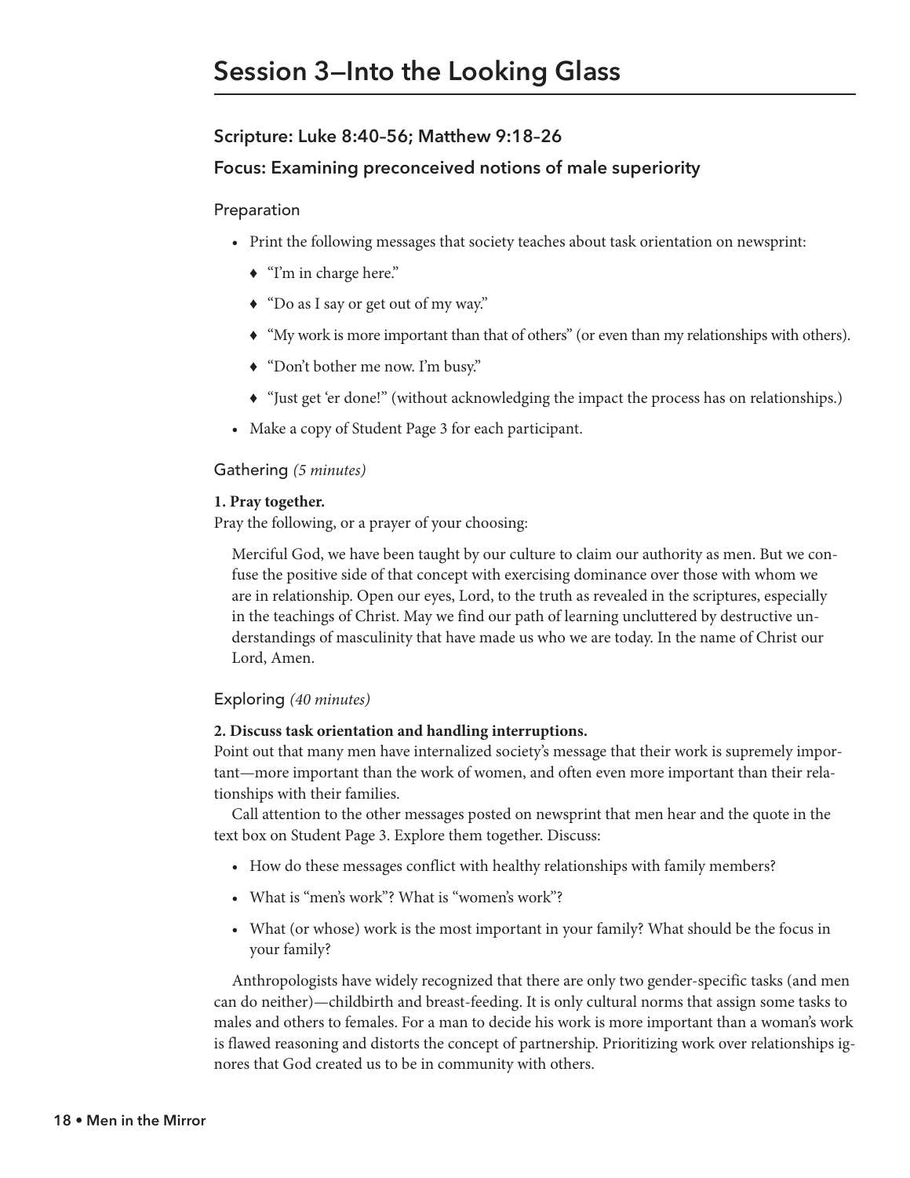# Session 3—Into the Looking Glass

### Scripture: Luke 8:40–56; Matthew 9:18–26

### Focus: Examining preconceived notions of male superiority

#### Preparation

- Print the following messages that society teaches about task orientation on newsprint:
  - "I'm in charge here."
  - "Do as I say or get out of my way."
  - "My work is more important than that of others" (or even than my relationships with others).
  - "Don't bother me now. I'm busy."
  - "Just get 'er done!" (without acknowledging the impact the process has on relationships.)
- Make a copy of Student Page 3 for each participant.

#### Gathering *(5 minutes)*

**1. Pray together.**
Pray the following, or a prayer of your choosing:

> Merciful God, we have been taught by our culture to claim our authority as men. But we confuse the positive side of that concept with exercising dominance over those with whom we are in relationship. Open our eyes, Lord, to the truth as revealed in the scriptures, especially in the teachings of Christ. May we find our path of learning uncluttered by destructive understandings of masculinity that have made us who we are today. In the name of Christ our Lord, Amen.

#### Exploring *(40 minutes)*

**2. Discuss task orientation and handling interruptions.**
Point out that many men have internalized society's message that their work is supremely important—more important than the work of women, and often even more important than their relationships with their families.

Call attention to the other messages posted on newsprint that men hear and the quote in the text box on Student Page 3. Explore them together. Discuss:

- How do these messages conflict with healthy relationships with family members?
- What is "men's work"? What is "women's work"?
- What (or whose) work is the most important in your family? What should be the focus in your family?

Anthropologists have widely recognized that there are only two gender-specific tasks (and men can do neither)—childbirth and breast-feeding. It is only cultural norms that assign some tasks to males and others to females. For a man to decide his work is more important than a woman's work is flawed reasoning and distorts the concept of partnership. Prioritizing work over relationships ignores that God created us to be in community with others.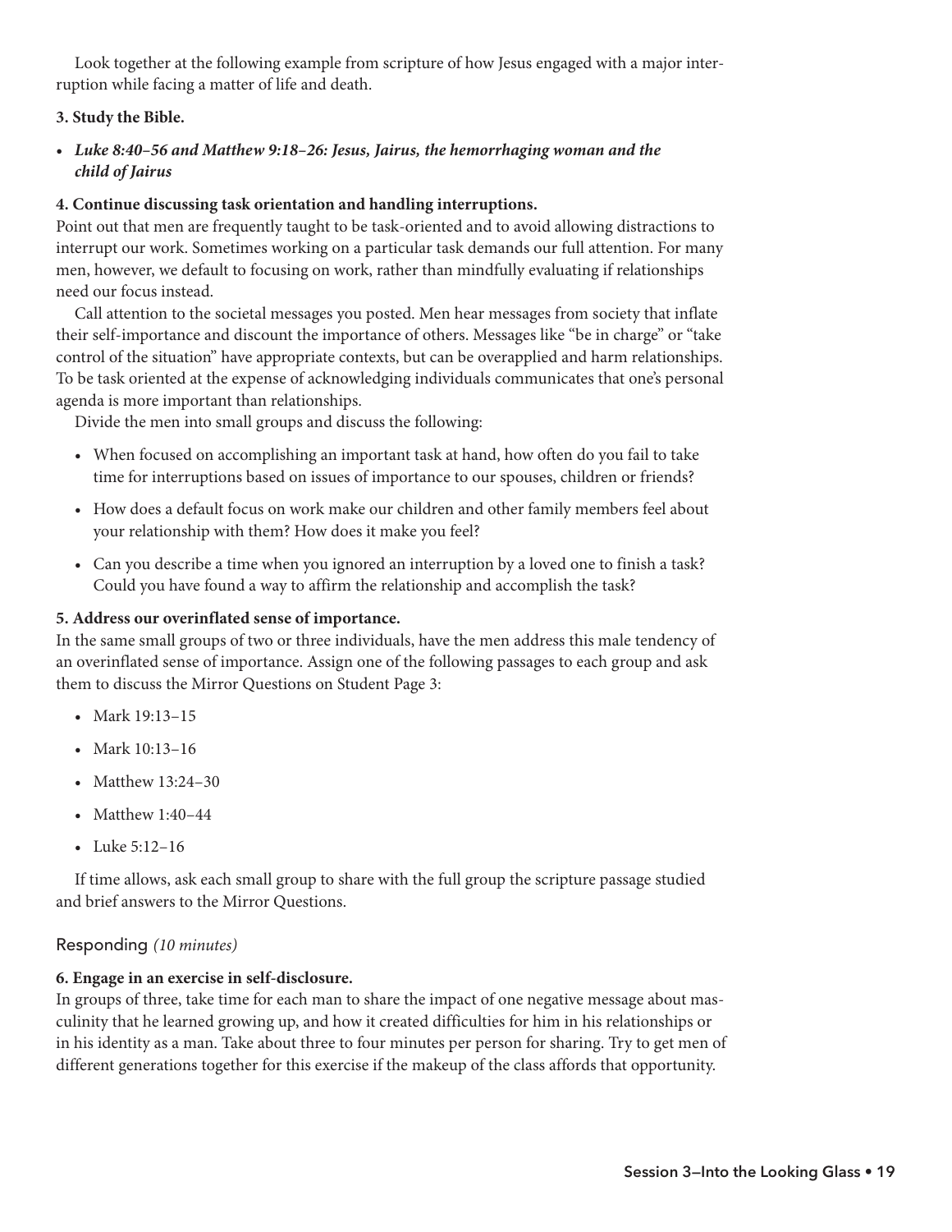Look together at the following example from scripture of how Jesus engaged with a major interruption while facing a matter of life and death.

**3. Study the Bible.**

- ***Luke 8:40–56 and Matthew 9:18–26: Jesus, Jairus, the hemorrhaging woman and the child of Jairus***

**4. Continue discussing task orientation and handling interruptions.**

Point out that men are frequently taught to be task-oriented and to avoid allowing distractions to interrupt our work. Sometimes working on a particular task demands our full attention. For many men, however, we default to focusing on work, rather than mindfully evaluating if relationships need our focus instead.

Call attention to the societal messages you posted. Men hear messages from society that inflate their self-importance and discount the importance of others. Messages like "be in charge" or "take control of the situation" have appropriate contexts, but can be overapplied and harm relationships. To be task oriented at the expense of acknowledging individuals communicates that one's personal agenda is more important than relationships.

Divide the men into small groups and discuss the following:

- When focused on accomplishing an important task at hand, how often do you fail to take time for interruptions based on issues of importance to our spouses, children or friends?
- How does a default focus on work make our children and other family members feel about your relationship with them? How does it make you feel?
- Can you describe a time when you ignored an interruption by a loved one to finish a task? Could you have found a way to affirm the relationship and accomplish the task?

**5. Address our overinflated sense of importance.**

In the same small groups of two or three individuals, have the men address this male tendency of an overinflated sense of importance. Assign one of the following passages to each group and ask them to discuss the Mirror Questions on Student Page 3:

- Mark 19:13–15
- Mark 10:13–16
- Matthew 13:24–30
- Matthew 1:40–44
- Luke 5:12–16

If time allows, ask each small group to share with the full group the scripture passage studied and brief answers to the Mirror Questions.

## Responding *(10 minutes)*

**6. Engage in an exercise in self-disclosure.**

In groups of three, take time for each man to share the impact of one negative message about masculinity that he learned growing up, and how it created difficulties for him in his relationships or in his identity as a man. Take about three to four minutes per person for sharing. Try to get men of different generations together for this exercise if the makeup of the class affords that opportunity.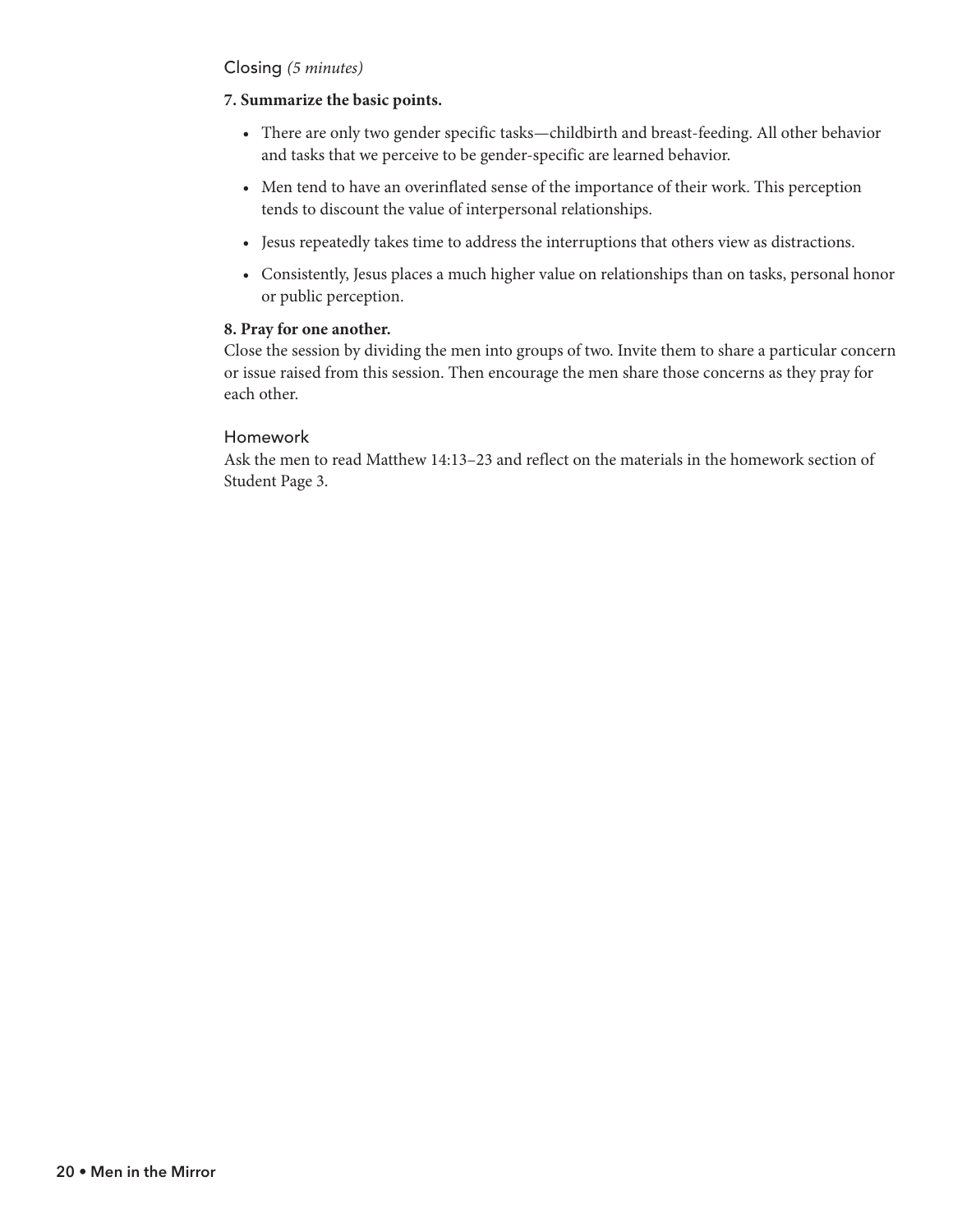## Closing *(5 minutes)*

**7. Summarize the basic points.**

- There are only two gender specific tasks—childbirth and breast-feeding. All other behavior and tasks that we perceive to be gender-specific are learned behavior.
- Men tend to have an overinflated sense of the importance of their work. This perception tends to discount the value of interpersonal relationships.
- Jesus repeatedly takes time to address the interruptions that others view as distractions.
- Consistently, Jesus places a much higher value on relationships than on tasks, personal honor or public perception.

**8. Pray for one another.**
Close the session by dividing the men into groups of two. Invite them to share a particular concern or issue raised from this session. Then encourage the men share those concerns as they pray for each other.

## Homework

Ask the men to read Matthew 14:13–23 and reflect on the materials in the homework section of Student Page 3.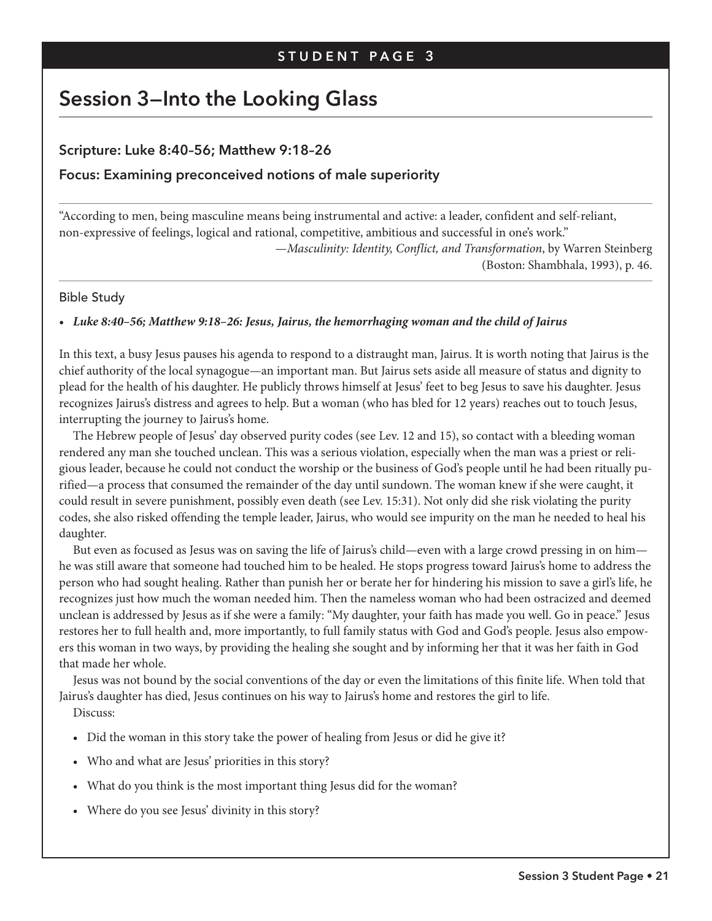STUDENT PAGE 3

## Session 3—Into the Looking Glass

### Scripture: Luke 8:40–56; Matthew 9:18–26

### Focus: Examining preconceived notions of male superiority

"According to men, being masculine means being instrumental and active: a leader, confident and self-reliant, non-expressive of feelings, logical and rational, competitive, ambitious and successful in one's work."

—*Masculinity: Identity, Conflict, and Transformation*, by Warren Steinberg (Boston: Shambhala, 1993), p. 46.

Bible Study

- ***Luke 8:40–56; Matthew 9:18–26: Jesus, Jairus, the hemorrhaging woman and the child of Jairus***

In this text, a busy Jesus pauses his agenda to respond to a distraught man, Jairus. It is worth noting that Jairus is the chief authority of the local synagogue—an important man. But Jairus sets aside all measure of status and dignity to plead for the health of his daughter. He publicly throws himself at Jesus' feet to beg Jesus to save his daughter. Jesus recognizes Jairus's distress and agrees to help. But a woman (who has bled for 12 years) reaches out to touch Jesus, interrupting the journey to Jairus's home.

The Hebrew people of Jesus' day observed purity codes (see Lev. 12 and 15), so contact with a bleeding woman rendered any man she touched unclean. This was a serious violation, especially when the man was a priest or religious leader, because he could not conduct the worship or the business of God's people until he had been ritually purified—a process that consumed the remainder of the day until sundown. The woman knew if she were caught, it could result in severe punishment, possibly even death (see Lev. 15:31). Not only did she risk violating the purity codes, she also risked offending the temple leader, Jairus, who would see impurity on the man he needed to heal his daughter.

But even as focused as Jesus was on saving the life of Jairus's child—even with a large crowd pressing in on him—he was still aware that someone had touched him to be healed. He stops progress toward Jairus's home to address the person who had sought healing. Rather than punish her or berate her for hindering his mission to save a girl's life, he recognizes just how much the woman needed him. Then the nameless woman who had been ostracized and deemed unclean is addressed by Jesus as if she were a family: "My daughter, your faith has made you well. Go in peace." Jesus restores her to full health and, more importantly, to full family status with God and God's people. Jesus also empowers this woman in two ways, by providing the healing she sought and by informing her that it was her faith in God that made her whole.

Jesus was not bound by the social conventions of the day or even the limitations of this finite life. When told that Jairus's daughter has died, Jesus continues on his way to Jairus's home and restores the girl to life.

Discuss:

- Did the woman in this story take the power of healing from Jesus or did he give it?
- Who and what are Jesus' priorities in this story?
- What do you think is the most important thing Jesus did for the woman?
- Where do you see Jesus' divinity in this story?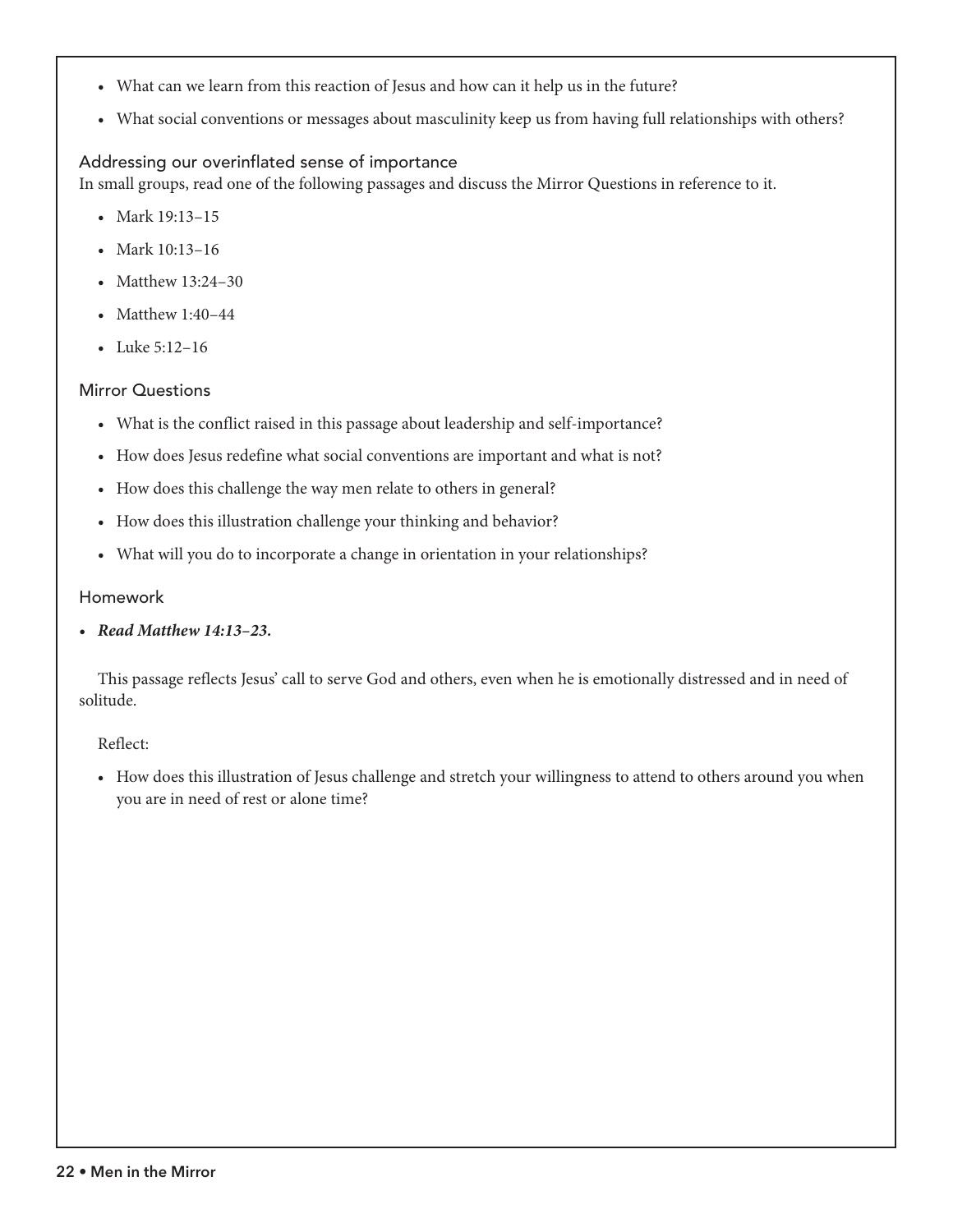- What can we learn from this reaction of Jesus and how can it help us in the future?
- What social conventions or messages about masculinity keep us from having full relationships with others?

### Addressing our overinflated sense of importance

In small groups, read one of the following passages and discuss the Mirror Questions in reference to it.

- Mark 19:13–15
- Mark 10:13–16
- Matthew 13:24–30
- Matthew 1:40–44
- Luke 5:12–16

### Mirror Questions

- What is the conflict raised in this passage about leadership and self-importance?
- How does Jesus redefine what social conventions are important and what is not?
- How does this challenge the way men relate to others in general?
- How does this illustration challenge your thinking and behavior?
- What will you do to incorporate a change in orientation in your relationships?

### Homework

- ***Read Matthew 14:13–23.***

This passage reflects Jesus' call to serve God and others, even when he is emotionally distressed and in need of solitude.

Reflect:

- How does this illustration of Jesus challenge and stretch your willingness to attend to others around you when you are in need of rest or alone time?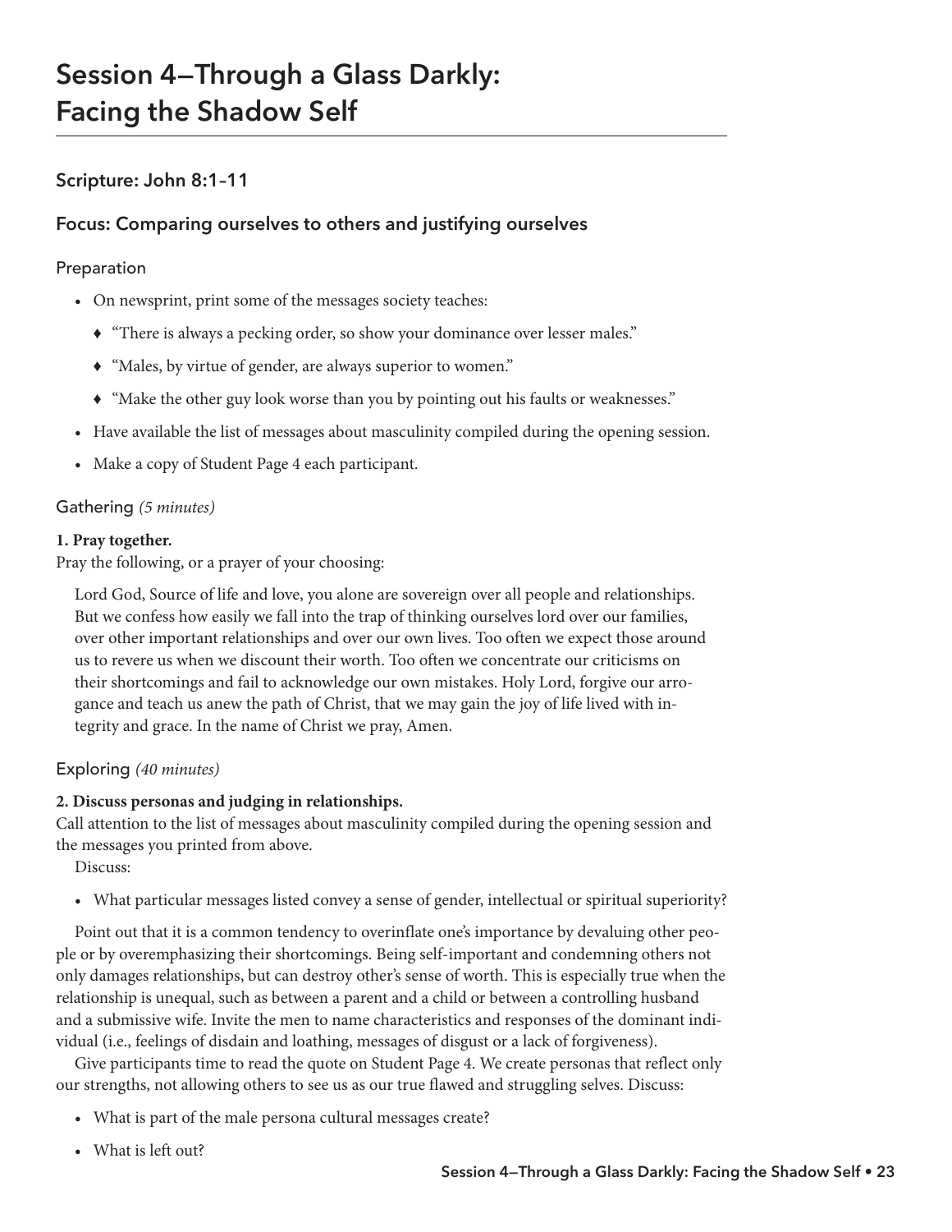# Session 4—Through a Glass Darkly: Facing the Shadow Self

## Scripture: John 8:1–11

## Focus: Comparing ourselves to others and justifying ourselves

### Preparation

- On newsprint, print some of the messages society teaches:
  - "There is always a pecking order, so show your dominance over lesser males."
  - "Males, by virtue of gender, are always superior to women."
  - "Make the other guy look worse than you by pointing out his faults or weaknesses."
- Have available the list of messages about masculinity compiled during the opening session.
- Make a copy of Student Page 4 each participant.

### Gathering *(5 minutes)*

**1. Pray together.**
Pray the following, or a prayer of your choosing:

> Lord God, Source of life and love, you alone are sovereign over all people and relationships. But we confess how easily we fall into the trap of thinking ourselves lord over our families, over other important relationships and over our own lives. Too often we expect those around us to revere us when we discount their worth. Too often we concentrate our criticisms on their shortcomings and fail to acknowledge our own mistakes. Holy Lord, forgive our arrogance and teach us anew the path of Christ, that we may gain the joy of life lived with integrity and grace. In the name of Christ we pray, Amen.

### Exploring *(40 minutes)*

**2. Discuss personas and judging in relationships.**
Call attention to the list of messages about masculinity compiled during the opening session and the messages you printed from above.

Discuss:

- What particular messages listed convey a sense of gender, intellectual or spiritual superiority?

Point out that it is a common tendency to overinflate one's importance by devaluing other people or by overemphasizing their shortcomings. Being self-important and condemning others not only damages relationships, but can destroy other's sense of worth. This is especially true when the relationship is unequal, such as between a parent and a child or between a controlling husband and a submissive wife. Invite the men to name characteristics and responses of the dominant individual (i.e., feelings of disdain and loathing, messages of disgust or a lack of forgiveness).

Give participants time to read the quote on Student Page 4. We create personas that reflect only our strengths, not allowing others to see us as our true flawed and struggling selves. Discuss:

- What is part of the male persona cultural messages create?
- What is left out?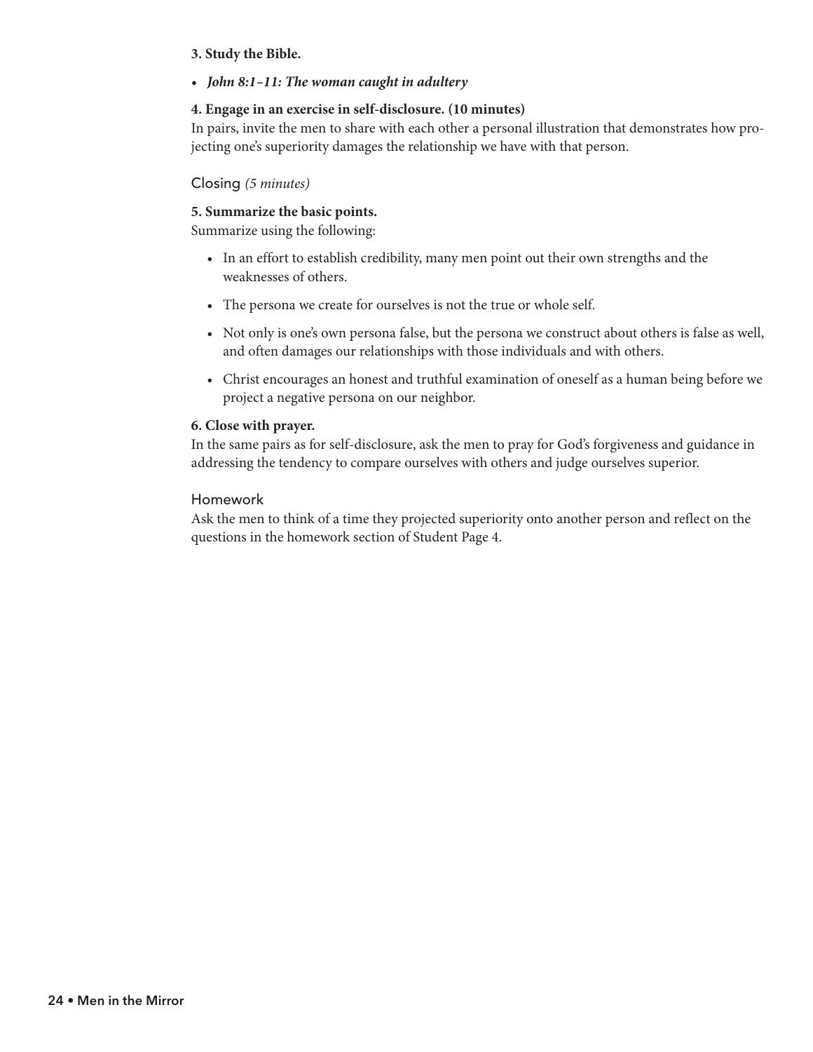**3. Study the Bible.**

- ***John 8:1–11: The woman caught in adultery***

**4. Engage in an exercise in self-disclosure. (10 minutes)**

In pairs, invite the men to share with each other a personal illustration that demonstrates how projecting one's superiority damages the relationship we have with that person.

### Closing *(5 minutes)*

**5. Summarize the basic points.**

Summarize using the following:

- In an effort to establish credibility, many men point out their own strengths and the weaknesses of others.
- The persona we create for ourselves is not the true or whole self.
- Not only is one's own persona false, but the persona we construct about others is false as well, and often damages our relationships with those individuals and with others.
- Christ encourages an honest and truthful examination of oneself as a human being before we project a negative persona on our neighbor.

**6. Close with prayer.**

In the same pairs as for self-disclosure, ask the men to pray for God's forgiveness and guidance in addressing the tendency to compare ourselves with others and judge ourselves superior.

### Homework

Ask the men to think of a time they projected superiority onto another person and reflect on the questions in the homework section of Student Page 4.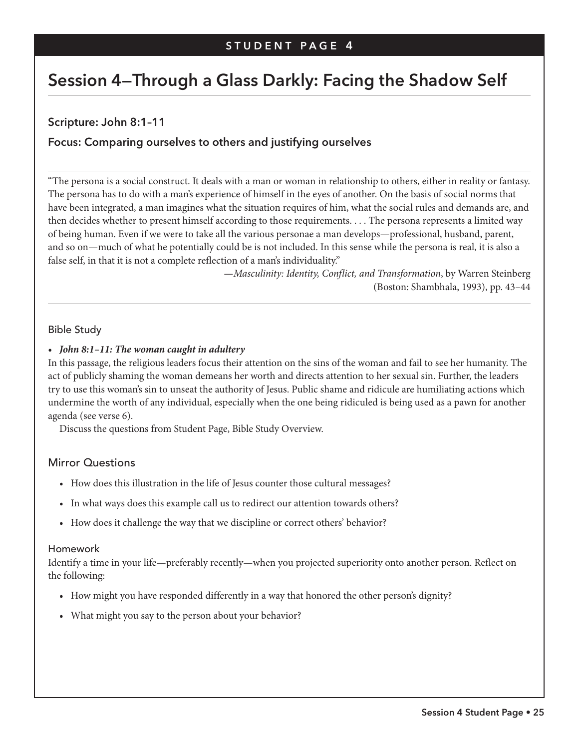STUDENT PAGE 4

# Session 4—Through a Glass Darkly: Facing the Shadow Self

### Scripture: John 8:1–11

### Focus: Comparing ourselves to others and justifying ourselves

---

"The persona is a social construct. It deals with a man or woman in relationship to others, either in reality or fantasy. The persona has to do with a man's experience of himself in the eyes of another. On the basis of social norms that have been integrated, a man imagines what the situation requires of him, what the social rules and demands are, and then decides whether to present himself according to those requirements. . . . The persona represents a limited way of being human. Even if we were to take all the various personae a man develops—professional, husband, parent, and so on—much of what he potentially could be is not included. In this sense while the persona is real, it is also a false self, in that it is not a complete reflection of a man's individuality."

—*Masculinity: Identity, Conflict, and Transformation*, by Warren Steinberg (Boston: Shambhala, 1993), pp. 43–44

---

## Bible Study

- ***John 8:1–11: The woman caught in adultery***

In this passage, the religious leaders focus their attention on the sins of the woman and fail to see her humanity. The act of publicly shaming the woman demeans her worth and directs attention to her sexual sin. Further, the leaders try to use this woman's sin to unseat the authority of Jesus. Public shame and ridicule are humiliating actions which undermine the worth of any individual, especially when the one being ridiculed is being used as a pawn for another agenda (see verse 6).

Discuss the questions from Student Page, Bible Study Overview.

## Mirror Questions

- How does this illustration in the life of Jesus counter those cultural messages?
- In what ways does this example call us to redirect our attention towards others?
- How does it challenge the way that we discipline or correct others' behavior?

## Homework

Identify a time in your life—preferably recently—when you projected superiority onto another person. Reflect on the following:

- How might you have responded differently in a way that honored the other person's dignity?
- What might you say to the person about your behavior?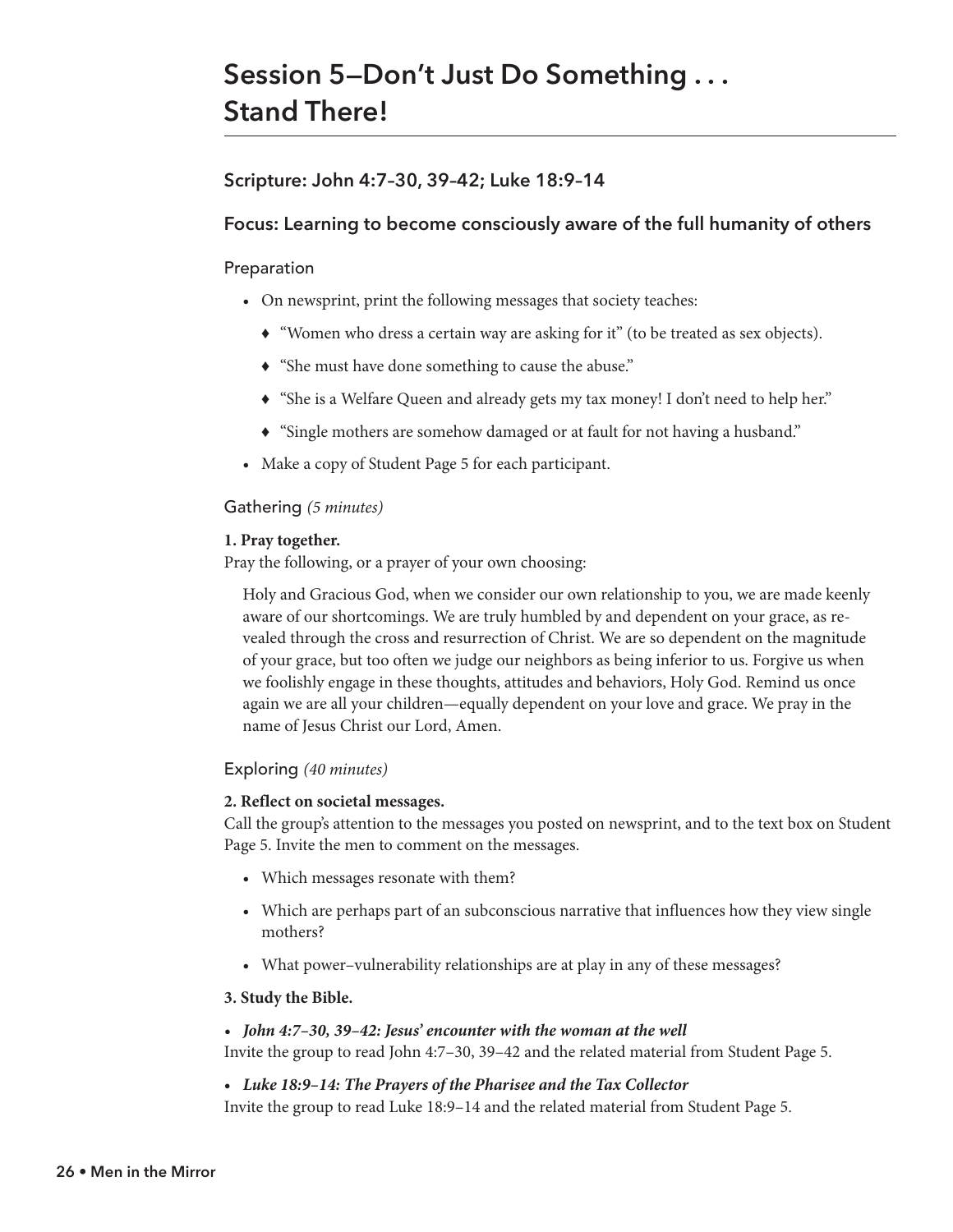# Session 5—Don't Just Do Something . . . Stand There!

## Scripture: John 4:7–30, 39–42; Luke 18:9–14

## Focus: Learning to become consciously aware of the full humanity of others

### Preparation

- On newsprint, print the following messages that society teaches:
  - "Women who dress a certain way are asking for it" (to be treated as sex objects).
  - "She must have done something to cause the abuse."
  - "She is a Welfare Queen and already gets my tax money! I don't need to help her."
  - "Single mothers are somehow damaged or at fault for not having a husband."
- Make a copy of Student Page 5 for each participant.

### Gathering *(5 minutes)*

**1. Pray together.**
Pray the following, or a prayer of your own choosing:

> Holy and Gracious God, when we consider our own relationship to you, we are made keenly aware of our shortcomings. We are truly humbled by and dependent on your grace, as revealed through the cross and resurrection of Christ. We are so dependent on the magnitude of your grace, but too often we judge our neighbors as being inferior to us. Forgive us when we foolishly engage in these thoughts, attitudes and behaviors, Holy God. Remind us once again we are all your children—equally dependent on your love and grace. We pray in the name of Jesus Christ our Lord, Amen.

### Exploring *(40 minutes)*

**2. Reflect on societal messages.**
Call the group's attention to the messages you posted on newsprint, and to the text box on Student Page 5. Invite the men to comment on the messages.

- Which messages resonate with them?
- Which are perhaps part of an subconscious narrative that influences how they view single mothers?
- What power–vulnerability relationships are at play in any of these messages?

**3. Study the Bible.**

- ***John 4:7–30, 39–42: Jesus' encounter with the woman at the well***

Invite the group to read John 4:7–30, 39–42 and the related material from Student Page 5.

- ***Luke 18:9–14: The Prayers of the Pharisee and the Tax Collector***

Invite the group to read Luke 18:9–14 and the related material from Student Page 5.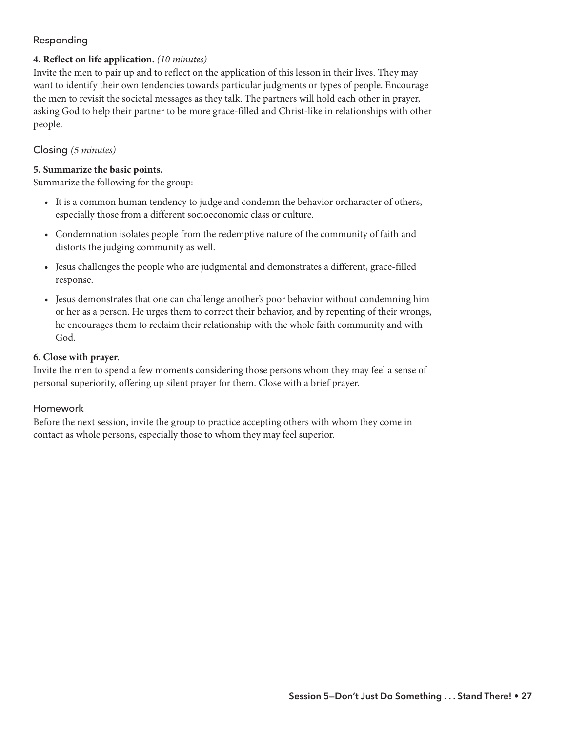## Responding

**4. Reflect on life application.** *(10 minutes)*
Invite the men to pair up and to reflect on the application of this lesson in their lives. They may want to identify their own tendencies towards particular judgments or types of people. Encourage the men to revisit the societal messages as they talk. The partners will hold each other in prayer, asking God to help their partner to be more grace-filled and Christ-like in relationships with other people.

## Closing *(5 minutes)*

**5. Summarize the basic points.**
Summarize the following for the group:

- It is a common human tendency to judge and condemn the behavior orcharacter of others, especially those from a different socioeconomic class or culture.
- Condemnation isolates people from the redemptive nature of the community of faith and distorts the judging community as well.
- Jesus challenges the people who are judgmental and demonstrates a different, grace-filled response.
- Jesus demonstrates that one can challenge another's poor behavior without condemning him or her as a person. He urges them to correct their behavior, and by repenting of their wrongs, he encourages them to reclaim their relationship with the whole faith community and with God.

**6. Close with prayer.**
Invite the men to spend a few moments considering those persons whom they may feel a sense of personal superiority, offering up silent prayer for them. Close with a brief prayer.

## Homework

Before the next session, invite the group to practice accepting others with whom they come in contact as whole persons, especially those to whom they may feel superior.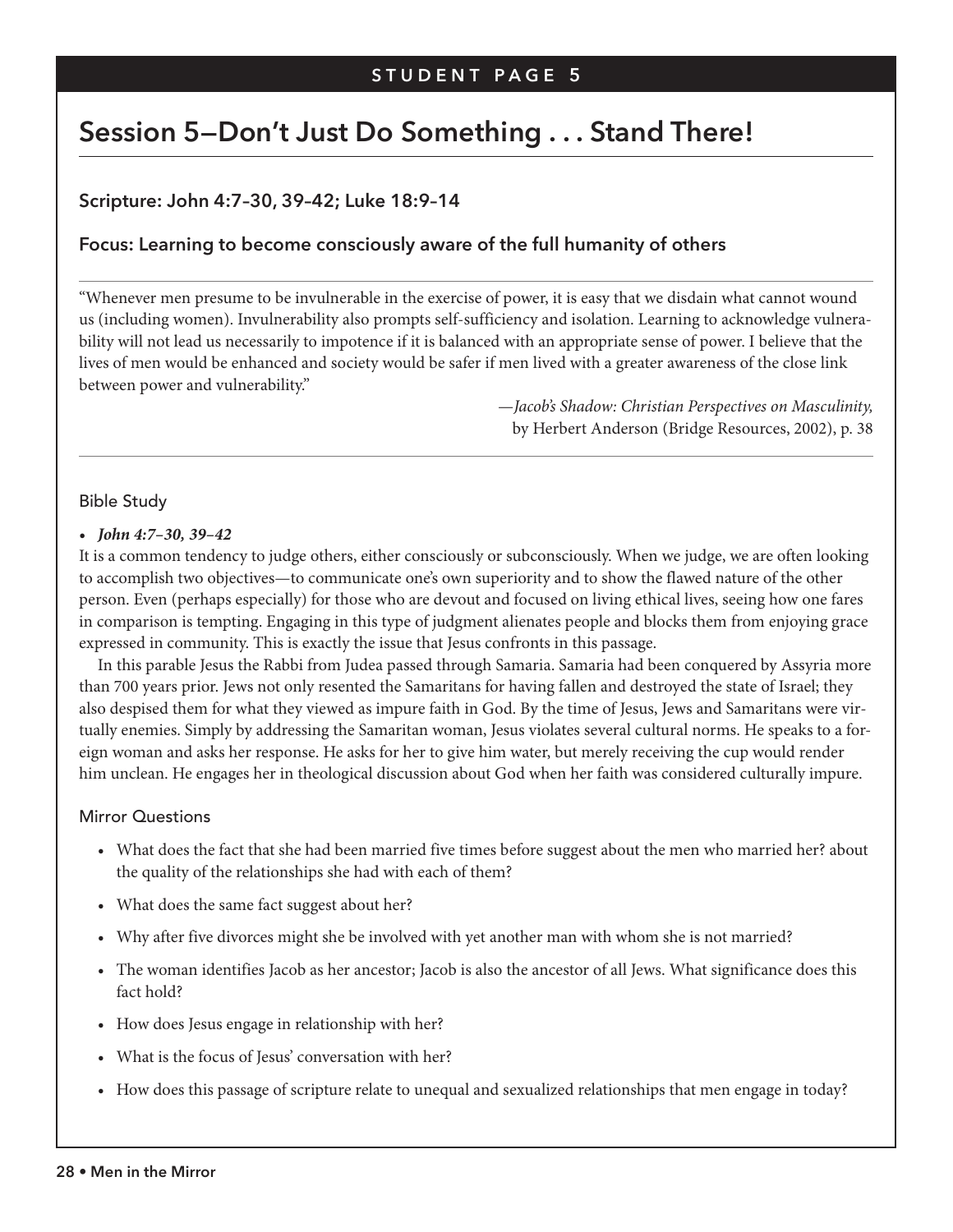STUDENT PAGE 5

## Session 5—Don't Just Do Something . . . Stand There!

### Scripture: John 4:7–30, 39–42; Luke 18:9–14

### Focus: Learning to become consciously aware of the full humanity of others

"Whenever men presume to be invulnerable in the exercise of power, it is easy that we disdain what cannot wound us (including women). Invulnerability also prompts self-sufficiency and isolation. Learning to acknowledge vulnerability will not lead us necessarily to impotence if it is balanced with an appropriate sense of power. I believe that the lives of men would be enhanced and society would be safer if men lived with a greater awareness of the close link between power and vulnerability."

—*Jacob's Shadow: Christian Perspectives on Masculinity,* by Herbert Anderson (Bridge Resources, 2002), p. 38

#### Bible Study

- ***John 4:7–30, 39–42***

It is a common tendency to judge others, either consciously or subconsciously. When we judge, we are often looking to accomplish two objectives—to communicate one's own superiority and to show the flawed nature of the other person. Even (perhaps especially) for those who are devout and focused on living ethical lives, seeing how one fares in comparison is tempting. Engaging in this type of judgment alienates people and blocks them from enjoying grace expressed in community. This is exactly the issue that Jesus confronts in this passage.

In this parable Jesus the Rabbi from Judea passed through Samaria. Samaria had been conquered by Assyria more than 700 years prior. Jews not only resented the Samaritans for having fallen and destroyed the state of Israel; they also despised them for what they viewed as impure faith in God. By the time of Jesus, Jews and Samaritans were virtually enemies. Simply by addressing the Samaritan woman, Jesus violates several cultural norms. He speaks to a foreign woman and asks her response. He asks for her to give him water, but merely receiving the cup would render him unclean. He engages her in theological discussion about God when her faith was considered culturally impure.

#### Mirror Questions

- What does the fact that she had been married five times before suggest about the men who married her? about the quality of the relationships she had with each of them?
- What does the same fact suggest about her?
- Why after five divorces might she be involved with yet another man with whom she is not married?
- The woman identifies Jacob as her ancestor; Jacob is also the ancestor of all Jews. What significance does this fact hold?
- How does Jesus engage in relationship with her?
- What is the focus of Jesus' conversation with her?
- How does this passage of scripture relate to unequal and sexualized relationships that men engage in today?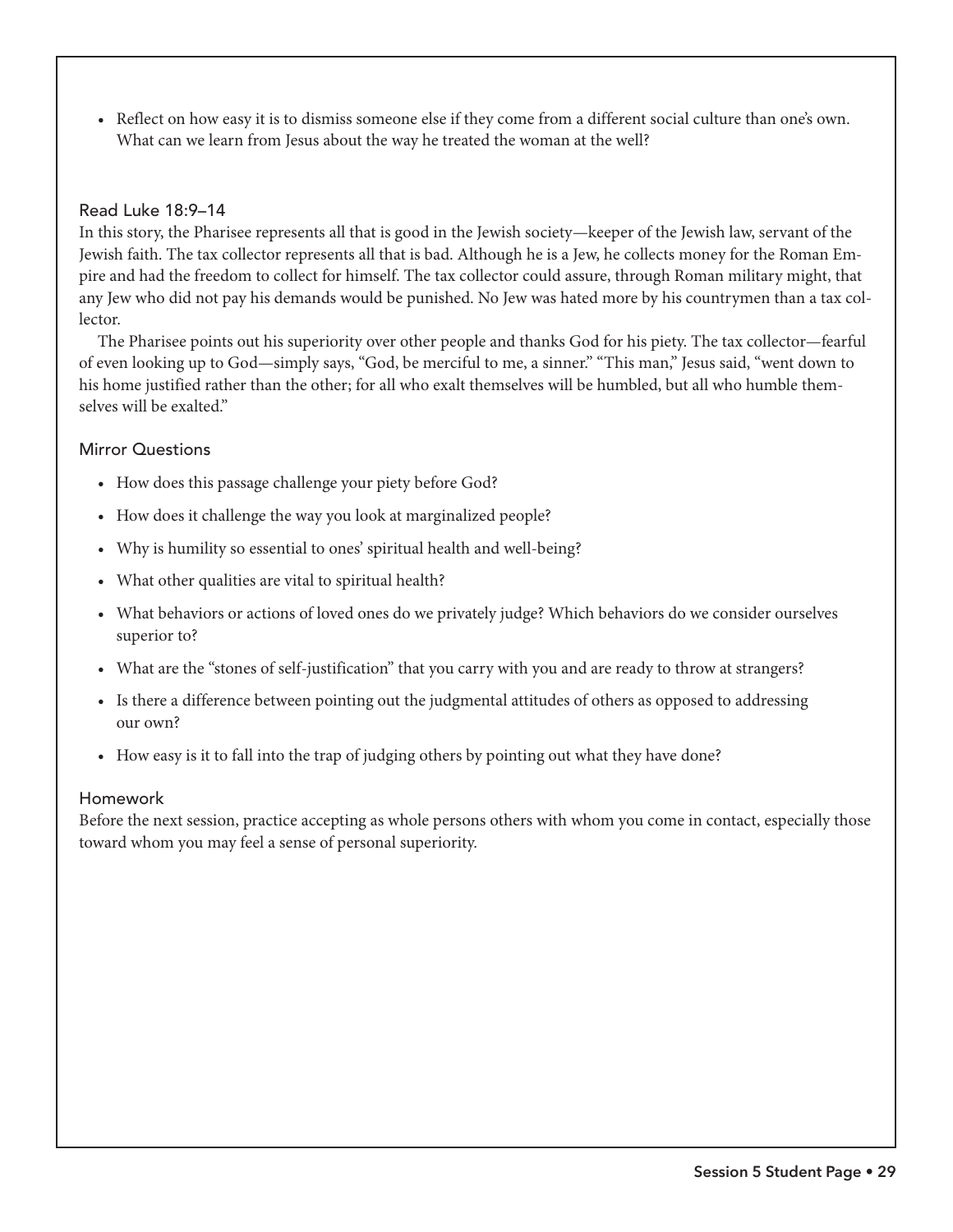- Reflect on how easy it is to dismiss someone else if they come from a different social culture than one's own. What can we learn from Jesus about the way he treated the woman at the well?

### Read Luke 18:9–14

In this story, the Pharisee represents all that is good in the Jewish society—keeper of the Jewish law, servant of the Jewish faith. The tax collector represents all that is bad. Although he is a Jew, he collects money for the Roman Empire and had the freedom to collect for himself. The tax collector could assure, through Roman military might, that any Jew who did not pay his demands would be punished. No Jew was hated more by his countrymen than a tax collector.

The Pharisee points out his superiority over other people and thanks God for his piety. The tax collector—fearful of even looking up to God—simply says, "God, be merciful to me, a sinner." "This man," Jesus said, "went down to his home justified rather than the other; for all who exalt themselves will be humbled, but all who humble themselves will be exalted."

### Mirror Questions

- How does this passage challenge your piety before God?
- How does it challenge the way you look at marginalized people?
- Why is humility so essential to ones' spiritual health and well-being?
- What other qualities are vital to spiritual health?
- What behaviors or actions of loved ones do we privately judge? Which behaviors do we consider ourselves superior to?
- What are the "stones of self-justification" that you carry with you and are ready to throw at strangers?
- Is there a difference between pointing out the judgmental attitudes of others as opposed to addressing our own?
- How easy is it to fall into the trap of judging others by pointing out what they have done?

### Homework

Before the next session, practice accepting as whole persons others with whom you come in contact, especially those toward whom you may feel a sense of personal superiority.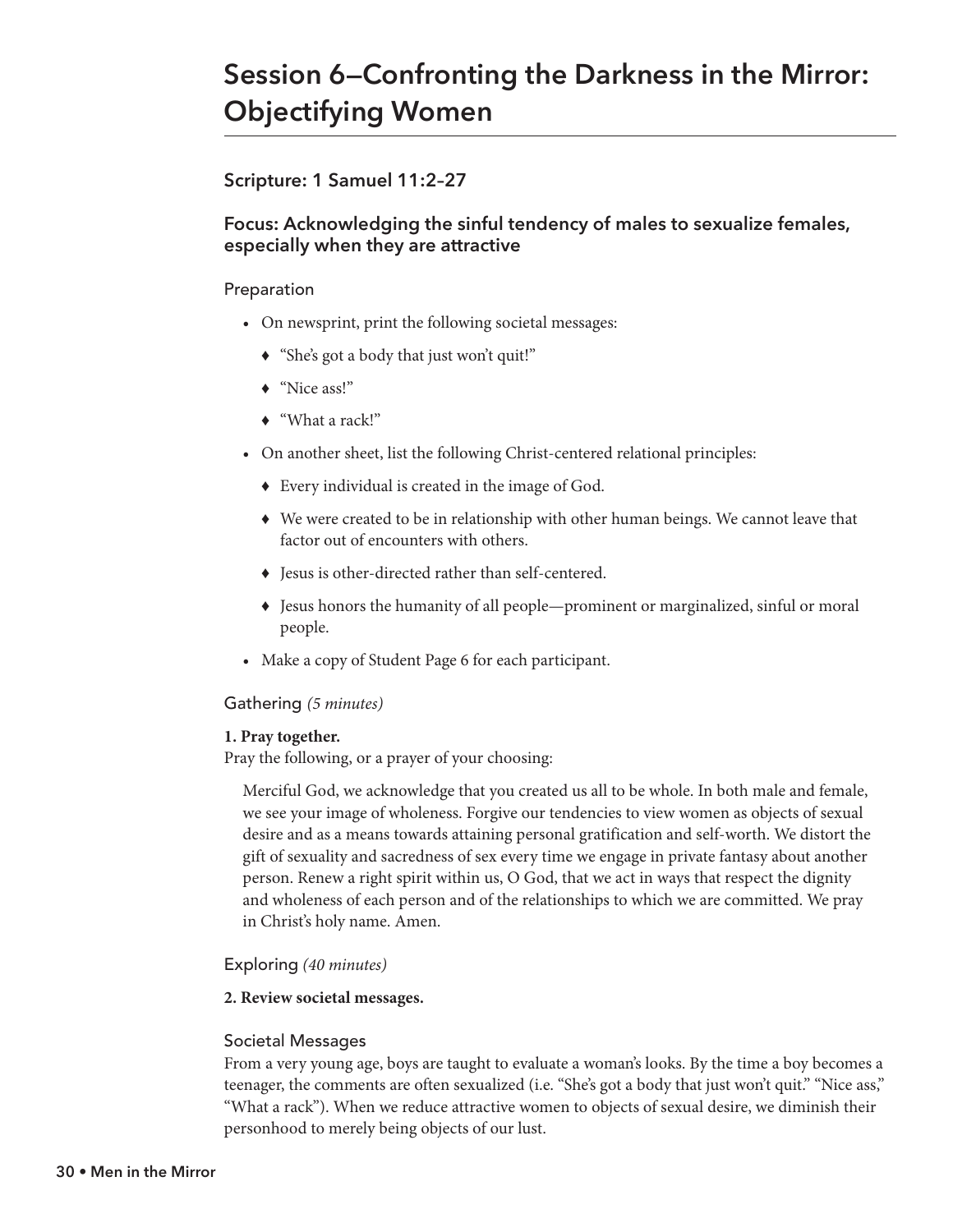# Session 6—Confronting the Darkness in the Mirror: Objectifying Women

### Scripture: 1 Samuel 11:2–27

### Focus: Acknowledging the sinful tendency of males to sexualize females, especially when they are attractive

#### Preparation

- On newsprint, print the following societal messages:
  - "She's got a body that just won't quit!"
  - "Nice ass!"
  - "What a rack!"
- On another sheet, list the following Christ-centered relational principles:
  - Every individual is created in the image of God.
  - We were created to be in relationship with other human beings. We cannot leave that factor out of encounters with others.
  - Jesus is other-directed rather than self-centered.
  - Jesus honors the humanity of all people—prominent or marginalized, sinful or moral people.
- Make a copy of Student Page 6 for each participant.

#### Gathering *(5 minutes)*

**1. Pray together.**
Pray the following, or a prayer of your choosing:

> Merciful God, we acknowledge that you created us all to be whole. In both male and female, we see your image of wholeness. Forgive our tendencies to view women as objects of sexual desire and as a means towards attaining personal gratification and self-worth. We distort the gift of sexuality and sacredness of sex every time we engage in private fantasy about another person. Renew a right spirit within us, O God, that we act in ways that respect the dignity and wholeness of each person and of the relationships to which we are committed. We pray in Christ's holy name. Amen.

#### Exploring *(40 minutes)*

**2. Review societal messages.**

#### Societal Messages

From a very young age, boys are taught to evaluate a woman's looks. By the time a boy becomes a teenager, the comments are often sexualized (i.e. "She's got a body that just won't quit." "Nice ass," "What a rack"). When we reduce attractive women to objects of sexual desire, we diminish their personhood to merely being objects of our lust.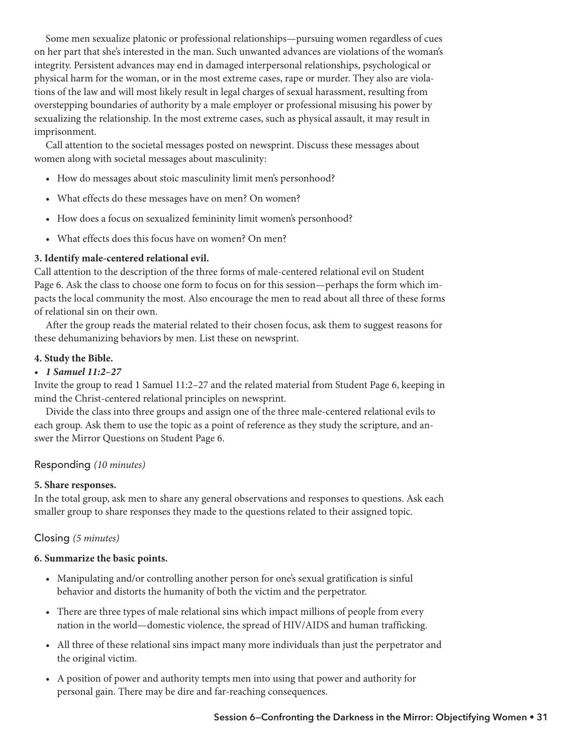Some men sexualize platonic or professional relationships—pursuing women regardless of cues on her part that she's interested in the man. Such unwanted advances are violations of the woman's integrity. Persistent advances may end in damaged interpersonal relationships, psychological or physical harm for the woman, or in the most extreme cases, rape or murder. They also are violations of the law and will most likely result in legal charges of sexual harassment, resulting from overstepping boundaries of authority by a male employer or professional misusing his power by sexualizing the relationship. In the most extreme cases, such as physical assault, it may result in imprisonment.

Call attention to the societal messages posted on newsprint. Discuss these messages about women along with societal messages about masculinity:

- How do messages about stoic masculinity limit men's personhood?
- What effects do these messages have on men? On women?
- How does a focus on sexualized femininity limit women's personhood?
- What effects does this focus have on women? On men?

**3. Identify male-centered relational evil.**

Call attention to the description of the three forms of male-centered relational evil on Student Page 6. Ask the class to choose one form to focus on for this session—perhaps the form which impacts the local community the most. Also encourage the men to read about all three of these forms of relational sin on their own.

After the group reads the material related to their chosen focus, ask them to suggest reasons for these dehumanizing behaviors by men. List these on newsprint.

**4. Study the Bible.**

- ***1 Samuel 11:2–27***

Invite the group to read 1 Samuel 11:2–27 and the related material from Student Page 6, keeping in mind the Christ-centered relational principles on newsprint.

Divide the class into three groups and assign one of the three male-centered relational evils to each group. Ask them to use the topic as a point of reference as they study the scripture, and answer the Mirror Questions on Student Page 6.

## Responding *(10 minutes)*

**5. Share responses.**

In the total group, ask men to share any general observations and responses to questions. Ask each smaller group to share responses they made to the questions related to their assigned topic.

## Closing *(5 minutes)*

**6. Summarize the basic points.**

- Manipulating and/or controlling another person for one's sexual gratification is sinful behavior and distorts the humanity of both the victim and the perpetrator.
- There are three types of male relational sins which impact millions of people from every nation in the world—domestic violence, the spread of HIV/AIDS and human trafficking.
- All three of these relational sins impact many more individuals than just the perpetrator and the original victim.
- A position of power and authority tempts men into using that power and authority for personal gain. There may be dire and far-reaching consequences.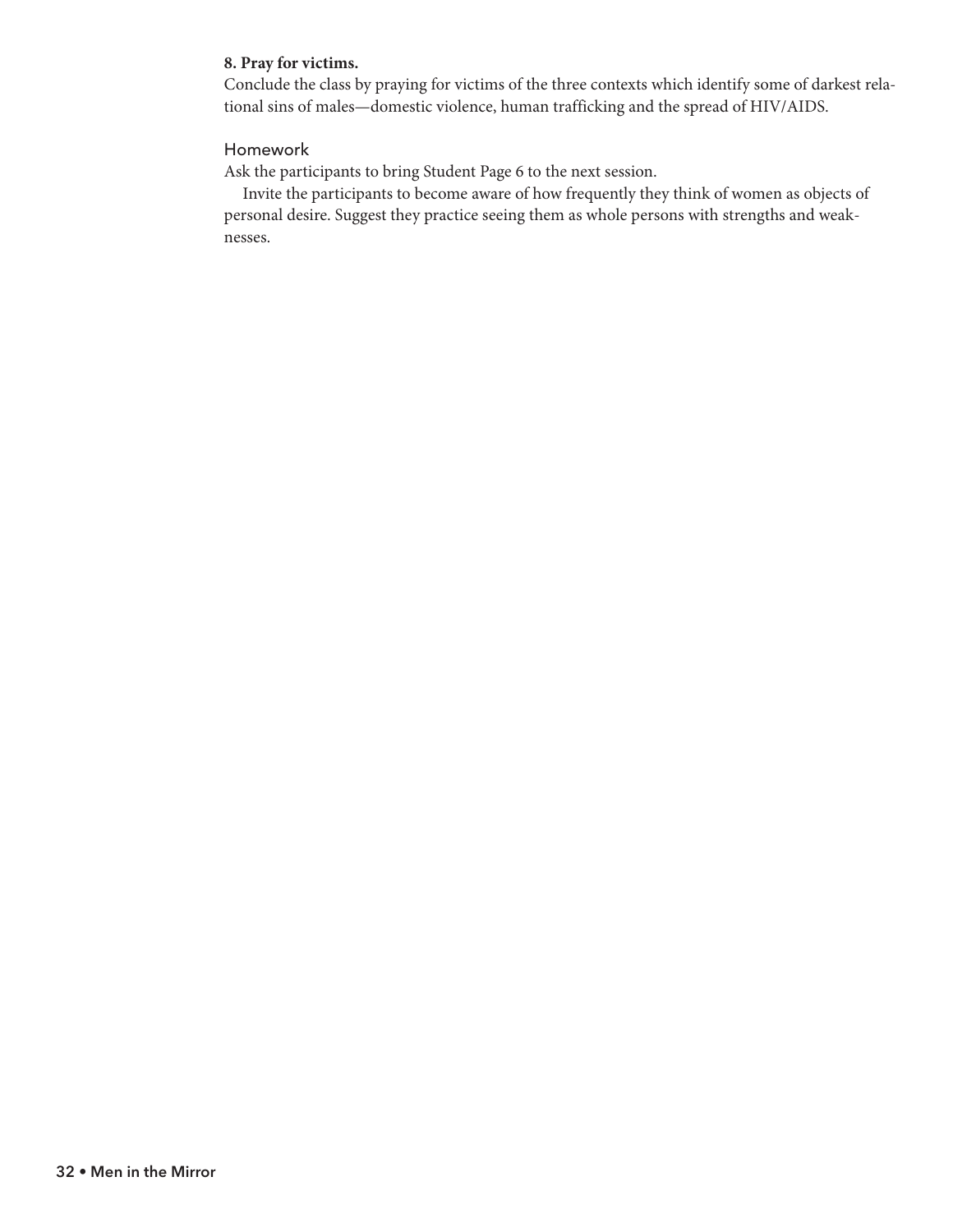**8. Pray for victims.**

Conclude the class by praying for victims of the three contexts which identify some of darkest relational sins of males—domestic violence, human trafficking and the spread of HIV/AIDS.

### Homework

Ask the participants to bring Student Page 6 to the next session.

Invite the participants to become aware of how frequently they think of women as objects of personal desire. Suggest they practice seeing them as whole persons with strengths and weaknesses.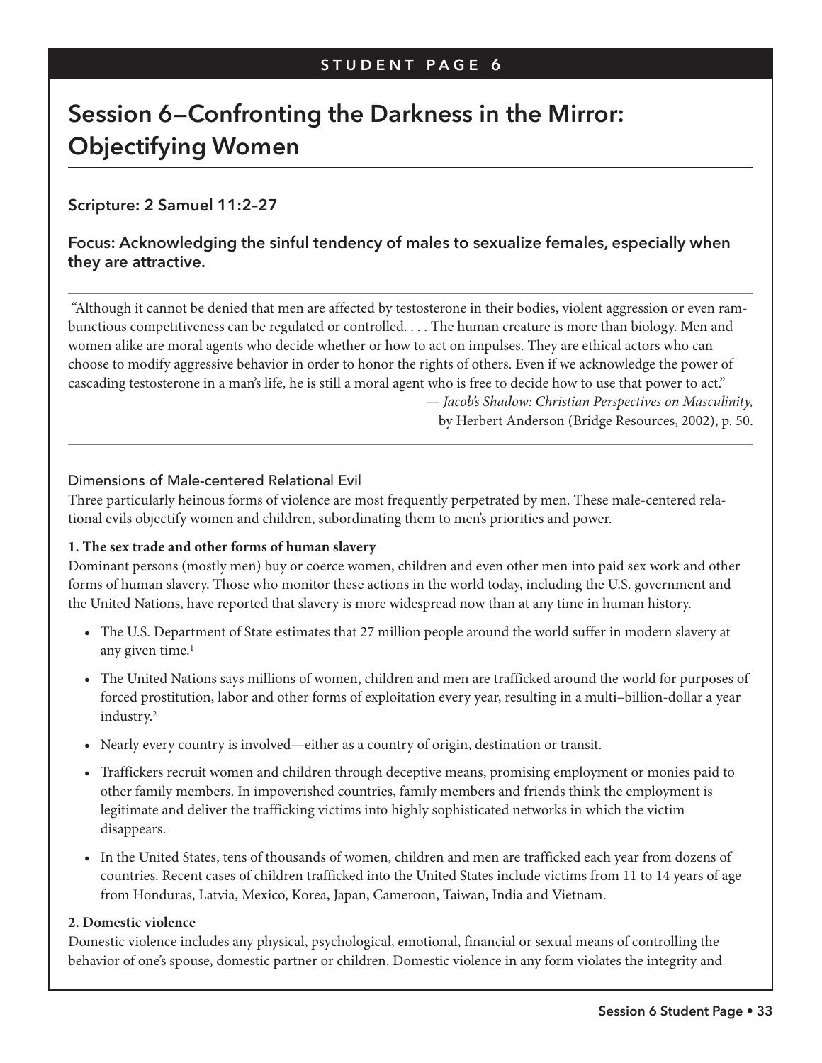STUDENT PAGE 6

# Session 6—Confronting the Darkness in the Mirror: Objectifying Women

### Scripture: 2 Samuel 11:2–27

### Focus: Acknowledging the sinful tendency of males to sexualize females, especially when they are attractive.

"Although it cannot be denied that men are affected by testosterone in their bodies, violent aggression or even rambunctious competitiveness can be regulated or controlled. . . . The human creature is more than biology. Men and women alike are moral agents who decide whether or how to act on impulses. They are ethical actors who can choose to modify aggressive behavior in order to honor the rights of others. Even if we acknowledge the power of cascading testosterone in a man's life, he is still a moral agent who is free to decide how to use that power to act."

— *Jacob's Shadow: Christian Perspectives on Masculinity,* by Herbert Anderson (Bridge Resources, 2002), p. 50.

## Dimensions of Male-centered Relational Evil

Three particularly heinous forms of violence are most frequently perpetrated by men. These male-centered relational evils objectify women and children, subordinating them to men's priorities and power.

**1. The sex trade and other forms of human slavery**

Dominant persons (mostly men) buy or coerce women, children and even other men into paid sex work and other forms of human slavery. Those who monitor these actions in the world today, including the U.S. government and the United Nations, have reported that slavery is more widespread now than at any time in human history.

- The U.S. Department of State estimates that 27 million people around the world suffer in modern slavery at any given time.[1]
- The United Nations says millions of women, children and men are trafficked around the world for purposes of forced prostitution, labor and other forms of exploitation every year, resulting in a multi–billion-dollar a year industry.[2]
- Nearly every country is involved—either as a country of origin, destination or transit.
- Traffickers recruit women and children through deceptive means, promising employment or monies paid to other family members. In impoverished countries, family members and friends think the employment is legitimate and deliver the trafficking victims into highly sophisticated networks in which the victim disappears.
- In the United States, tens of thousands of women, children and men are trafficked each year from dozens of countries. Recent cases of children trafficked into the United States include victims from 11 to 14 years of age from Honduras, Latvia, Mexico, Korea, Japan, Cameroon, Taiwan, India and Vietnam.

**2. Domestic violence**

Domestic violence includes any physical, psychological, emotional, financial or sexual means of controlling the behavior of one's spouse, domestic partner or children. Domestic violence in any form violates the integrity and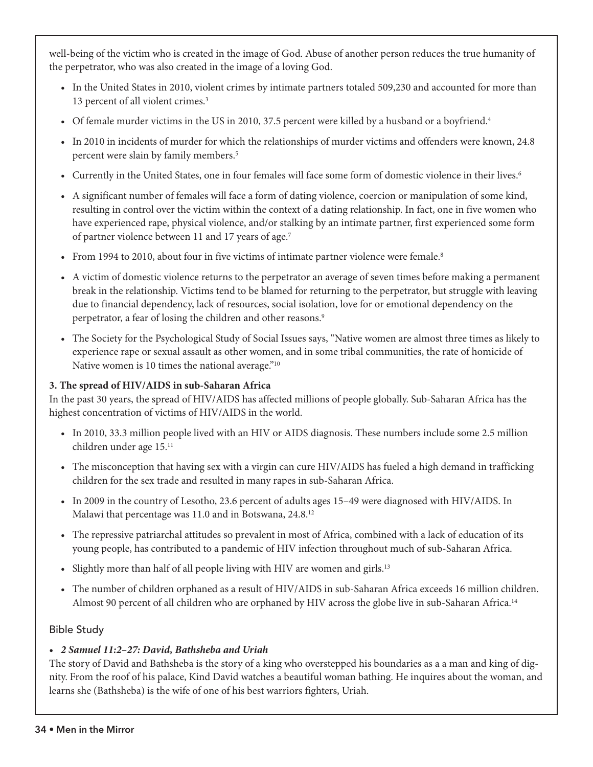well-being of the victim who is created in the image of God. Abuse of another person reduces the true humanity of the perpetrator, who was also created in the image of a loving God.

- In the United States in 2010, violent crimes by intimate partners totaled 509,230 and accounted for more than 13 percent of all violent crimes.[3]
- Of female murder victims in the US in 2010, 37.5 percent were killed by a husband or a boyfriend.[4]
- In 2010 in incidents of murder for which the relationships of murder victims and offenders were known, 24.8 percent were slain by family members.[5]
- Currently in the United States, one in four females will face some form of domestic violence in their lives.[6]
- A significant number of females will face a form of dating violence, coercion or manipulation of some kind, resulting in control over the victim within the context of a dating relationship. In fact, one in five women who have experienced rape, physical violence, and/or stalking by an intimate partner, first experienced some form of partner violence between 11 and 17 years of age.[7]
- From 1994 to 2010, about four in five victims of intimate partner violence were female.[8]
- A victim of domestic violence returns to the perpetrator an average of seven times before making a permanent break in the relationship. Victims tend to be blamed for returning to the perpetrator, but struggle with leaving due to financial dependency, lack of resources, social isolation, love for or emotional dependency on the perpetrator, a fear of losing the children and other reasons.[9]
- The Society for the Psychological Study of Social Issues says, "Native women are almost three times as likely to experience rape or sexual assault as other women, and in some tribal communities, the rate of homicide of Native women is 10 times the national average."[10]

**3. The spread of HIV/AIDS in sub-Saharan Africa**

In the past 30 years, the spread of HIV/AIDS has affected millions of people globally. Sub-Saharan Africa has the highest concentration of victims of HIV/AIDS in the world.

- In 2010, 33.3 million people lived with an HIV or AIDS diagnosis. These numbers include some 2.5 million children under age 15.[11]
- The misconception that having sex with a virgin can cure HIV/AIDS has fueled a high demand in trafficking children for the sex trade and resulted in many rapes in sub-Saharan Africa.
- In 2009 in the country of Lesotho, 23.6 percent of adults ages 15–49 were diagnosed with HIV/AIDS. In Malawi that percentage was 11.0 and in Botswana, 24.8.[12]
- The repressive patriarchal attitudes so prevalent in most of Africa, combined with a lack of education of its young people, has contributed to a pandemic of HIV infection throughout much of sub-Saharan Africa.
- Slightly more than half of all people living with HIV are women and girls.[13]
- The number of children orphaned as a result of HIV/AIDS in sub-Saharan Africa exceeds 16 million children. Almost 90 percent of all children who are orphaned by HIV across the globe live in sub-Saharan Africa.[14]

## Bible Study

- ***2 Samuel 11:2–27: David, Bathsheba and Uriah***

The story of David and Bathsheba is the story of a king who overstepped his boundaries as a a man and king of dignity. From the roof of his palace, Kind David watches a beautiful woman bathing. He inquires about the woman, and learns she (Bathsheba) is the wife of one of his best warriors fighters, Uriah.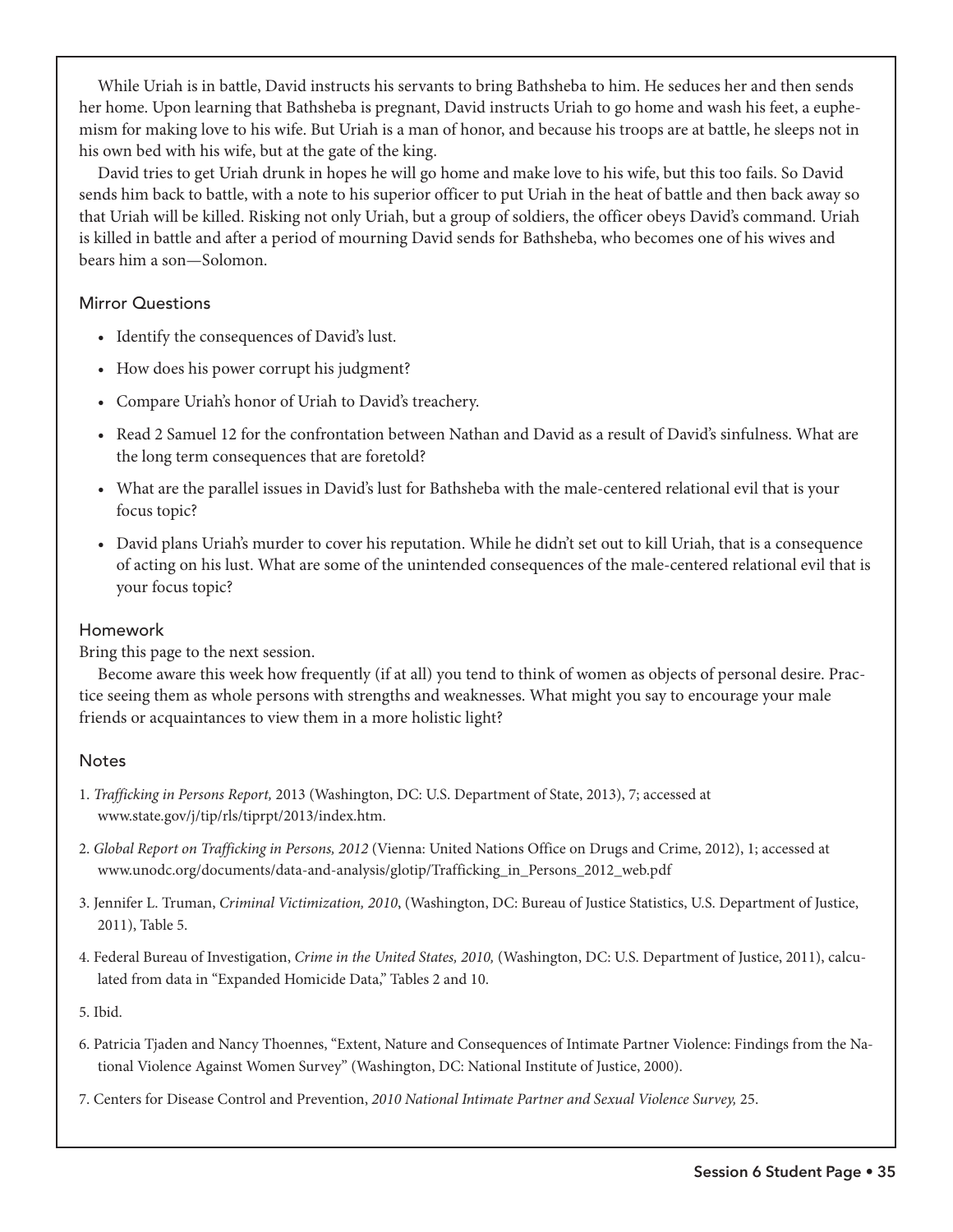While Uriah is in battle, David instructs his servants to bring Bathsheba to him. He seduces her and then sends her home. Upon learning that Bathsheba is pregnant, David instructs Uriah to go home and wash his feet, a euphemism for making love to his wife. But Uriah is a man of honor, and because his troops are at battle, he sleeps not in his own bed with his wife, but at the gate of the king.

David tries to get Uriah drunk in hopes he will go home and make love to his wife, but this too fails. So David sends him back to battle, with a note to his superior officer to put Uriah in the heat of battle and then back away so that Uriah will be killed. Risking not only Uriah, but a group of soldiers, the officer obeys David's command. Uriah is killed in battle and after a period of mourning David sends for Bathsheba, who becomes one of his wives and bears him a son—Solomon.

### Mirror Questions

- Identify the consequences of David's lust.
- How does his power corrupt his judgment?
- Compare Uriah's honor of Uriah to David's treachery.
- Read 2 Samuel 12 for the confrontation between Nathan and David as a result of David's sinfulness. What are the long term consequences that are foretold?
- What are the parallel issues in David's lust for Bathsheba with the male-centered relational evil that is your focus topic?
- David plans Uriah's murder to cover his reputation. While he didn't set out to kill Uriah, that is a consequence of acting on his lust. What are some of the unintended consequences of the male-centered relational evil that is your focus topic?

### Homework

Bring this page to the next session.

Become aware this week how frequently (if at all) you tend to think of women as objects of personal desire. Practice seeing them as whole persons with strengths and weaknesses. What might you say to encourage your male friends or acquaintances to view them in a more holistic light?

### Notes

1. *Trafficking in Persons Report,* 2013 (Washington, DC: U.S. Department of State, 2013), 7; accessed at www.state.gov/j/tip/rls/tiprpt/2013/index.htm.
2. *Global Report on Trafficking in Persons, 2012* (Vienna: United Nations Office on Drugs and Crime, 2012), 1; accessed at www.unodc.org/documents/data-and-analysis/glotip/Trafficking_in_Persons_2012_web.pdf
3. Jennifer L. Truman, *Criminal Victimization, 2010*, (Washington, DC: Bureau of Justice Statistics, U.S. Department of Justice, 2011), Table 5.
4. Federal Bureau of Investigation, *Crime in the United States, 2010,* (Washington, DC: U.S. Department of Justice, 2011), calculated from data in "Expanded Homicide Data," Tables 2 and 10.
5. Ibid.
6. Patricia Tjaden and Nancy Thoennes, "Extent, Nature and Consequences of Intimate Partner Violence: Findings from the National Violence Against Women Survey" (Washington, DC: National Institute of Justice, 2000).
7. Centers for Disease Control and Prevention, *2010 National Intimate Partner and Sexual Violence Survey,* 25.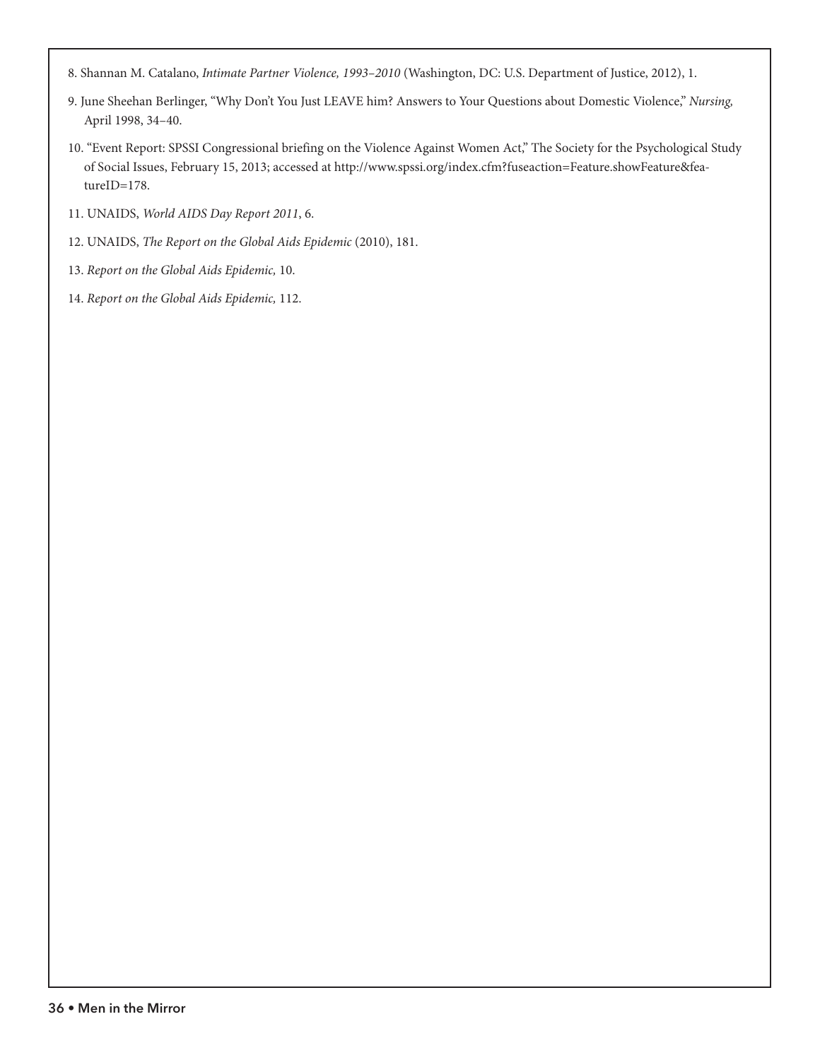8. Shannan M. Catalano, *Intimate Partner Violence, 1993–2010* (Washington, DC: U.S. Department of Justice, 2012), 1.

9. June Sheehan Berlinger, "Why Don't You Just LEAVE him? Answers to Your Questions about Domestic Violence," *Nursing,* April 1998, 34–40.

10. "Event Report: SPSSI Congressional briefing on the Violence Against Women Act," The Society for the Psychological Study of Social Issues, February 15, 2013; accessed at http://www.spssi.org/index.cfm?fuseaction=Feature.showFeature&featureID=178.

11. UNAIDS, *World AIDS Day Report 2011*, 6.

12. UNAIDS, *The Report on the Global Aids Epidemic* (2010), 181.

13. *Report on the Global Aids Epidemic,* 10.

14. *Report on the Global Aids Epidemic,* 112.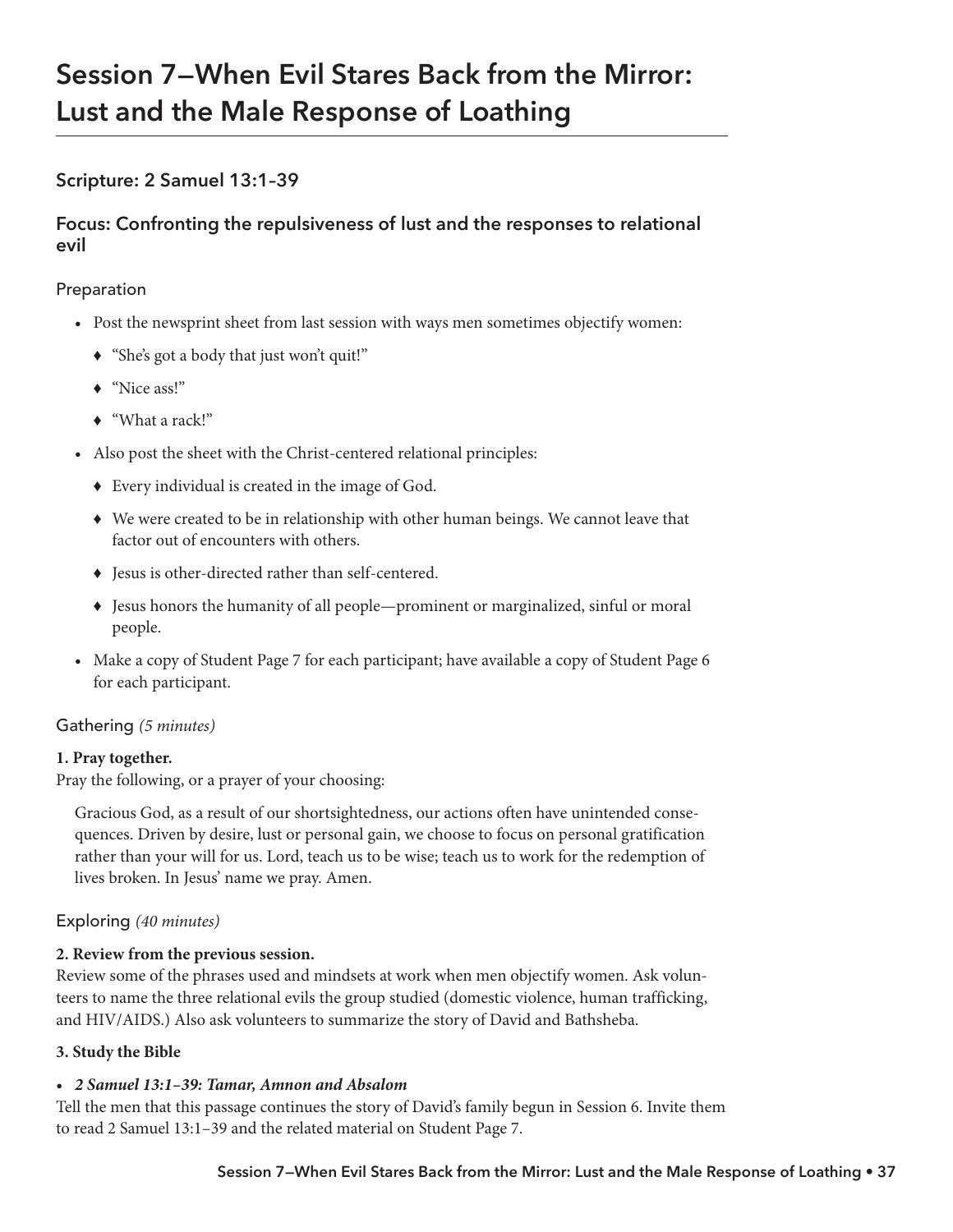# Session 7—When Evil Stares Back from the Mirror: Lust and the Male Response of Loathing

### Scripture: 2 Samuel 13:1–39

### Focus: Confronting the repulsiveness of lust and the responses to relational evil

#### Preparation

- Post the newsprint sheet from last session with ways men sometimes objectify women:
  - "She's got a body that just won't quit!"
  - "Nice ass!"
  - "What a rack!"
- Also post the sheet with the Christ-centered relational principles:
  - Every individual is created in the image of God.
  - We were created to be in relationship with other human beings. We cannot leave that factor out of encounters with others.
  - Jesus is other-directed rather than self-centered.
  - Jesus honors the humanity of all people—prominent or marginalized, sinful or moral people.
- Make a copy of Student Page 7 for each participant; have available a copy of Student Page 6 for each participant.

#### Gathering *(5 minutes)*

**1. Pray together.**
Pray the following, or a prayer of your choosing:

> Gracious God, as a result of our shortsightedness, our actions often have unintended consequences. Driven by desire, lust or personal gain, we choose to focus on personal gratification rather than your will for us. Lord, teach us to be wise; teach us to work for the redemption of lives broken. In Jesus' name we pray. Amen.

#### Exploring *(40 minutes)*

**2. Review from the previous session.**
Review some of the phrases used and mindsets at work when men objectify women. Ask volunteers to name the three relational evils the group studied (domestic violence, human trafficking, and HIV/AIDS.) Also ask volunteers to summarize the story of David and Bathsheba.

**3. Study the Bible**

- ***2 Samuel 13:1–39: Tamar, Amnon and Absalom***

Tell the men that this passage continues the story of David's family begun in Session 6. Invite them to read 2 Samuel 13:1–39 and the related material on Student Page 7.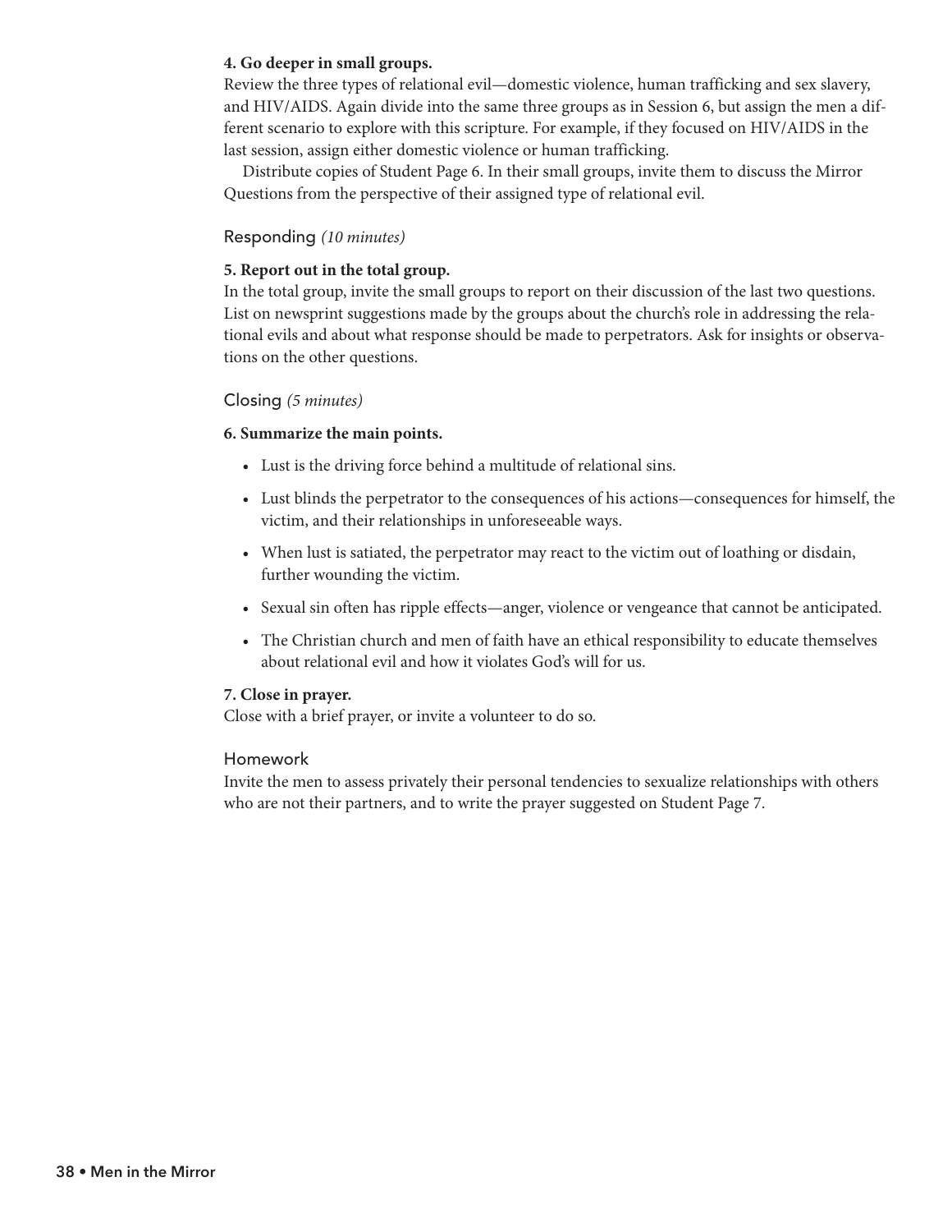**4. Go deeper in small groups.**

Review the three types of relational evil—domestic violence, human trafficking and sex slavery, and HIV/AIDS. Again divide into the same three groups as in Session 6, but assign the men a different scenario to explore with this scripture. For example, if they focused on HIV/AIDS in the last session, assign either domestic violence or human trafficking.

Distribute copies of Student Page 6. In their small groups, invite them to discuss the Mirror Questions from the perspective of their assigned type of relational evil.

### Responding *(10 minutes)*

**5. Report out in the total group.**

In the total group, invite the small groups to report on their discussion of the last two questions. List on newsprint suggestions made by the groups about the church's role in addressing the relational evils and about what response should be made to perpetrators. Ask for insights or observations on the other questions.

### Closing *(5 minutes)*

**6. Summarize the main points.**

- Lust is the driving force behind a multitude of relational sins.
- Lust blinds the perpetrator to the consequences of his actions—consequences for himself, the victim, and their relationships in unforeseeable ways.
- When lust is satiated, the perpetrator may react to the victim out of loathing or disdain, further wounding the victim.
- Sexual sin often has ripple effects—anger, violence or vengeance that cannot be anticipated.
- The Christian church and men of faith have an ethical responsibility to educate themselves about relational evil and how it violates God's will for us.

**7. Close in prayer.**

Close with a brief prayer, or invite a volunteer to do so.

### Homework

Invite the men to assess privately their personal tendencies to sexualize relationships with others who are not their partners, and to write the prayer suggested on Student Page 7.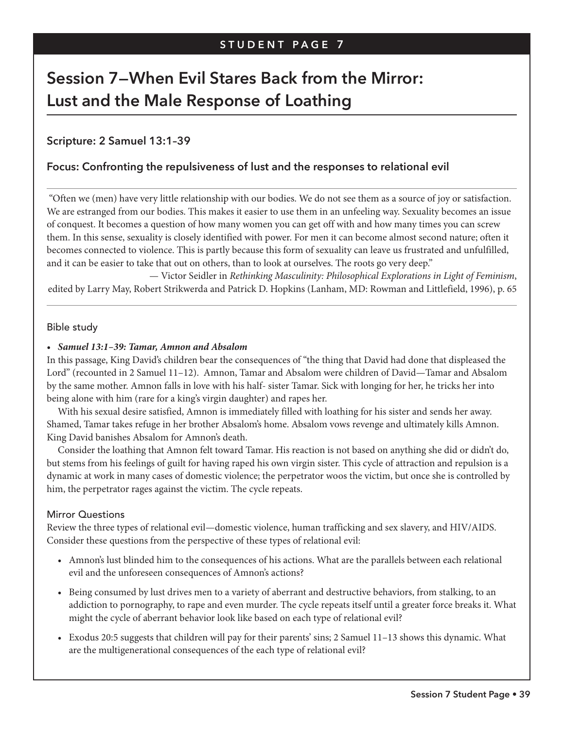STUDENT PAGE 7

# Session 7—When Evil Stares Back from the Mirror: Lust and the Male Response of Loathing

### Scripture: 2 Samuel 13:1–39

### Focus: Confronting the repulsiveness of lust and the responses to relational evil

"Often we (men) have very little relationship with our bodies. We do not see them as a source of joy or satisfaction. We are estranged from our bodies. This makes it easier to use them in an unfeeling way. Sexuality becomes an issue of conquest. It becomes a question of how many women you can get off with and how many times you can screw them. In this sense, sexuality is closely identified with power. For men it can become almost second nature; often it becomes connected to violence. This is partly because this form of sexuality can leave us frustrated and unfulfilled, and it can be easier to take that out on others, than to look at ourselves. The roots go very deep."

— Victor Seidler in *Rethinking Masculinity: Philosophical Explorations in Light of Feminism*, edited by Larry May, Robert Strikwerda and Patrick D. Hopkins (Lanham, MD: Rowman and Littlefield, 1996), p. 65

#### Bible study

- ***Samuel 13:1–39: Tamar, Amnon and Absalom***

In this passage, King David's children bear the consequences of "the thing that David had done that displeased the Lord" (recounted in 2 Samuel 11–12). Amnon, Tamar and Absalom were children of David—Tamar and Absalom by the same mother. Amnon falls in love with his half- sister Tamar. Sick with longing for her, he tricks her into being alone with him (rare for a king's virgin daughter) and rapes her.

With his sexual desire satisfied, Amnon is immediately filled with loathing for his sister and sends her away. Shamed, Tamar takes refuge in her brother Absalom's home. Absalom vows revenge and ultimately kills Amnon. King David banishes Absalom for Amnon's death.

Consider the loathing that Amnon felt toward Tamar. His reaction is not based on anything she did or didn't do, but stems from his feelings of guilt for having raped his own virgin sister. This cycle of attraction and repulsion is a dynamic at work in many cases of domestic violence; the perpetrator woos the victim, but once she is controlled by him, the perpetrator rages against the victim. The cycle repeats.

#### Mirror Questions

Review the three types of relational evil—domestic violence, human trafficking and sex slavery, and HIV/AIDS. Consider these questions from the perspective of these types of relational evil:

- Amnon's lust blinded him to the consequences of his actions. What are the parallels between each relational evil and the unforeseen consequences of Amnon's actions?
- Being consumed by lust drives men to a variety of aberrant and destructive behaviors, from stalking, to an addiction to pornography, to rape and even murder. The cycle repeats itself until a greater force breaks it. What might the cycle of aberrant behavior look like based on each type of relational evil?
- Exodus 20:5 suggests that children will pay for their parents' sins; 2 Samuel 11–13 shows this dynamic. What are the multigenerational consequences of the each type of relational evil?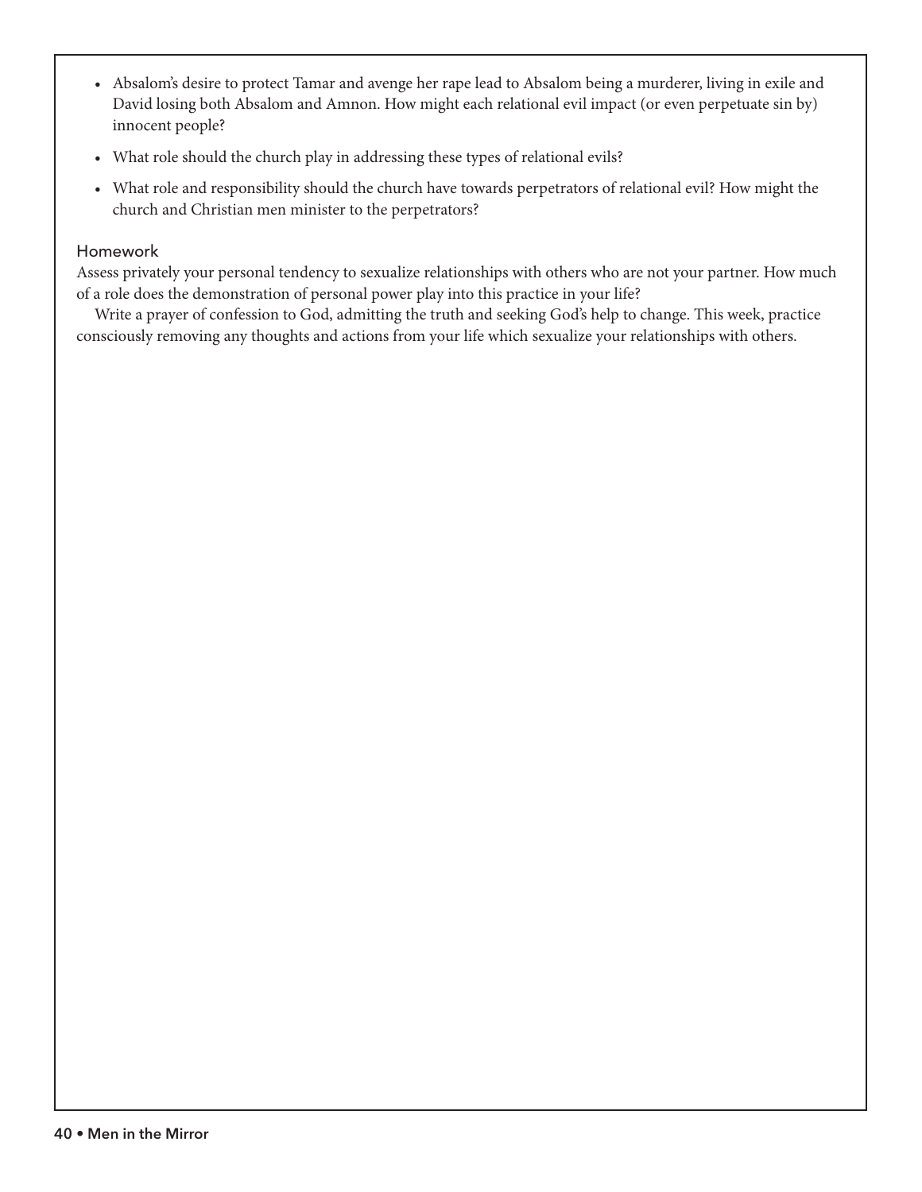- Absalom's desire to protect Tamar and avenge her rape lead to Absalom being a murderer, living in exile and David losing both Absalom and Amnon. How might each relational evil impact (or even perpetuate sin by) innocent people?
- What role should the church play in addressing these types of relational evils?
- What role and responsibility should the church have towards perpetrators of relational evil? How might the church and Christian men minister to the perpetrators?

### Homework

Assess privately your personal tendency to sexualize relationships with others who are not your partner. How much of a role does the demonstration of personal power play into this practice in your life?

Write a prayer of confession to God, admitting the truth and seeking God's help to change. This week, practice consciously removing any thoughts and actions from your life which sexualize your relationships with others.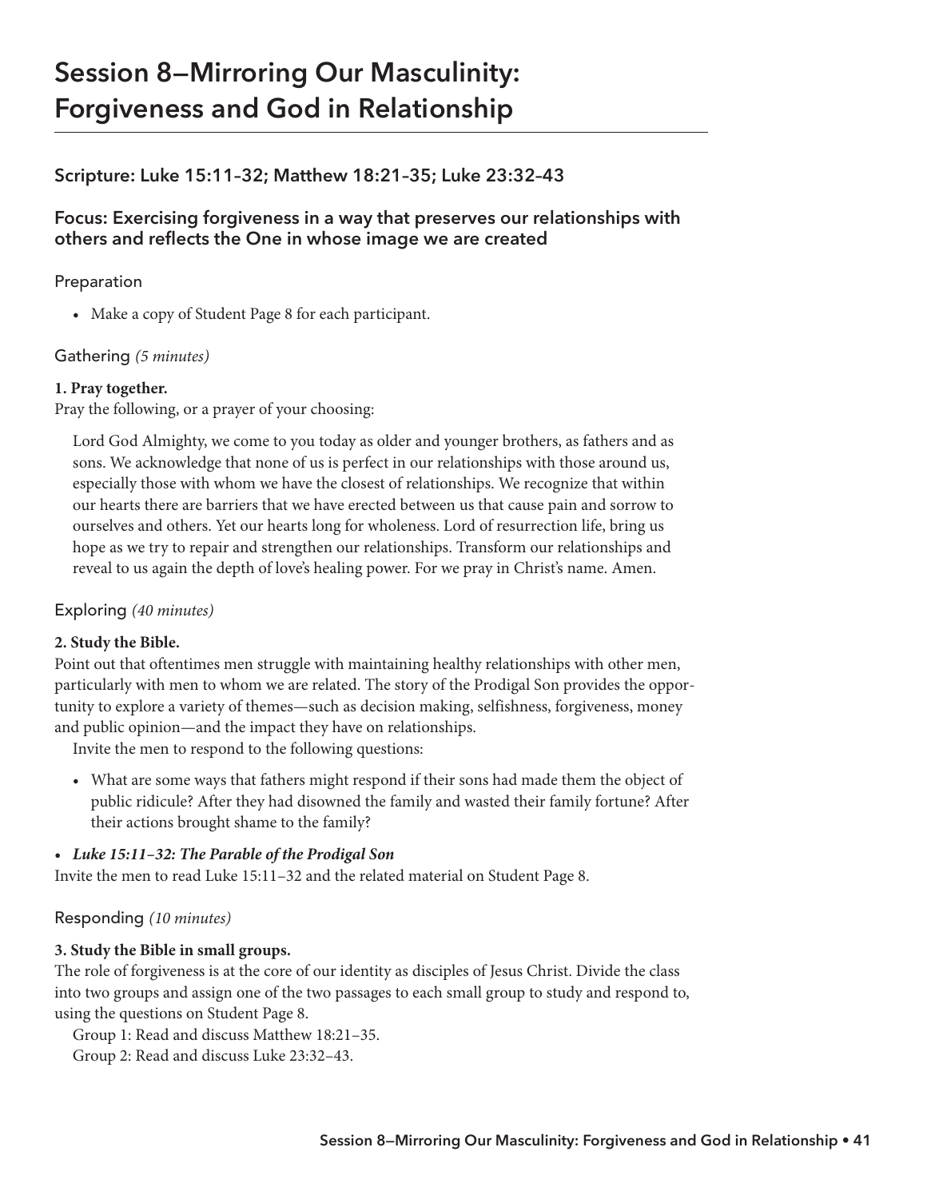# Session 8—Mirroring Our Masculinity: Forgiveness and God in Relationship

### Scripture: Luke 15:11–32; Matthew 18:21–35; Luke 23:32–43

### Focus: Exercising forgiveness in a way that preserves our relationships with others and reflects the One in whose image we are created

#### Preparation

- Make a copy of Student Page 8 for each participant.

#### Gathering *(5 minutes)*

**1. Pray together.**

Pray the following, or a prayer of your choosing:

> Lord God Almighty, we come to you today as older and younger brothers, as fathers and as sons. We acknowledge that none of us is perfect in our relationships with those around us, especially those with whom we have the closest of relationships. We recognize that within our hearts there are barriers that we have erected between us that cause pain and sorrow to ourselves and others. Yet our hearts long for wholeness. Lord of resurrection life, bring us hope as we try to repair and strengthen our relationships. Transform our relationships and reveal to us again the depth of love's healing power. For we pray in Christ's name. Amen.

#### Exploring *(40 minutes)*

**2. Study the Bible.**

Point out that oftentimes men struggle with maintaining healthy relationships with other men, particularly with men to whom we are related. The story of the Prodigal Son provides the opportunity to explore a variety of themes—such as decision making, selfishness, forgiveness, money and public opinion—and the impact they have on relationships.

Invite the men to respond to the following questions:

- What are some ways that fathers might respond if their sons had made them the object of public ridicule? After they had disowned the family and wasted their family fortune? After their actions brought shame to the family?

- ***Luke 15:11–32: The Parable of the Prodigal Son***

Invite the men to read Luke 15:11–32 and the related material on Student Page 8.

#### Responding *(10 minutes)*

**3. Study the Bible in small groups.**

The role of forgiveness is at the core of our identity as disciples of Jesus Christ. Divide the class into two groups and assign one of the two passages to each small group to study and respond to, using the questions on Student Page 8.

Group 1: Read and discuss Matthew 18:21–35.

Group 2: Read and discuss Luke 23:32–43.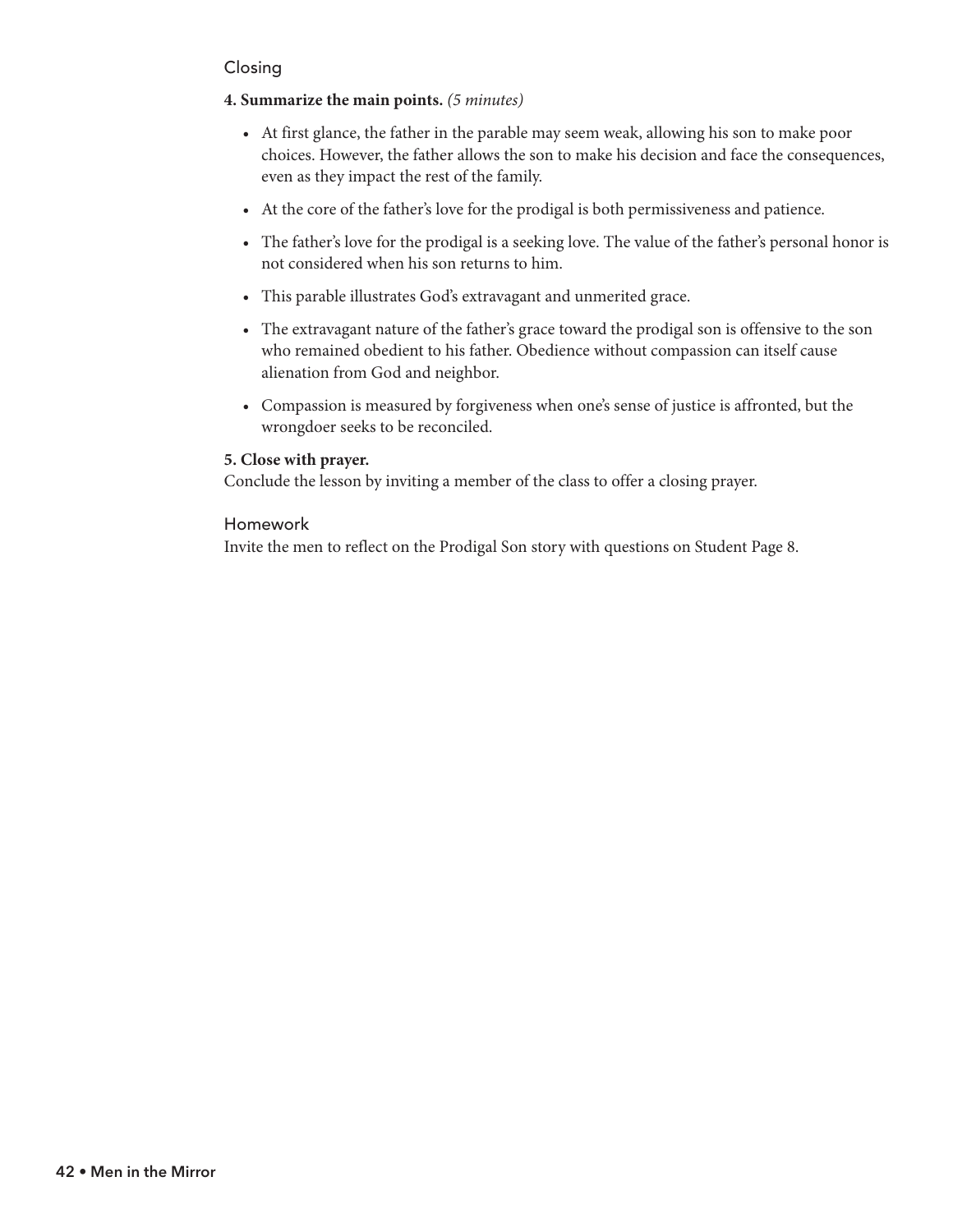## Closing

**4. Summarize the main points.** *(5 minutes)*

- At first glance, the father in the parable may seem weak, allowing his son to make poor choices. However, the father allows the son to make his decision and face the consequences, even as they impact the rest of the family.
- At the core of the father's love for the prodigal is both permissiveness and patience.
- The father's love for the prodigal is a seeking love. The value of the father's personal honor is not considered when his son returns to him.
- This parable illustrates God's extravagant and unmerited grace.
- The extravagant nature of the father's grace toward the prodigal son is offensive to the son who remained obedient to his father. Obedience without compassion can itself cause alienation from God and neighbor.
- Compassion is measured by forgiveness when one's sense of justice is affronted, but the wrongdoer seeks to be reconciled.

**5. Close with prayer.**
Conclude the lesson by inviting a member of the class to offer a closing prayer.

## Homework

Invite the men to reflect on the Prodigal Son story with questions on Student Page 8.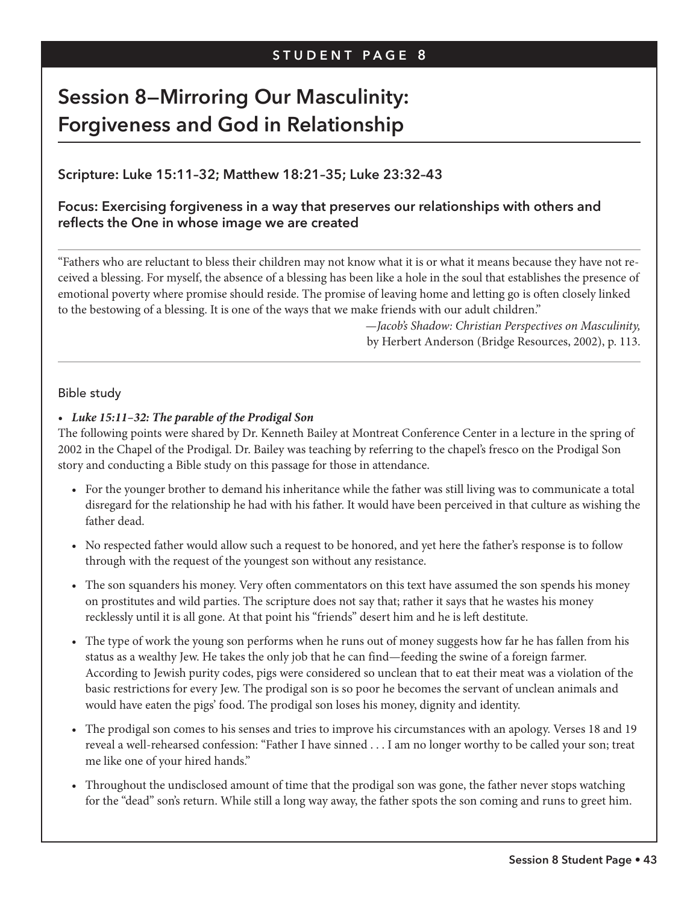STUDENT PAGE 8

# Session 8—Mirroring Our Masculinity: Forgiveness and God in Relationship

### Scripture: Luke 15:11–32; Matthew 18:21–35; Luke 23:32–43

### Focus: Exercising forgiveness in a way that preserves our relationships with others and reflects the One in whose image we are created

---

"Fathers who are reluctant to bless their children may not know what it is or what it means because they have not received a blessing. For myself, the absence of a blessing has been like a hole in the soul that establishes the presence of emotional poverty where promise should reside. The promise of leaving home and letting go is often closely linked to the bestowing of a blessing. It is one of the ways that we make friends with our adult children."

—*Jacob's Shadow: Christian Perspectives on Masculinity,* by Herbert Anderson (Bridge Resources, 2002), p. 113.

---

Bible study

- ***Luke 15:11–32: The parable of the Prodigal Son***

The following points were shared by Dr. Kenneth Bailey at Montreat Conference Center in a lecture in the spring of 2002 in the Chapel of the Prodigal. Dr. Bailey was teaching by referring to the chapel's fresco on the Prodigal Son story and conducting a Bible study on this passage for those in attendance.

- For the younger brother to demand his inheritance while the father was still living was to communicate a total disregard for the relationship he had with his father. It would have been perceived in that culture as wishing the father dead.
- No respected father would allow such a request to be honored, and yet here the father's response is to follow through with the request of the youngest son without any resistance.
- The son squanders his money. Very often commentators on this text have assumed the son spends his money on prostitutes and wild parties. The scripture does not say that; rather it says that he wastes his money recklessly until it is all gone. At that point his "friends" desert him and he is left destitute.
- The type of work the young son performs when he runs out of money suggests how far he has fallen from his status as a wealthy Jew. He takes the only job that he can find—feeding the swine of a foreign farmer. According to Jewish purity codes, pigs were considered so unclean that to eat their meat was a violation of the basic restrictions for every Jew. The prodigal son is so poor he becomes the servant of unclean animals and would have eaten the pigs' food. The prodigal son loses his money, dignity and identity.
- The prodigal son comes to his senses and tries to improve his circumstances with an apology. Verses 18 and 19 reveal a well-rehearsed confession: "Father I have sinned . . . I am no longer worthy to be called your son; treat me like one of your hired hands."
- Throughout the undisclosed amount of time that the prodigal son was gone, the father never stops watching for the "dead" son's return. While still a long way away, the father spots the son coming and runs to greet him.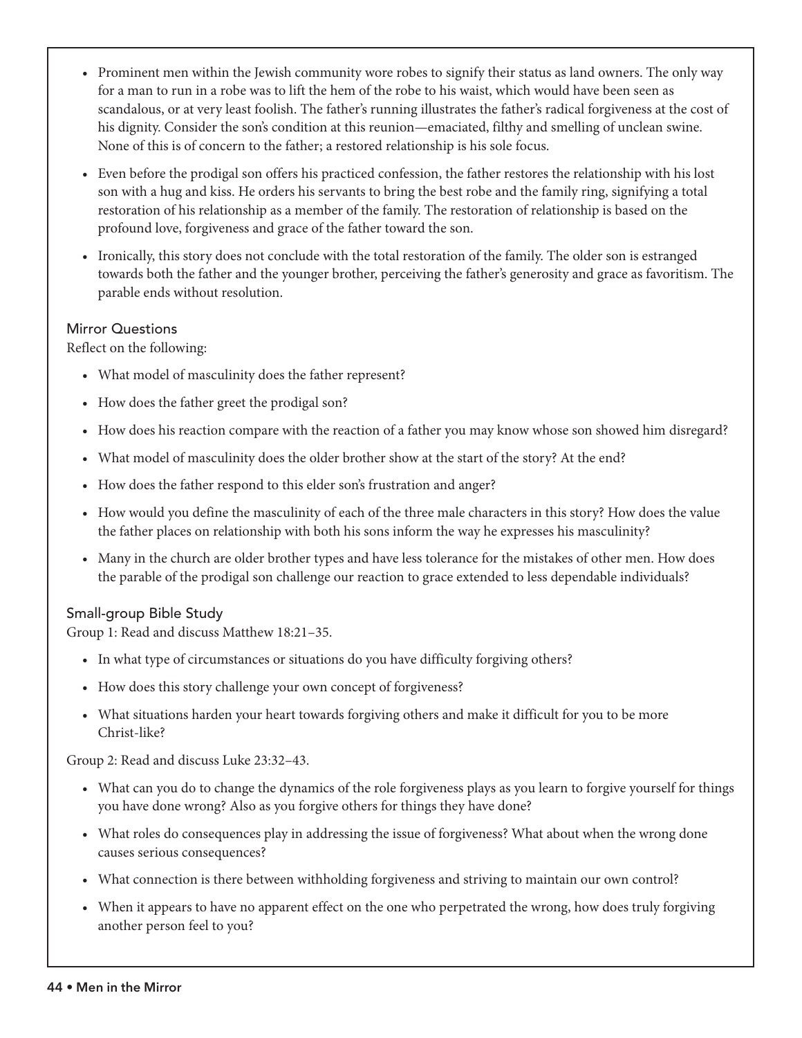- Prominent men within the Jewish community wore robes to signify their status as land owners. The only way for a man to run in a robe was to lift the hem of the robe to his waist, which would have been seen as scandalous, or at very least foolish. The father's running illustrates the father's radical forgiveness at the cost of his dignity. Consider the son's condition at this reunion—emaciated, filthy and smelling of unclean swine. None of this is of concern to the father; a restored relationship is his sole focus.
- Even before the prodigal son offers his practiced confession, the father restores the relationship with his lost son with a hug and kiss. He orders his servants to bring the best robe and the family ring, signifying a total restoration of his relationship as a member of the family. The restoration of relationship is based on the profound love, forgiveness and grace of the father toward the son.
- Ironically, this story does not conclude with the total restoration of the family. The older son is estranged towards both the father and the younger brother, perceiving the father's generosity and grace as favoritism. The parable ends without resolution.

### Mirror Questions

Reflect on the following:

- What model of masculinity does the father represent?
- How does the father greet the prodigal son?
- How does his reaction compare with the reaction of a father you may know whose son showed him disregard?
- What model of masculinity does the older brother show at the start of the story? At the end?
- How does the father respond to this elder son's frustration and anger?
- How would you define the masculinity of each of the three male characters in this story? How does the value the father places on relationship with both his sons inform the way he expresses his masculinity?
- Many in the church are older brother types and have less tolerance for the mistakes of other men. How does the parable of the prodigal son challenge our reaction to grace extended to less dependable individuals?

### Small-group Bible Study

Group 1: Read and discuss Matthew 18:21–35.

- In what type of circumstances or situations do you have difficulty forgiving others?
- How does this story challenge your own concept of forgiveness?
- What situations harden your heart towards forgiving others and make it difficult for you to be more Christ-like?

Group 2: Read and discuss Luke 23:32–43.

- What can you do to change the dynamics of the role forgiveness plays as you learn to forgive yourself for things you have done wrong? Also as you forgive others for things they have done?
- What roles do consequences play in addressing the issue of forgiveness? What about when the wrong done causes serious consequences?
- What connection is there between withholding forgiveness and striving to maintain our own control?
- When it appears to have no apparent effect on the one who perpetrated the wrong, how does truly forgiving another person feel to you?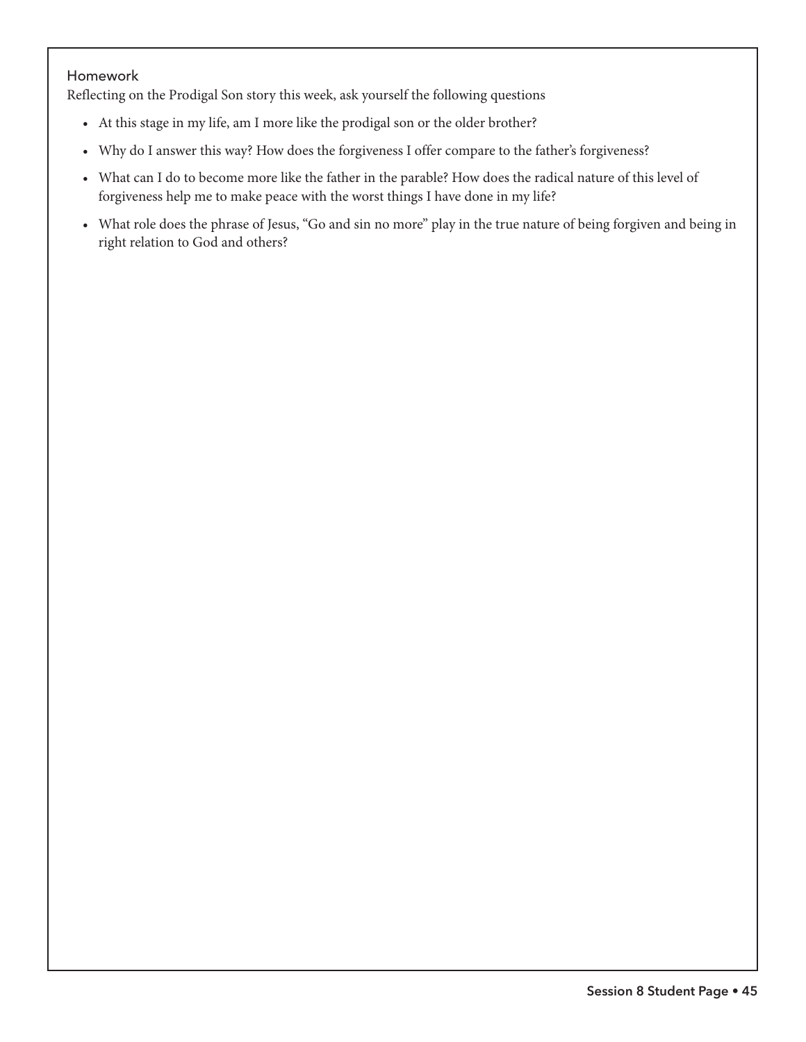## Homework

Reflecting on the Prodigal Son story this week, ask yourself the following questions

- At this stage in my life, am I more like the prodigal son or the older brother?
- Why do I answer this way? How does the forgiveness I offer compare to the father's forgiveness?
- What can I do to become more like the father in the parable? How does the radical nature of this level of forgiveness help me to make peace with the worst things I have done in my life?
- What role does the phrase of Jesus, "Go and sin no more" play in the true nature of being forgiven and being in right relation to God and others?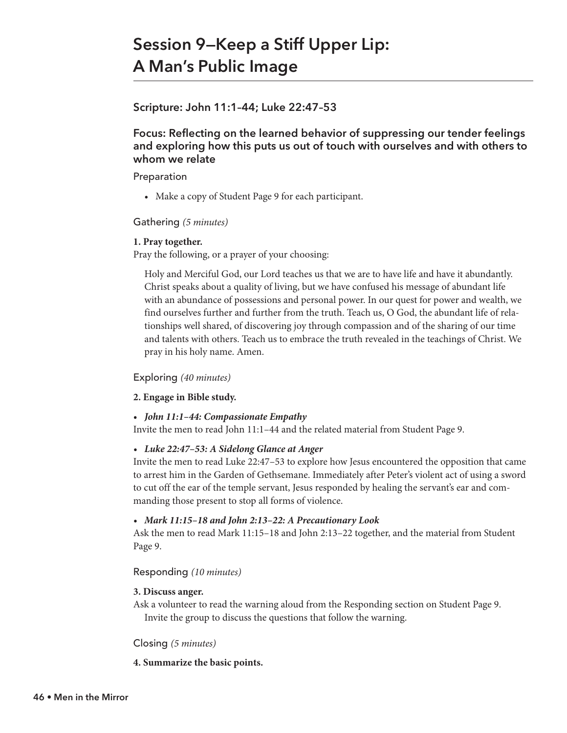# Session 9—Keep a Stiff Upper Lip: A Man's Public Image

### Scripture: John 11:1–44; Luke 22:47–53

### Focus: Reflecting on the learned behavior of suppressing our tender feelings and exploring how this puts us out of touch with ourselves and with others to whom we relate

#### Preparation

- Make a copy of Student Page 9 for each participant.

#### Gathering *(5 minutes)*

**1. Pray together.**

Pray the following, or a prayer of your choosing:

> Holy and Merciful God, our Lord teaches us that we are to have life and have it abundantly. Christ speaks about a quality of living, but we have confused his message of abundant life with an abundance of possessions and personal power. In our quest for power and wealth, we find ourselves further and further from the truth. Teach us, O God, the abundant life of relationships well shared, of discovering joy through compassion and of the sharing of our time and talents with others. Teach us to embrace the truth revealed in the teachings of Christ. We pray in his holy name. Amen.

#### Exploring *(40 minutes)*

**2. Engage in Bible study.**

- ***John 11:1–44: Compassionate Empathy***

Invite the men to read John 11:1–44 and the related material from Student Page 9.

- ***Luke 22:47–53: A Sidelong Glance at Anger***

Invite the men to read Luke 22:47–53 to explore how Jesus encountered the opposition that came to arrest him in the Garden of Gethsemane. Immediately after Peter's violent act of using a sword to cut off the ear of the temple servant, Jesus responded by healing the servant's ear and commanding those present to stop all forms of violence.

- ***Mark 11:15–18 and John 2:13–22: A Precautionary Look***

Ask the men to read Mark 11:15–18 and John 2:13–22 together, and the material from Student Page 9.

#### Responding *(10 minutes)*

**3. Discuss anger.**

Ask a volunteer to read the warning aloud from the Responding section on Student Page 9. Invite the group to discuss the questions that follow the warning.

#### Closing *(5 minutes)*

**4. Summarize the basic points.**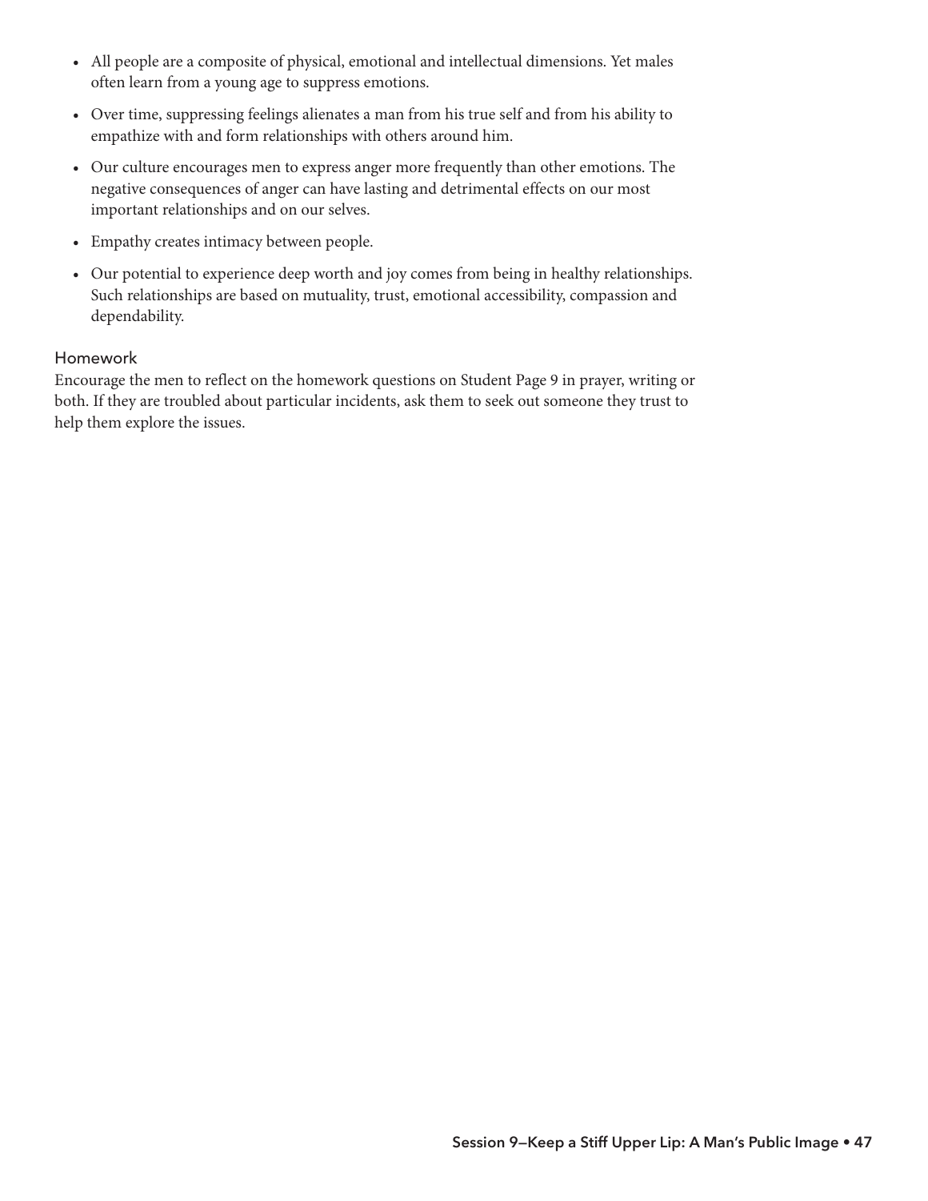- All people are a composite of physical, emotional and intellectual dimensions. Yet males often learn from a young age to suppress emotions.
- Over time, suppressing feelings alienates a man from his true self and from his ability to empathize with and form relationships with others around him.
- Our culture encourages men to express anger more frequently than other emotions. The negative consequences of anger can have lasting and detrimental effects on our most important relationships and on our selves.
- Empathy creates intimacy between people.
- Our potential to experience deep worth and joy comes from being in healthy relationships. Such relationships are based on mutuality, trust, emotional accessibility, compassion and dependability.

### Homework

Encourage the men to reflect on the homework questions on Student Page 9 in prayer, writing or both. If they are troubled about particular incidents, ask them to seek out someone they trust to help them explore the issues.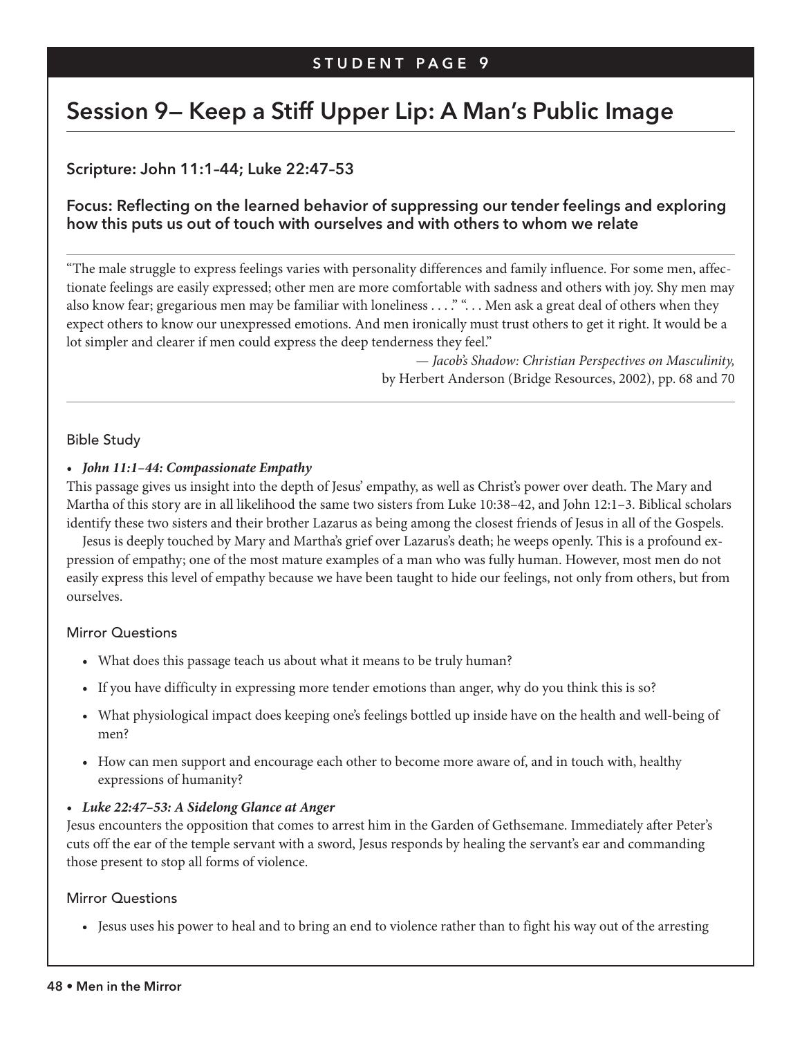STUDENT PAGE 9

# Session 9— Keep a Stiff Upper Lip: A Man's Public Image

### Scripture: John 11:1–44; Luke 22:47–53

### Focus: Reflecting on the learned behavior of suppressing our tender feelings and exploring how this puts us out of touch with ourselves and with others to whom we relate

"The male struggle to express feelings varies with personality differences and family influence. For some men, affectionate feelings are easily expressed; other men are more comfortable with sadness and others with joy. Shy men may also know fear; gregarious men may be familiar with loneliness . . . ." ". . . Men ask a great deal of others when they expect others to know our unexpressed emotions. And men ironically must trust others to get it right. It would be a lot simpler and clearer if men could express the deep tenderness they feel."

— *Jacob's Shadow: Christian Perspectives on Masculinity,* by Herbert Anderson (Bridge Resources, 2002), pp. 68 and 70

#### Bible Study

- ***John 11:1–44: Compassionate Empathy***

This passage gives us insight into the depth of Jesus' empathy, as well as Christ's power over death. The Mary and Martha of this story are in all likelihood the same two sisters from Luke 10:38–42, and John 12:1–3. Biblical scholars identify these two sisters and their brother Lazarus as being among the closest friends of Jesus in all of the Gospels.

Jesus is deeply touched by Mary and Martha's grief over Lazarus's death; he weeps openly. This is a profound expression of empathy; one of the most mature examples of a man who was fully human. However, most men do not easily express this level of empathy because we have been taught to hide our feelings, not only from others, but from ourselves.

#### Mirror Questions

- What does this passage teach us about what it means to be truly human?
- If you have difficulty in expressing more tender emotions than anger, why do you think this is so?
- What physiological impact does keeping one's feelings bottled up inside have on the health and well-being of men?
- How can men support and encourage each other to become more aware of, and in touch with, healthy expressions of humanity?

- ***Luke 22:47–53: A Sidelong Glance at Anger***

Jesus encounters the opposition that comes to arrest him in the Garden of Gethsemane. Immediately after Peter's cuts off the ear of the temple servant with a sword, Jesus responds by healing the servant's ear and commanding those present to stop all forms of violence.

#### Mirror Questions

- Jesus uses his power to heal and to bring an end to violence rather than to fight his way out of the arresting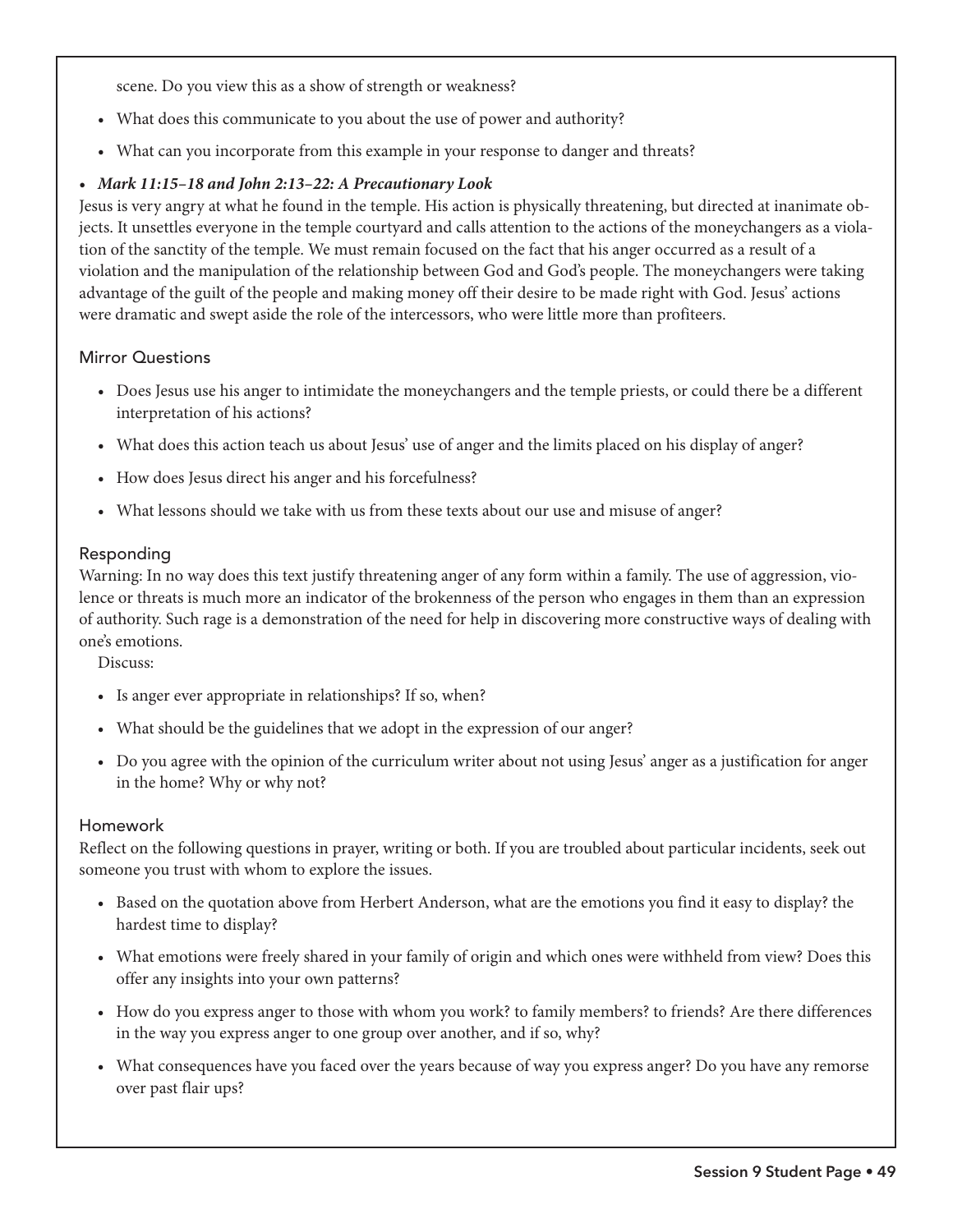scene. Do you view this as a show of strength or weakness?

- What does this communicate to you about the use of power and authority?
- What can you incorporate from this example in your response to danger and threats?

- ***Mark 11:15–18 and John 2:13–22: A Precautionary Look***

Jesus is very angry at what he found in the temple. His action is physically threatening, but directed at inanimate objects. It unsettles everyone in the temple courtyard and calls attention to the actions of the moneychangers as a violation of the sanctity of the temple. We must remain focused on the fact that his anger occurred as a result of a violation and the manipulation of the relationship between God and God's people. The moneychangers were taking advantage of the guilt of the people and making money off their desire to be made right with God. Jesus' actions were dramatic and swept aside the role of the intercessors, who were little more than profiteers.

### Mirror Questions

- Does Jesus use his anger to intimidate the moneychangers and the temple priests, or could there be a different interpretation of his actions?
- What does this action teach us about Jesus' use of anger and the limits placed on his display of anger?
- How does Jesus direct his anger and his forcefulness?
- What lessons should we take with us from these texts about our use and misuse of anger?

### Responding

Warning: In no way does this text justify threatening anger of any form within a family. The use of aggression, violence or threats is much more an indicator of the brokenness of the person who engages in them than an expression of authority. Such rage is a demonstration of the need for help in discovering more constructive ways of dealing with one's emotions.

Discuss:

- Is anger ever appropriate in relationships? If so, when?
- What should be the guidelines that we adopt in the expression of our anger?
- Do you agree with the opinion of the curriculum writer about not using Jesus' anger as a justification for anger in the home? Why or why not?

### Homework

Reflect on the following questions in prayer, writing or both. If you are troubled about particular incidents, seek out someone you trust with whom to explore the issues.

- Based on the quotation above from Herbert Anderson, what are the emotions you find it easy to display? the hardest time to display?
- What emotions were freely shared in your family of origin and which ones were withheld from view? Does this offer any insights into your own patterns?
- How do you express anger to those with whom you work? to family members? to friends? Are there differences in the way you express anger to one group over another, and if so, why?
- What consequences have you faced over the years because of way you express anger? Do you have any remorse over past flair ups?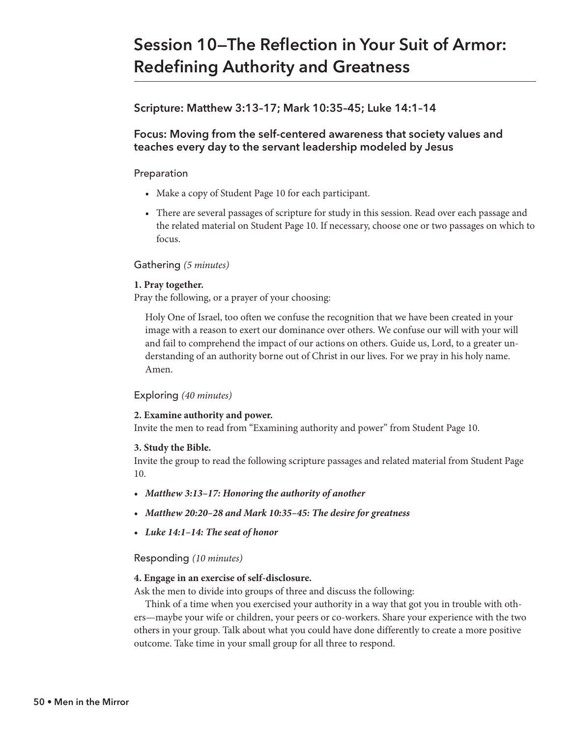# Session 10—The Reflection in Your Suit of Armor: Redefining Authority and Greatness

### Scripture: Matthew 3:13–17; Mark 10:35–45; Luke 14:1–14

### Focus: Moving from the self-centered awareness that society values and teaches every day to the servant leadership modeled by Jesus

#### Preparation

- Make a copy of Student Page 10 for each participant.
- There are several passages of scripture for study in this session. Read over each passage and the related material on Student Page 10. If necessary, choose one or two passages on which to focus.

#### Gathering *(5 minutes)*

**1. Pray together.**
Pray the following, or a prayer of your choosing:

> Holy One of Israel, too often we confuse the recognition that we have been created in your image with a reason to exert our dominance over others. We confuse our will with your will and fail to comprehend the impact of our actions on others. Guide us, Lord, to a greater understanding of an authority borne out of Christ in our lives. For we pray in his holy name. Amen.

#### Exploring *(40 minutes)*

**2. Examine authority and power.**
Invite the men to read from "Examining authority and power" from Student Page 10.

**3. Study the Bible.**
Invite the group to read the following scripture passages and related material from Student Page 10.

- ***Matthew 3:13–17: Honoring the authority of another***
- ***Matthew 20:20–28 and Mark 10:35–45: The desire for greatness***
- ***Luke 14:1–14: The seat of honor***

#### Responding *(10 minutes)*

**4. Engage in an exercise of self-disclosure.**
Ask the men to divide into groups of three and discuss the following:

Think of a time when you exercised your authority in a way that got you in trouble with others—maybe your wife or children, your peers or co-workers. Share your experience with the two others in your group. Talk about what you could have done differently to create a more positive outcome. Take time in your small group for all three to respond.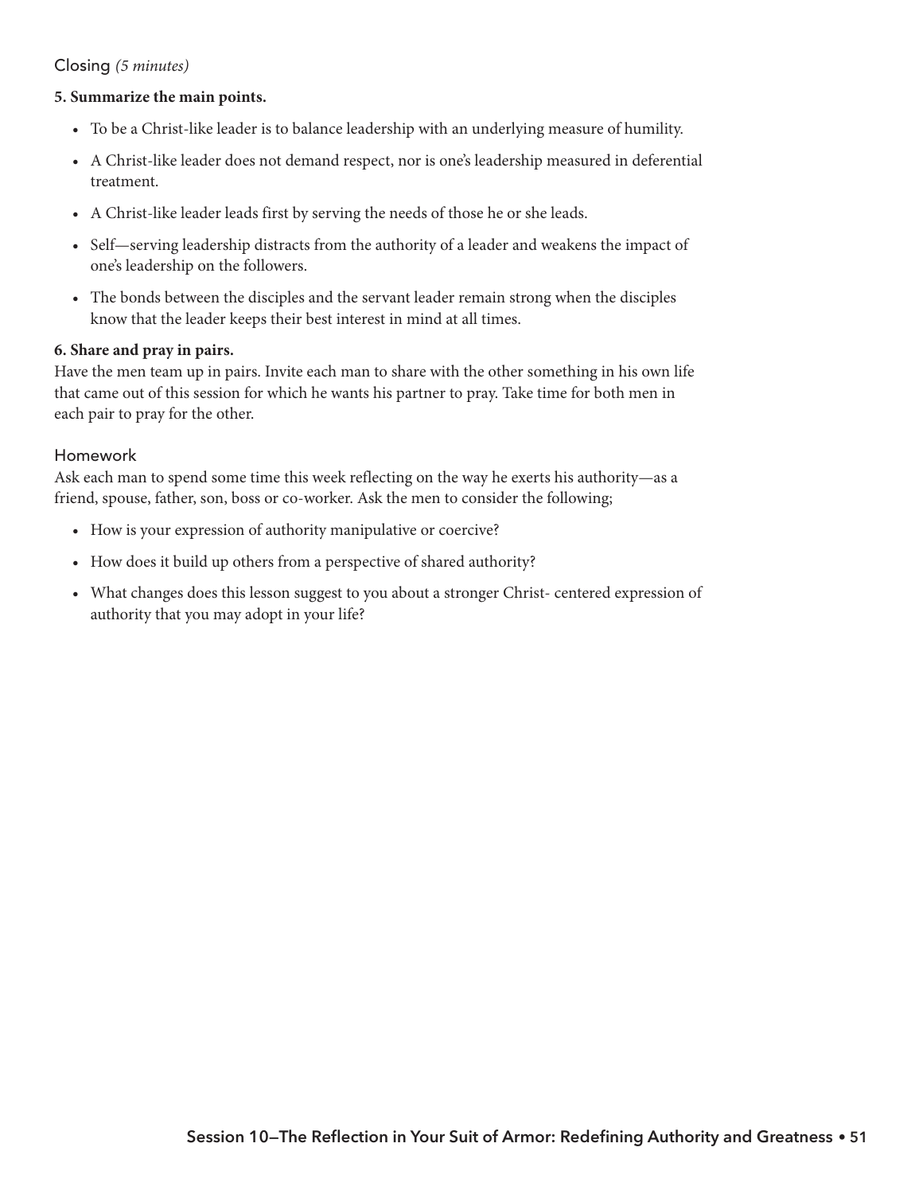## Closing *(5 minutes)*

**5. Summarize the main points.**

- To be a Christ-like leader is to balance leadership with an underlying measure of humility.
- A Christ-like leader does not demand respect, nor is one's leadership measured in deferential treatment.
- A Christ-like leader leads first by serving the needs of those he or she leads.
- Self—serving leadership distracts from the authority of a leader and weakens the impact of one's leadership on the followers.
- The bonds between the disciples and the servant leader remain strong when the disciples know that the leader keeps their best interest in mind at all times.

**6. Share and pray in pairs.**

Have the men team up in pairs. Invite each man to share with the other something in his own life that came out of this session for which he wants his partner to pray. Take time for both men in each pair to pray for the other.

## Homework

Ask each man to spend some time this week reflecting on the way he exerts his authority—as a friend, spouse, father, son, boss or co-worker. Ask the men to consider the following;

- How is your expression of authority manipulative or coercive?
- How does it build up others from a perspective of shared authority?
- What changes does this lesson suggest to you about a stronger Christ- centered expression of authority that you may adopt in your life?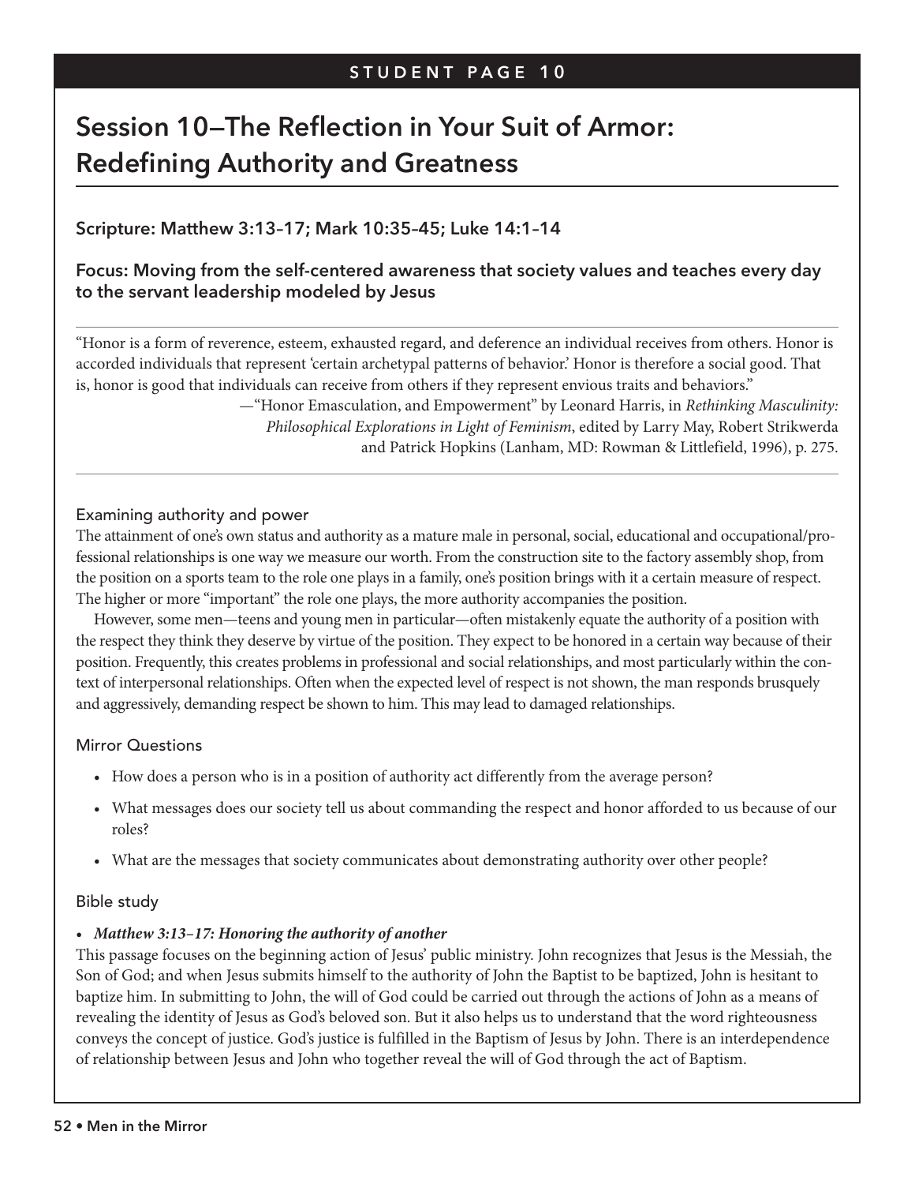STUDENT PAGE 10

# Session 10—The Reflection in Your Suit of Armor: Redefining Authority and Greatness

### Scripture: Matthew 3:13–17; Mark 10:35–45; Luke 14:1–14

### Focus: Moving from the self-centered awareness that society values and teaches every day to the servant leadership modeled by Jesus

"Honor is a form of reverence, esteem, exhausted regard, and deference an individual receives from others. Honor is accorded individuals that represent 'certain archetypal patterns of behavior.' Honor is therefore a social good. That is, honor is good that individuals can receive from others if they represent envious traits and behaviors."

—"Honor Emasculation, and Empowerment" by Leonard Harris, in *Rethinking Masculinity: Philosophical Explorations in Light of Feminism*, edited by Larry May, Robert Strikwerda and Patrick Hopkins (Lanham, MD: Rowman & Littlefield, 1996), p. 275.

#### Examining authority and power

The attainment of one's own status and authority as a mature male in personal, social, educational and occupational/professional relationships is one way we measure our worth. From the construction site to the factory assembly shop, from the position on a sports team to the role one plays in a family, one's position brings with it a certain measure of respect. The higher or more "important" the role one plays, the more authority accompanies the position.

However, some men—teens and young men in particular—often mistakenly equate the authority of a position with the respect they think they deserve by virtue of the position. They expect to be honored in a certain way because of their position. Frequently, this creates problems in professional and social relationships, and most particularly within the context of interpersonal relationships. Often when the expected level of respect is not shown, the man responds brusquely and aggressively, demanding respect be shown to him. This may lead to damaged relationships.

#### Mirror Questions

- How does a person who is in a position of authority act differently from the average person?
- What messages does our society tell us about commanding the respect and honor afforded to us because of our roles?
- What are the messages that society communicates about demonstrating authority over other people?

#### Bible study

- ***Matthew 3:13–17: Honoring the authority of another***

This passage focuses on the beginning action of Jesus' public ministry. John recognizes that Jesus is the Messiah, the Son of God; and when Jesus submits himself to the authority of John the Baptist to be baptized, John is hesitant to baptize him. In submitting to John, the will of God could be carried out through the actions of John as a means of revealing the identity of Jesus as God's beloved son. But it also helps us to understand that the word righteousness conveys the concept of justice. God's justice is fulfilled in the Baptism of Jesus by John. There is an interdependence of relationship between Jesus and John who together reveal the will of God through the act of Baptism.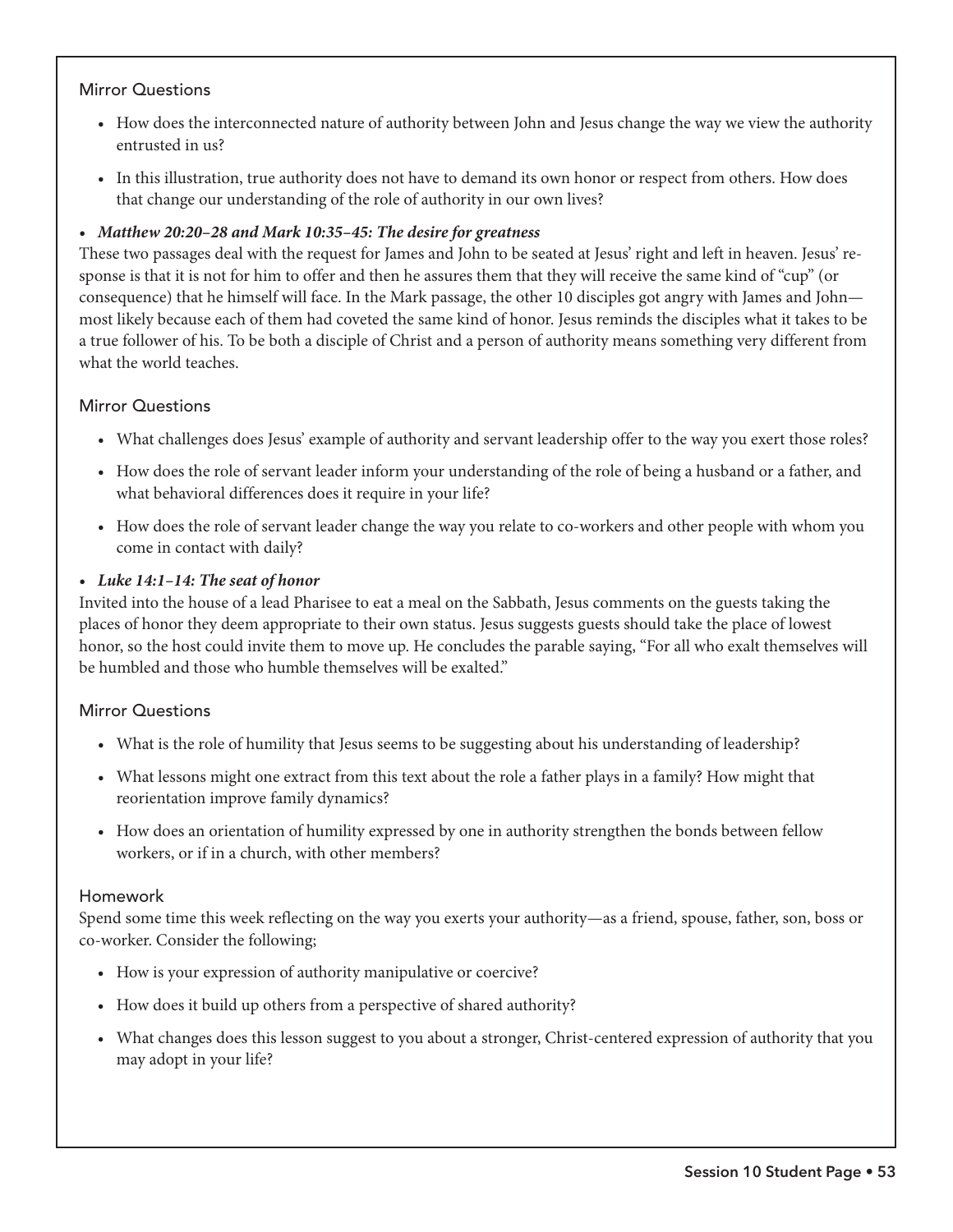### Mirror Questions

- How does the interconnected nature of authority between John and Jesus change the way we view the authority entrusted in us?
- In this illustration, true authority does not have to demand its own honor or respect from others. How does that change our understanding of the role of authority in our own lives?

- ***Matthew 20:20–28 and Mark 10:35–45: The desire for greatness***

These two passages deal with the request for James and John to be seated at Jesus' right and left in heaven. Jesus' response is that it is not for him to offer and then he assures them that they will receive the same kind of "cup" (or consequence) that he himself will face. In the Mark passage, the other 10 disciples got angry with James and John—most likely because each of them had coveted the same kind of honor. Jesus reminds the disciples what it takes to be a true follower of his. To be both a disciple of Christ and a person of authority means something very different from what the world teaches.

### Mirror Questions

- What challenges does Jesus' example of authority and servant leadership offer to the way you exert those roles?
- How does the role of servant leader inform your understanding of the role of being a husband or a father, and what behavioral differences does it require in your life?
- How does the role of servant leader change the way you relate to co-workers and other people with whom you come in contact with daily?

- ***Luke 14:1–14: The seat of honor***

Invited into the house of a lead Pharisee to eat a meal on the Sabbath, Jesus comments on the guests taking the places of honor they deem appropriate to their own status. Jesus suggests guests should take the place of lowest honor, so the host could invite them to move up. He concludes the parable saying, "For all who exalt themselves will be humbled and those who humble themselves will be exalted."

### Mirror Questions

- What is the role of humility that Jesus seems to be suggesting about his understanding of leadership?
- What lessons might one extract from this text about the role a father plays in a family? How might that reorientation improve family dynamics?
- How does an orientation of humility expressed by one in authority strengthen the bonds between fellow workers, or if in a church, with other members?

### Homework

Spend some time this week reflecting on the way you exerts your authority—as a friend, spouse, father, son, boss or co-worker. Consider the following;

- How is your expression of authority manipulative or coercive?
- How does it build up others from a perspective of shared authority?
- What changes does this lesson suggest to you about a stronger, Christ-centered expression of authority that you may adopt in your life?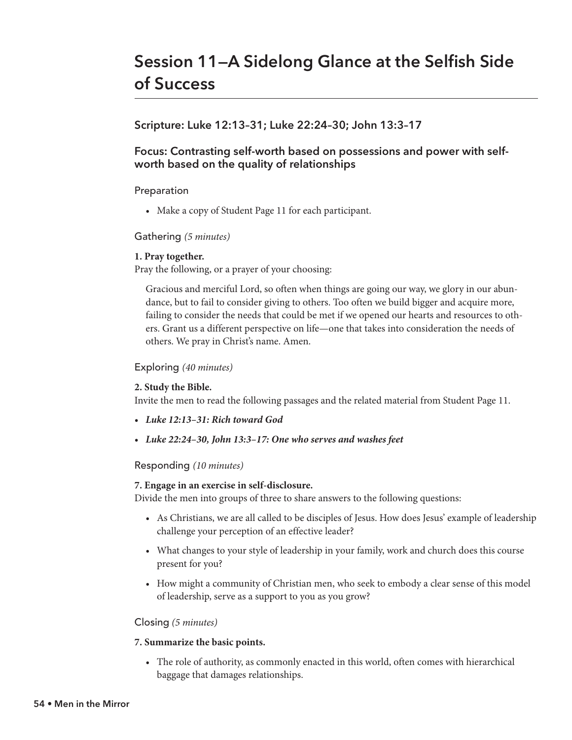# Session 11—A Sidelong Glance at the Selfish Side of Success

### Scripture: Luke 12:13–31; Luke 22:24–30; John 13:3–17

### Focus: Contrasting self-worth based on possessions and power with self-worth based on the quality of relationships

#### Preparation

- Make a copy of Student Page 11 for each participant.

#### Gathering *(5 minutes)*

**1. Pray together.**
Pray the following, or a prayer of your choosing:

> Gracious and merciful Lord, so often when things are going our way, we glory in our abundance, but to fail to consider giving to others. Too often we build bigger and acquire more, failing to consider the needs that could be met if we opened our hearts and resources to others. Grant us a different perspective on life—one that takes into consideration the needs of others. We pray in Christ's name. Amen.

#### Exploring *(40 minutes)*

**2. Study the Bible.**
Invite the men to read the following passages and the related material from Student Page 11.

- ***Luke 12:13–31: Rich toward God***
- ***Luke 22:24–30, John 13:3–17: One who serves and washes feet***

#### Responding *(10 minutes)*

**7. Engage in an exercise in self-disclosure.**
Divide the men into groups of three to share answers to the following questions:

- As Christians, we are all called to be disciples of Jesus. How does Jesus' example of leadership challenge your perception of an effective leader?
- What changes to your style of leadership in your family, work and church does this course present for you?
- How might a community of Christian men, who seek to embody a clear sense of this model of leadership, serve as a support to you as you grow?

#### Closing *(5 minutes)*

**7. Summarize the basic points.**

- The role of authority, as commonly enacted in this world, often comes with hierarchical baggage that damages relationships.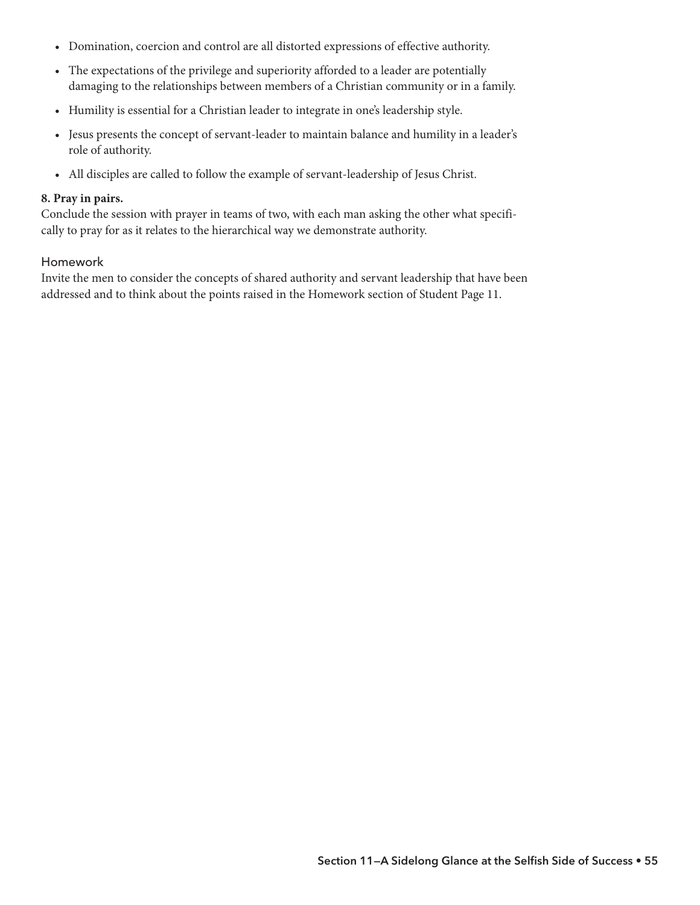- Domination, coercion and control are all distorted expressions of effective authority.
- The expectations of the privilege and superiority afforded to a leader are potentially damaging to the relationships between members of a Christian community or in a family.
- Humility is essential for a Christian leader to integrate in one's leadership style.
- Jesus presents the concept of servant-leader to maintain balance and humility in a leader's role of authority.
- All disciples are called to follow the example of servant-leadership of Jesus Christ.

**8. Pray in pairs.**
Conclude the session with prayer in teams of two, with each man asking the other what specifically to pray for as it relates to the hierarchical way we demonstrate authority.

## Homework

Invite the men to consider the concepts of shared authority and servant leadership that have been addressed and to think about the points raised in the Homework section of Student Page 11.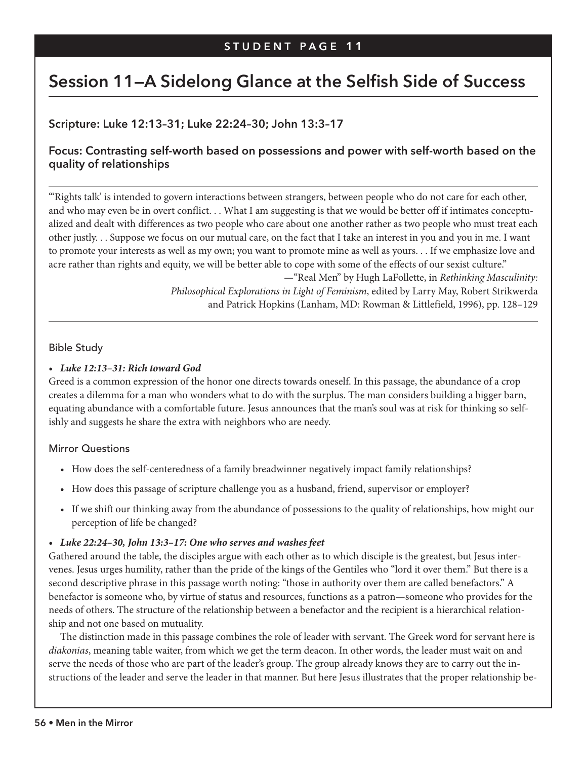# Session 11—A Sidelong Glance at the Selfish Side of Success

### Scripture: Luke 12:13–31; Luke 22:24–30; John 13:3–17

### Focus: Contrasting self-worth based on possessions and power with self-worth based on the quality of relationships

"'Rights talk' is intended to govern interactions between strangers, between people who do not care for each other, and who may even be in overt conflict. . . What I am suggesting is that we would be better off if intimates conceptualized and dealt with differences as two people who care about one another rather as two people who must treat each other justly. . . Suppose we focus on our mutual care, on the fact that I take an interest in you and you in me. I want to promote your interests as well as my own; you want to promote mine as well as yours. . . If we emphasize love and acre rather than rights and equity, we will be better able to cope with some of the effects of our sexist culture."

—"Real Men" by Hugh LaFollette, in *Rethinking Masculinity: Philosophical Explorations in Light of Feminism*, edited by Larry May, Robert Strikwerda and Patrick Hopkins (Lanham, MD: Rowman & Littlefield, 1996), pp. 128–129

#### Bible Study

- ***Luke 12:13–31: Rich toward God***

Greed is a common expression of the honor one directs towards oneself. In this passage, the abundance of a crop creates a dilemma for a man who wonders what to do with the surplus. The man considers building a bigger barn, equating abundance with a comfortable future. Jesus announces that the man's soul was at risk for thinking so selfishly and suggests he share the extra with neighbors who are needy.

#### Mirror Questions

- How does the self-centeredness of a family breadwinner negatively impact family relationships?
- How does this passage of scripture challenge you as a husband, friend, supervisor or employer?
- If we shift our thinking away from the abundance of possessions to the quality of relationships, how might our perception of life be changed?

- ***Luke 22:24–30, John 13:3–17: One who serves and washes feet***

Gathered around the table, the disciples argue with each other as to which disciple is the greatest, but Jesus intervenes. Jesus urges humility, rather than the pride of the kings of the Gentiles who "lord it over them." But there is a second descriptive phrase in this passage worth noting: "those in authority over them are called benefactors." A benefactor is someone who, by virtue of status and resources, functions as a patron—someone who provides for the needs of others. The structure of the relationship between a benefactor and the recipient is a hierarchical relationship and not one based on mutuality.

The distinction made in this passage combines the role of leader with servant. The Greek word for servant here is *diakonias*, meaning table waiter, from which we get the term deacon. In other words, the leader must wait on and serve the needs of those who are part of the leader's group. The group already knows they are to carry out the instructions of the leader and serve the leader in that manner. But here Jesus illustrates that the proper relationship be-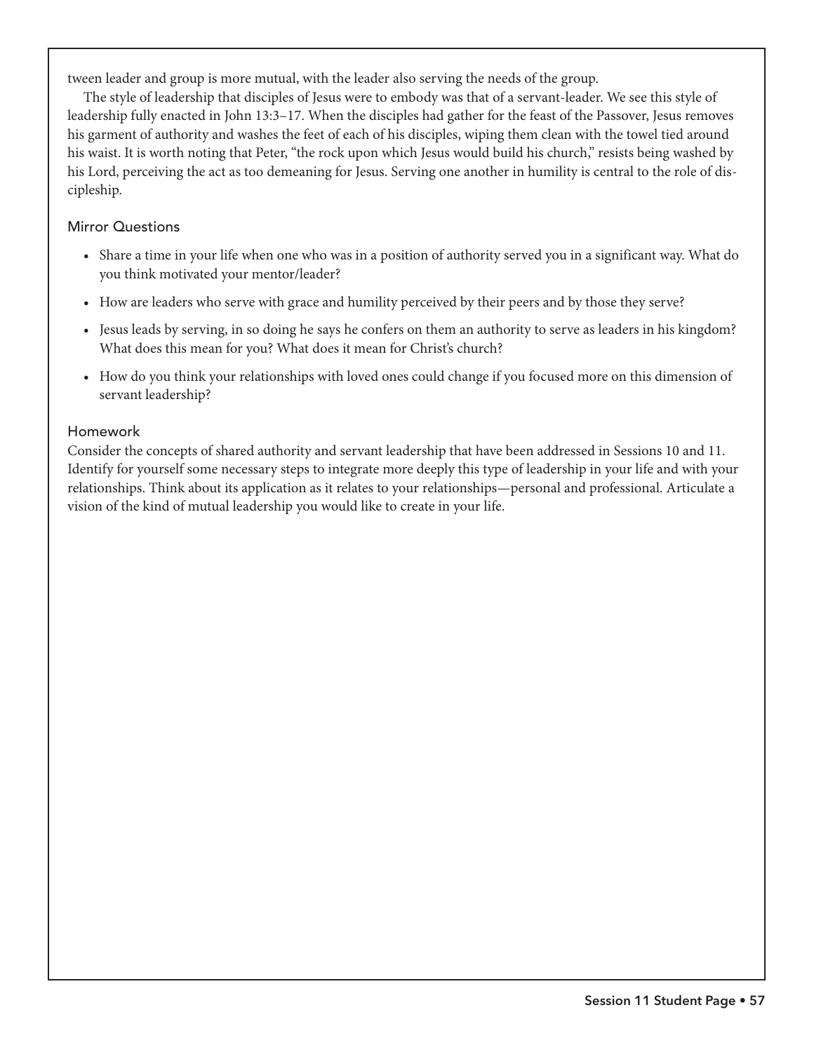tween leader and group is more mutual, with the leader also serving the needs of the group.

The style of leadership that disciples of Jesus were to embody was that of a servant-leader. We see this style of leadership fully enacted in John 13:3–17. When the disciples had gather for the feast of the Passover, Jesus removes his garment of authority and washes the feet of each of his disciples, wiping them clean with the towel tied around his waist. It is worth noting that Peter, "the rock upon which Jesus would build his church," resists being washed by his Lord, perceiving the act as too demeaning for Jesus. Serving one another in humility is central to the role of discipleship.

### Mirror Questions

- Share a time in your life when one who was in a position of authority served you in a significant way. What do you think motivated your mentor/leader?
- How are leaders who serve with grace and humility perceived by their peers and by those they serve?
- Jesus leads by serving, in so doing he says he confers on them an authority to serve as leaders in his kingdom? What does this mean for you? What does it mean for Christ's church?
- How do you think your relationships with loved ones could change if you focused more on this dimension of servant leadership?

### Homework

Consider the concepts of shared authority and servant leadership that have been addressed in Sessions 10 and 11. Identify for yourself some necessary steps to integrate more deeply this type of leadership in your life and with your relationships. Think about its application as it relates to your relationships—personal and professional. Articulate a vision of the kind of mutual leadership you would like to create in your life.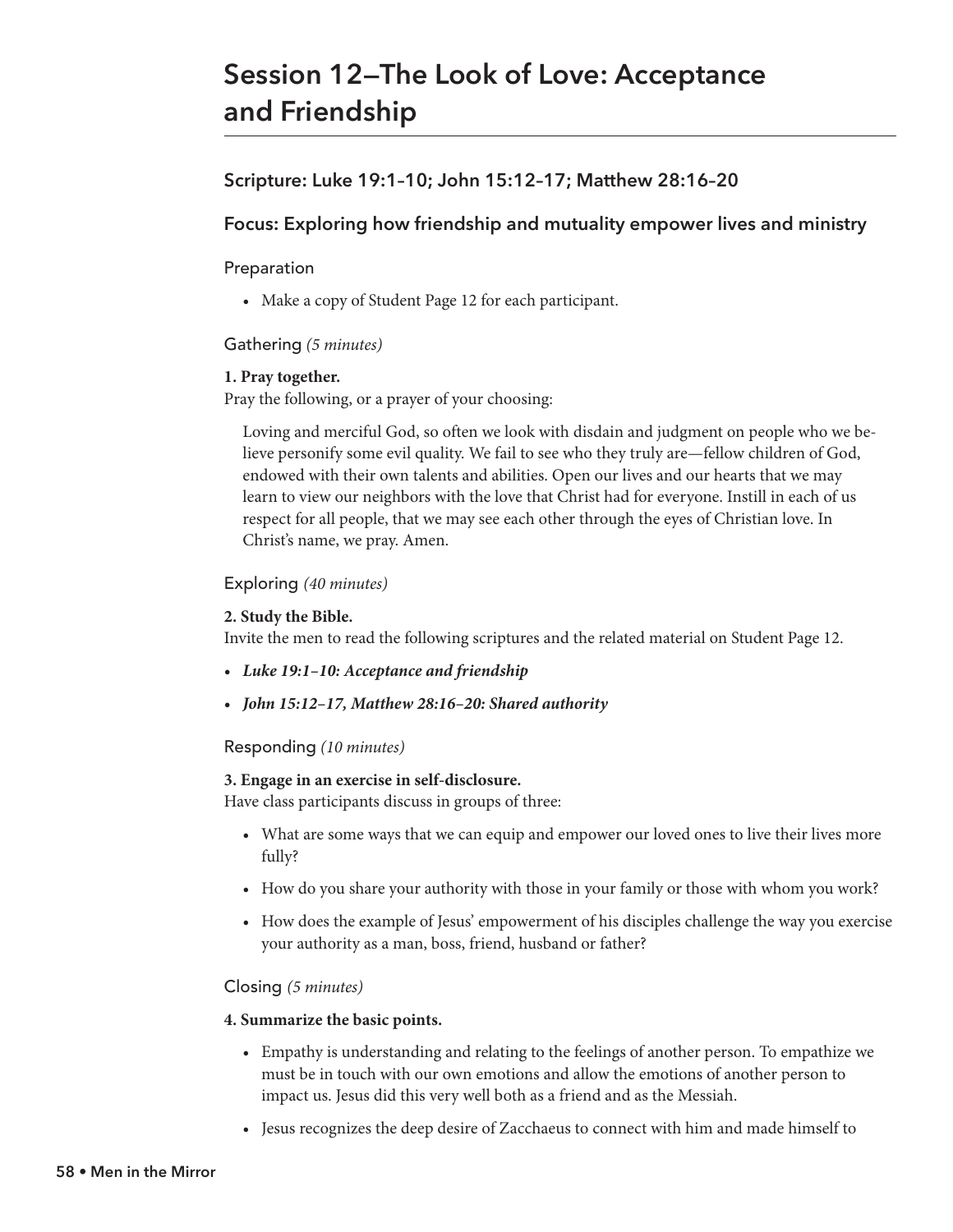# Session 12—The Look of Love: Acceptance and Friendship

## Scripture: Luke 19:1–10; John 15:12–17; Matthew 28:16–20

## Focus: Exploring how friendship and mutuality empower lives and ministry

### Preparation

- Make a copy of Student Page 12 for each participant.

### Gathering *(5 minutes)*

**1. Pray together.**
Pray the following, or a prayer of your choosing:

> Loving and merciful God, so often we look with disdain and judgment on people who we believe personify some evil quality. We fail to see who they truly are—fellow children of God, endowed with their own talents and abilities. Open our lives and our hearts that we may learn to view our neighbors with the love that Christ had for everyone. Instill in each of us respect for all people, that we may see each other through the eyes of Christian love. In Christ's name, we pray. Amen.

### Exploring *(40 minutes)*

**2. Study the Bible.**
Invite the men to read the following scriptures and the related material on Student Page 12.

- ***Luke 19:1–10: Acceptance and friendship***
- ***John 15:12–17, Matthew 28:16–20: Shared authority***

### Responding *(10 minutes)*

**3. Engage in an exercise in self-disclosure.**
Have class participants discuss in groups of three:

- What are some ways that we can equip and empower our loved ones to live their lives more fully?
- How do you share your authority with those in your family or those with whom you work?
- How does the example of Jesus' empowerment of his disciples challenge the way you exercise your authority as a man, boss, friend, husband or father?

### Closing *(5 minutes)*

**4. Summarize the basic points.**

- Empathy is understanding and relating to the feelings of another person. To empathize we must be in touch with our own emotions and allow the emotions of another person to impact us. Jesus did this very well both as a friend and as the Messiah.
- Jesus recognizes the deep desire of Zacchaeus to connect with him and made himself to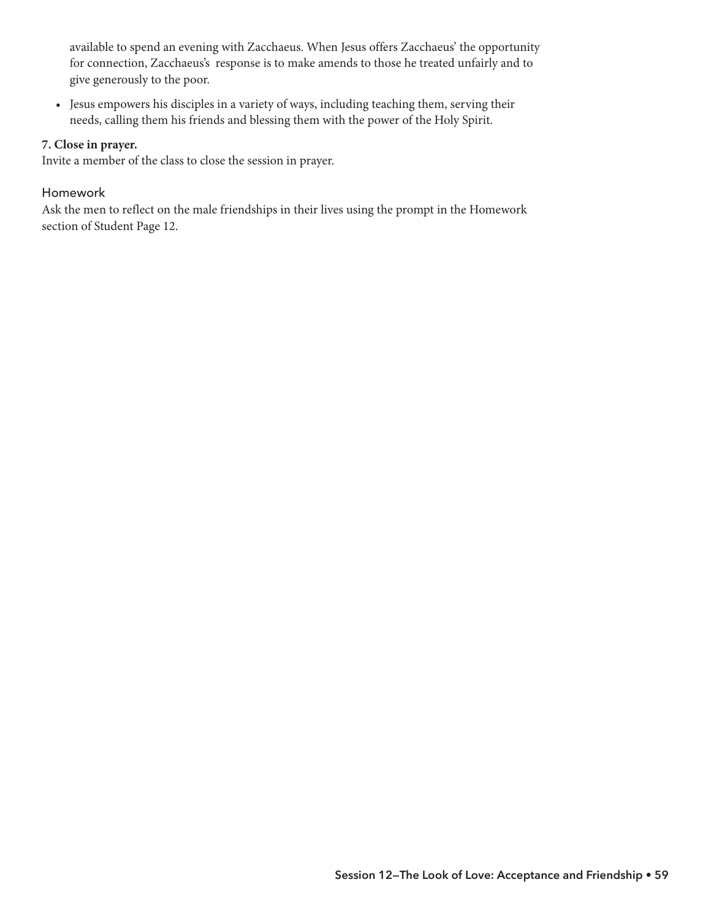available to spend an evening with Zacchaeus. When Jesus offers Zacchaeus' the opportunity for connection, Zacchaeus's response is to make amends to those he treated unfairly and to give generously to the poor.

- Jesus empowers his disciples in a variety of ways, including teaching them, serving their needs, calling them his friends and blessing them with the power of the Holy Spirit.

**7. Close in prayer.**
Invite a member of the class to close the session in prayer.

### Homework

Ask the men to reflect on the male friendships in their lives using the prompt in the Homework section of Student Page 12.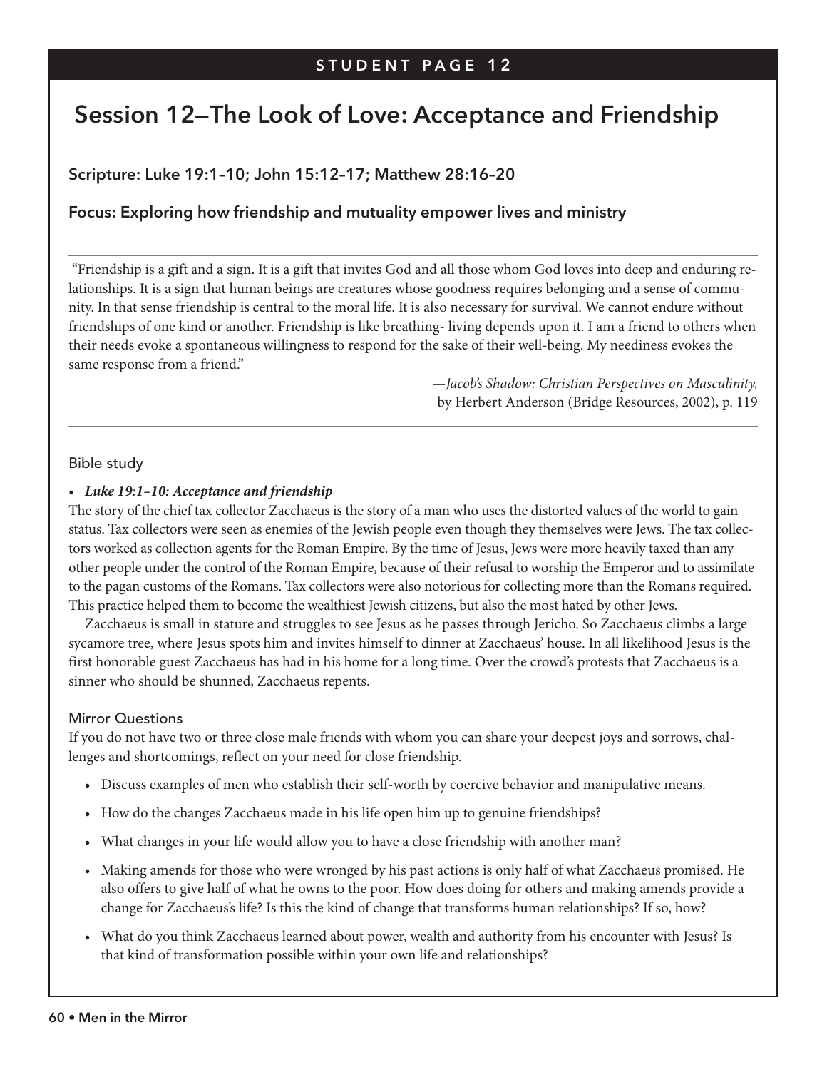STUDENT PAGE 12

# Session 12—The Look of Love: Acceptance and Friendship

### Scripture: Luke 19:1–10; John 15:12–17; Matthew 28:16–20

### Focus: Exploring how friendship and mutuality empower lives and ministry

"Friendship is a gift and a sign. It is a gift that invites God and all those whom God loves into deep and enduring relationships. It is a sign that human beings are creatures whose goodness requires belonging and a sense of community. In that sense friendship is central to the moral life. It is also necessary for survival. We cannot endure without friendships of one kind or another. Friendship is like breathing- living depends upon it. I am a friend to others when their needs evoke a spontaneous willingness to respond for the sake of their well-being. My neediness evokes the same response from a friend."

—*Jacob's Shadow: Christian Perspectives on Masculinity,* by Herbert Anderson (Bridge Resources, 2002), p. 119

## Bible study

- ***Luke 19:1–10: Acceptance and friendship***

The story of the chief tax collector Zacchaeus is the story of a man who uses the distorted values of the world to gain status. Tax collectors were seen as enemies of the Jewish people even though they themselves were Jews. The tax collectors worked as collection agents for the Roman Empire. By the time of Jesus, Jews were more heavily taxed than any other people under the control of the Roman Empire, because of their refusal to worship the Emperor and to assimilate to the pagan customs of the Romans. Tax collectors were also notorious for collecting more than the Romans required. This practice helped them to become the wealthiest Jewish citizens, but also the most hated by other Jews.

Zacchaeus is small in stature and struggles to see Jesus as he passes through Jericho. So Zacchaeus climbs a large sycamore tree, where Jesus spots him and invites himself to dinner at Zacchaeus' house. In all likelihood Jesus is the first honorable guest Zacchaeus has had in his home for a long time. Over the crowd's protests that Zacchaeus is a sinner who should be shunned, Zacchaeus repents.

## Mirror Questions

If you do not have two or three close male friends with whom you can share your deepest joys and sorrows, challenges and shortcomings, reflect on your need for close friendship.

- Discuss examples of men who establish their self-worth by coercive behavior and manipulative means.
- How do the changes Zacchaeus made in his life open him up to genuine friendships?
- What changes in your life would allow you to have a close friendship with another man?
- Making amends for those who were wronged by his past actions is only half of what Zacchaeus promised. He also offers to give half of what he owns to the poor. How does doing for others and making amends provide a change for Zacchaeus's life? Is this the kind of change that transforms human relationships? If so, how?
- What do you think Zacchaeus learned about power, wealth and authority from his encounter with Jesus? Is that kind of transformation possible within your own life and relationships?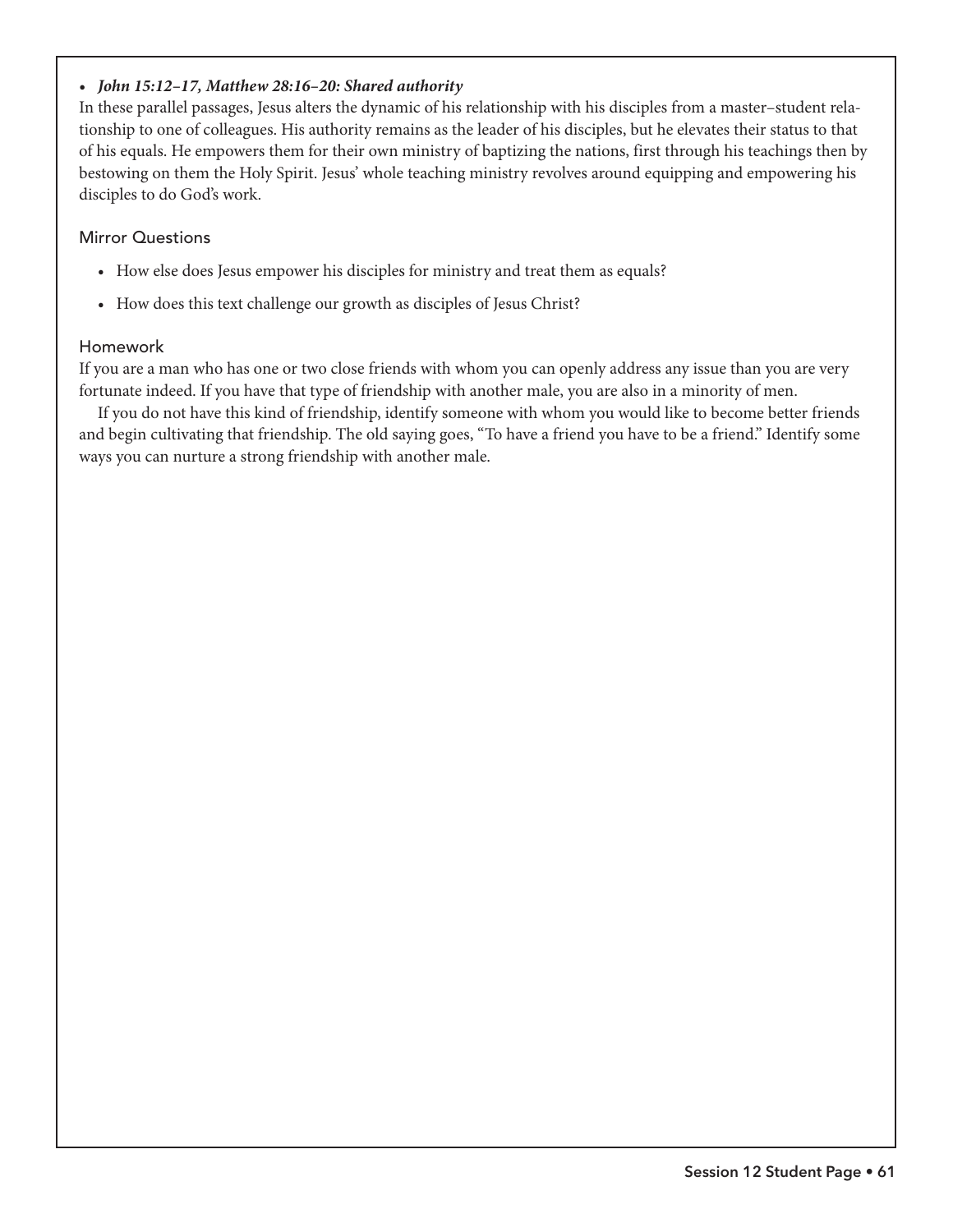- ***John 15:12–17, Matthew 28:16–20: Shared authority***

In these parallel passages, Jesus alters the dynamic of his relationship with his disciples from a master–student relationship to one of colleagues. His authority remains as the leader of his disciples, but he elevates their status to that of his equals. He empowers them for their own ministry of baptizing the nations, first through his teachings then by bestowing on them the Holy Spirit. Jesus' whole teaching ministry revolves around equipping and empowering his disciples to do God's work.

### Mirror Questions

- How else does Jesus empower his disciples for ministry and treat them as equals?
- How does this text challenge our growth as disciples of Jesus Christ?

### Homework

If you are a man who has one or two close friends with whom you can openly address any issue than you are very fortunate indeed. If you have that type of friendship with another male, you are also in a minority of men.

If you do not have this kind of friendship, identify someone with whom you would like to become better friends and begin cultivating that friendship. The old saying goes, "To have a friend you have to be a friend." Identify some ways you can nurture a strong friendship with another male.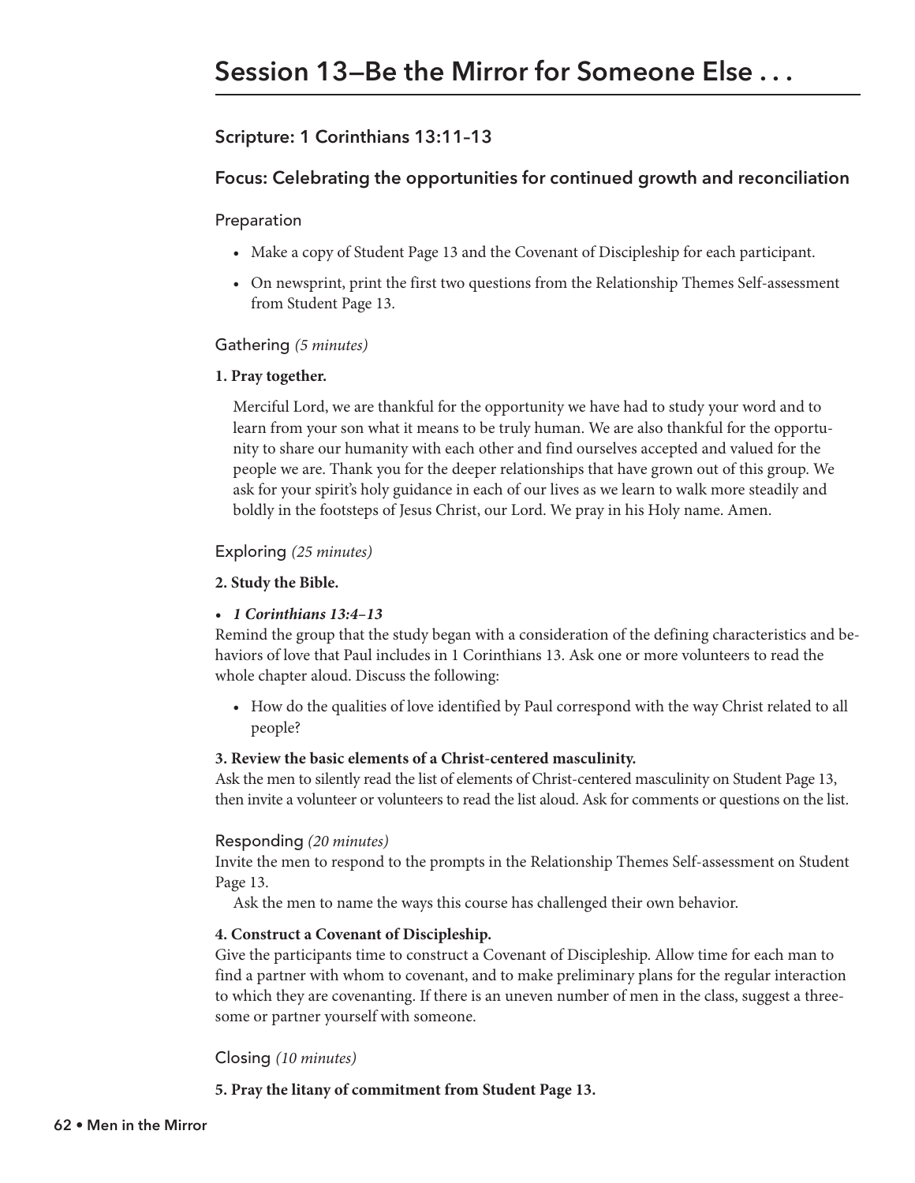# Session 13—Be the Mirror for Someone Else . . .

## Scripture: 1 Corinthians 13:11–13

## Focus: Celebrating the opportunities for continued growth and reconciliation

### Preparation

- Make a copy of Student Page 13 and the Covenant of Discipleship for each participant.
- On newsprint, print the first two questions from the Relationship Themes Self-assessment from Student Page 13.

### Gathering *(5 minutes)*

**1. Pray together.**

Merciful Lord, we are thankful for the opportunity we have had to study your word and to learn from your son what it means to be truly human. We are also thankful for the opportunity to share our humanity with each other and find ourselves accepted and valued for the people we are. Thank you for the deeper relationships that have grown out of this group. We ask for your spirit's holy guidance in each of our lives as we learn to walk more steadily and boldly in the footsteps of Jesus Christ, our Lord. We pray in his Holy name. Amen.

### Exploring *(25 minutes)*

**2. Study the Bible.**

- ***1 Corinthians 13:4–13***

Remind the group that the study began with a consideration of the defining characteristics and behaviors of love that Paul includes in 1 Corinthians 13. Ask one or more volunteers to read the whole chapter aloud. Discuss the following:

- How do the qualities of love identified by Paul correspond with the way Christ related to all people?

**3. Review the basic elements of a Christ-centered masculinity.**

Ask the men to silently read the list of elements of Christ-centered masculinity on Student Page 13, then invite a volunteer or volunteers to read the list aloud. Ask for comments or questions on the list.

### Responding *(20 minutes)*

Invite the men to respond to the prompts in the Relationship Themes Self-assessment on Student Page 13.

Ask the men to name the ways this course has challenged their own behavior.

**4. Construct a Covenant of Discipleship.**

Give the participants time to construct a Covenant of Discipleship. Allow time for each man to find a partner with whom to covenant, and to make preliminary plans for the regular interaction to which they are covenanting. If there is an uneven number of men in the class, suggest a threesome or partner yourself with someone.

### Closing *(10 minutes)*

**5. Pray the litany of commitment from Student Page 13.**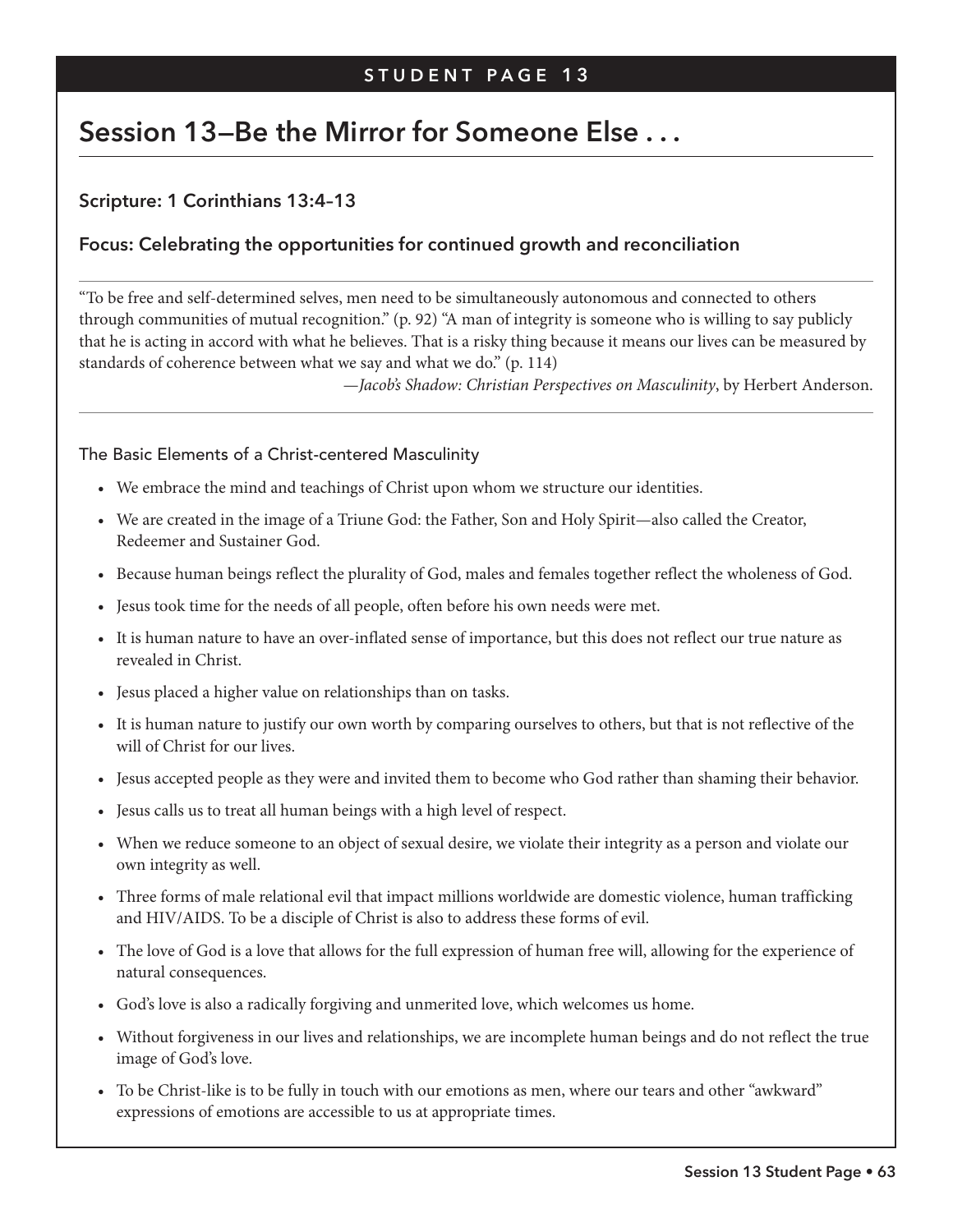STUDENT PAGE 13

# Session 13—Be the Mirror for Someone Else . . .

### Scripture: 1 Corinthians 13:4–13

### Focus: Celebrating the opportunities for continued growth and reconciliation

"To be free and self-determined selves, men need to be simultaneously autonomous and connected to others through communities of mutual recognition." (p. 92) "A man of integrity is someone who is willing to say publicly that he is acting in accord with what he believes. That is a risky thing because it means our lives can be measured by standards of coherence between what we say and what we do." (p. 114)

—*Jacob's Shadow: Christian Perspectives on Masculinity*, by Herbert Anderson.

The Basic Elements of a Christ-centered Masculinity

- We embrace the mind and teachings of Christ upon whom we structure our identities.
- We are created in the image of a Triune God: the Father, Son and Holy Spirit—also called the Creator, Redeemer and Sustainer God.
- Because human beings reflect the plurality of God, males and females together reflect the wholeness of God.
- Jesus took time for the needs of all people, often before his own needs were met.
- It is human nature to have an over-inflated sense of importance, but this does not reflect our true nature as revealed in Christ.
- Jesus placed a higher value on relationships than on tasks.
- It is human nature to justify our own worth by comparing ourselves to others, but that is not reflective of the will of Christ for our lives.
- Jesus accepted people as they were and invited them to become who God rather than shaming their behavior.
- Jesus calls us to treat all human beings with a high level of respect.
- When we reduce someone to an object of sexual desire, we violate their integrity as a person and violate our own integrity as well.
- Three forms of male relational evil that impact millions worldwide are domestic violence, human trafficking and HIV/AIDS. To be a disciple of Christ is also to address these forms of evil.
- The love of God is a love that allows for the full expression of human free will, allowing for the experience of natural consequences.
- God's love is also a radically forgiving and unmerited love, which welcomes us home.
- Without forgiveness in our lives and relationships, we are incomplete human beings and do not reflect the true image of God's love.
- To be Christ-like is to be fully in touch with our emotions as men, where our tears and other "awkward" expressions of emotions are accessible to us at appropriate times.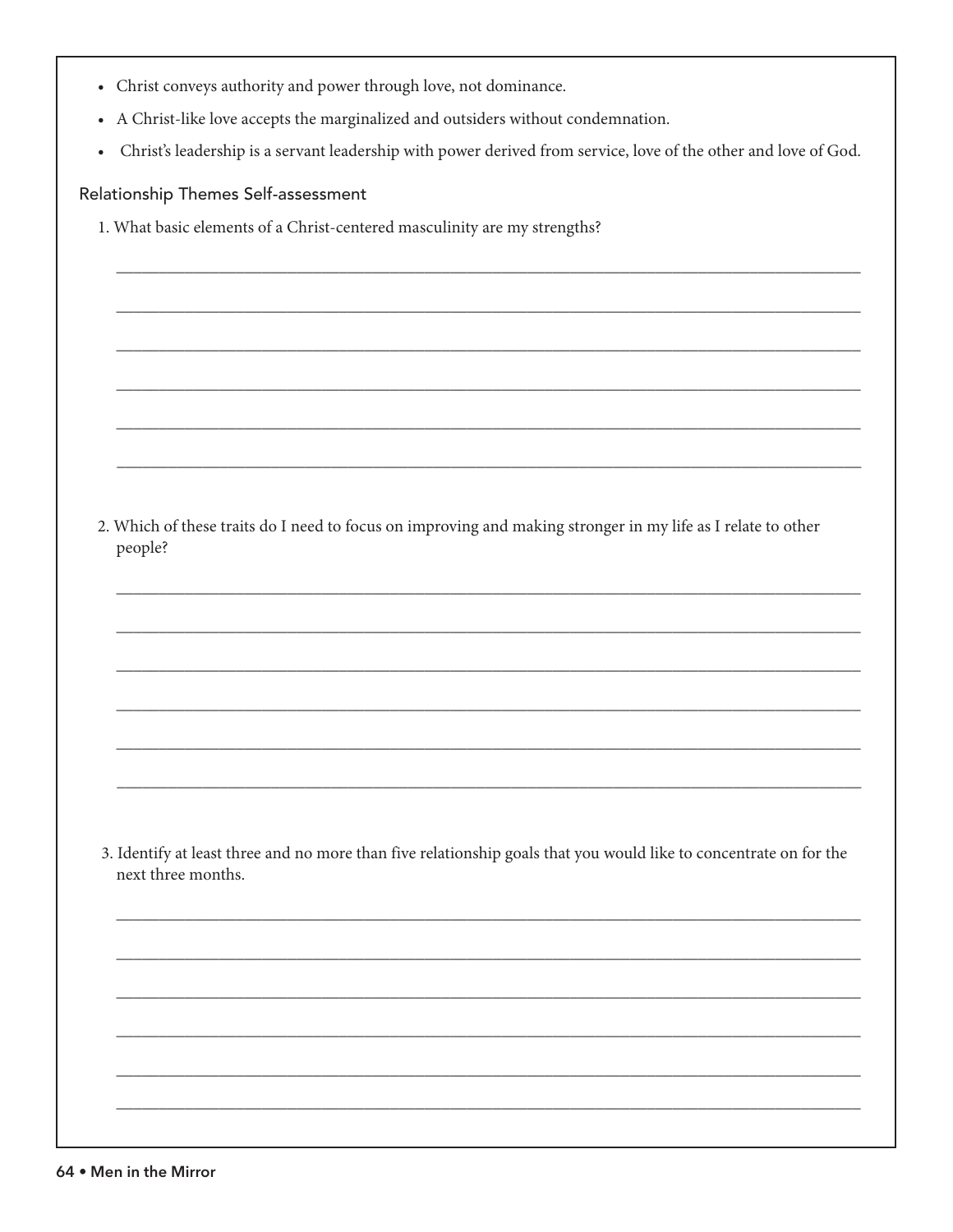- Christ conveys authority and power through love, not dominance.
- A Christ-like love accepts the marginalized and outsiders without condemnation.
- Christ's leadership is a servant leadership with power derived from service, love of the other and love of God.

### Relationship Themes Self-assessment

1. What basic elements of a Christ-centered masculinity are my strengths?

______________________________________________________________________________

______________________________________________________________________________

______________________________________________________________________________

______________________________________________________________________________

______________________________________________________________________________

______________________________________________________________________________

2. Which of these traits do I need to focus on improving and making stronger in my life as I relate to other people?

______________________________________________________________________________

______________________________________________________________________________

______________________________________________________________________________

______________________________________________________________________________

______________________________________________________________________________

______________________________________________________________________________

3. Identify at least three and no more than five relationship goals that you would like to concentrate on for the next three months.

______________________________________________________________________________

______________________________________________________________________________

______________________________________________________________________________

______________________________________________________________________________

______________________________________________________________________________

______________________________________________________________________________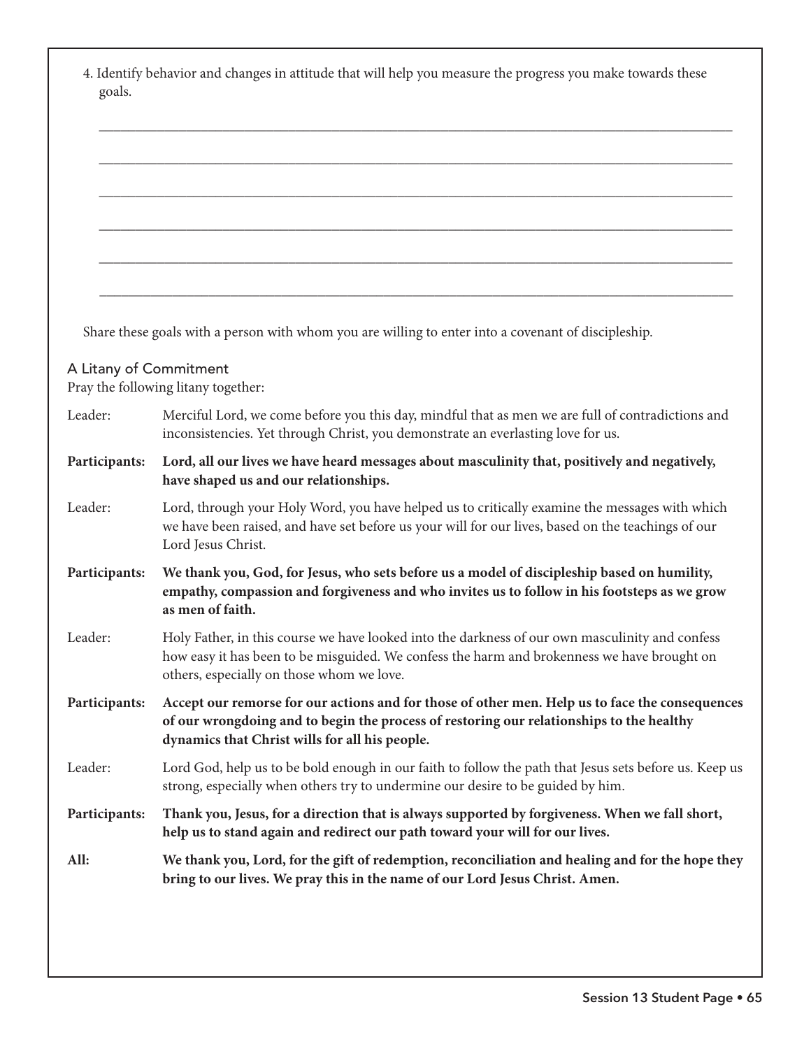4. Identify behavior and changes in attitude that will help you measure the progress you make towards these goals.

_______________________________________________________________________________________

_______________________________________________________________________________________

_______________________________________________________________________________________

_______________________________________________________________________________________

_______________________________________________________________________________________

_______________________________________________________________________________________

Share these goals with a person with whom you are willing to enter into a covenant of discipleship.

## A Litany of Commitment

Pray the following litany together:

Leader: Merciful Lord, we come before you this day, mindful that as men we are full of contradictions and inconsistencies. Yet through Christ, you demonstrate an everlasting love for us.

**Participants: Lord, all our lives we have heard messages about masculinity that, positively and negatively, have shaped us and our relationships.**

Leader: Lord, through your Holy Word, you have helped us to critically examine the messages with which we have been raised, and have set before us your will for our lives, based on the teachings of our Lord Jesus Christ.

**Participants: We thank you, God, for Jesus, who sets before us a model of discipleship based on humility, empathy, compassion and forgiveness and who invites us to follow in his footsteps as we grow as men of faith.**

Leader: Holy Father, in this course we have looked into the darkness of our own masculinity and confess how easy it has been to be misguided. We confess the harm and brokenness we have brought on others, especially on those whom we love.

**Participants: Accept our remorse for our actions and for those of other men. Help us to face the consequences of our wrongdoing and to begin the process of restoring our relationships to the healthy dynamics that Christ wills for all his people.**

Leader: Lord God, help us to be bold enough in our faith to follow the path that Jesus sets before us. Keep us strong, especially when others try to undermine our desire to be guided by him.

**Participants: Thank you, Jesus, for a direction that is always supported by forgiveness. When we fall short, help us to stand again and redirect our path toward your will for our lives.**

**All: We thank you, Lord, for the gift of redemption, reconciliation and healing and for the hope they bring to our lives. We pray this in the name of our Lord Jesus Christ. Amen.**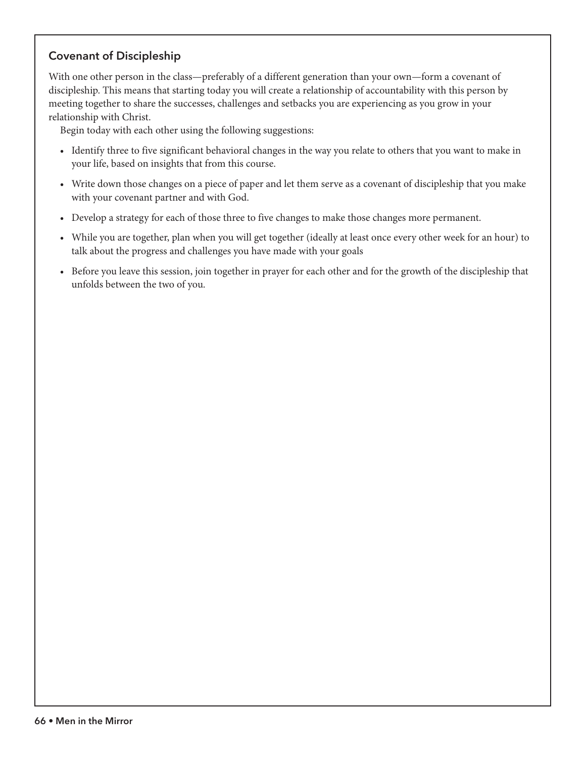### Covenant of Discipleship

With one other person in the class—preferably of a different generation than your own—form a covenant of discipleship. This means that starting today you will create a relationship of accountability with this person by meeting together to share the successes, challenges and setbacks you are experiencing as you grow in your relationship with Christ.

Begin today with each other using the following suggestions:

- Identify three to five significant behavioral changes in the way you relate to others that you want to make in your life, based on insights that from this course.
- Write down those changes on a piece of paper and let them serve as a covenant of discipleship that you make with your covenant partner and with God.
- Develop a strategy for each of those three to five changes to make those changes more permanent.
- While you are together, plan when you will get together (ideally at least once every other week for an hour) to talk about the progress and challenges you have made with your goals
- Before you leave this session, join together in prayer for each other and for the growth of the discipleship that unfolds between the two of you.